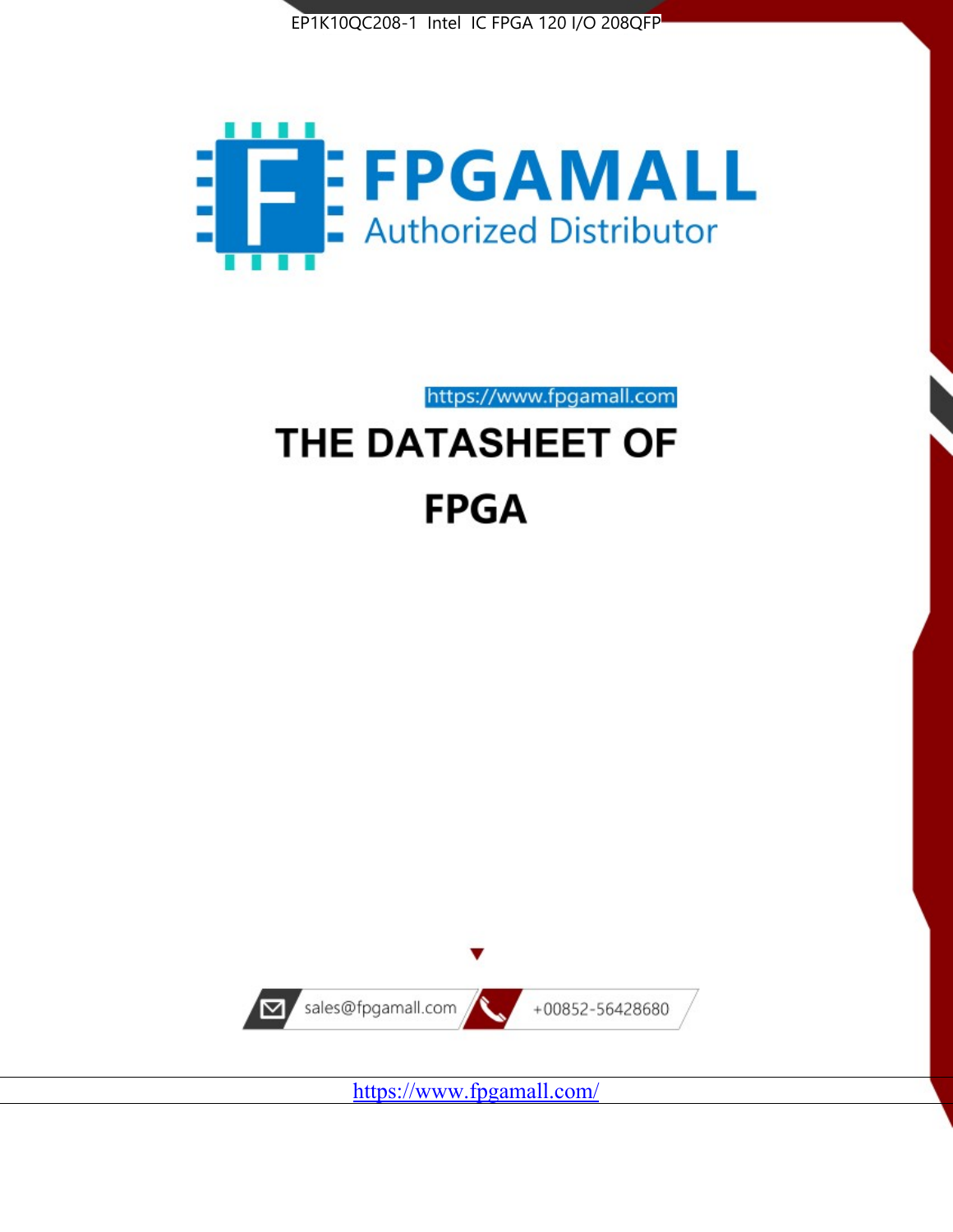EP1K10QC208-1 Intel IC FPGA 120 I/O 208QFP

FPGAMALL

Authorized Distributor

https://www.fpgamall.com

# THE DATASHEET OF

# FPGA

sales@fpgamall.com

+00852-56428680

https://www.fpgamall.com/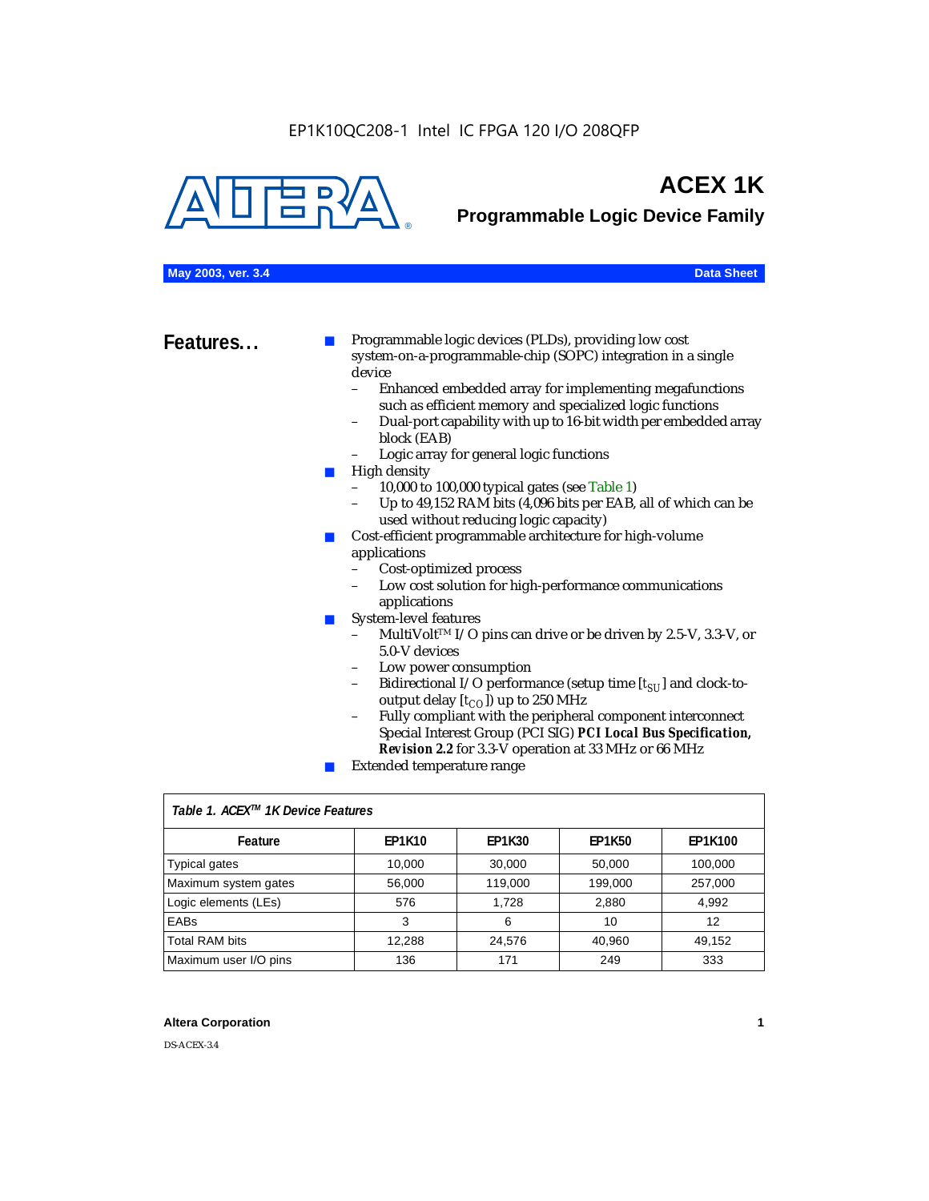EP1K10QC208-1 Intel IC FPGA 120 I/O 208QFP

# ACEX 1K

## Programmable Logic Device Family

**May 2003, ver. 3.4** **Data Sheet**

## Features...

- Programmable logic devices (PLDs), providing low cost system-on-a-programmable-chip (SOPC) integration in a single device
  - Enhanced embedded array for implementing megafunctions such as efficient memory and specialized logic functions
  - Dual-port capability with up to 16-bit width per embedded array block (EAB)
  - Logic array for general logic functions
- High density
  - 10,000 to 100,000 typical gates (see Table 1)
  - Up to 49,152 RAM bits (4,096 bits per EAB, all of which can be used without reducing logic capacity)
- Cost-efficient programmable architecture for high-volume applications
  - Cost-optimized process
  - Low cost solution for high-performance communications applications
- System-level features
  - MultiVolt™ I/O pins can drive or be driven by 2.5-V, 3.3-V, or 5.0-V devices
  - Low power consumption
  - Bidirectional I/O performance (setup time [$t_{SU}$] and clock-to-output delay [$t_{CO}$]) up to 250 MHz
  - Fully compliant with the peripheral component interconnect Special Interest Group (PCI SIG) ***PCI Local Bus Specification, Revision 2.2*** for 3.3-V operation at 33 MHz or 66 MHz
- Extended temperature range

*Table 1. ACEX™ 1K Device Features*

| Feature | EP1K10 | EP1K30 | EP1K50 | EP1K100 |
|---|---|---|---|---|
| Typical gates | 10,000 | 30,000 | 50,000 | 100,000 |
| Maximum system gates | 56,000 | 119,000 | 199,000 | 257,000 |
| Logic elements (LEs) | 576 | 1,728 | 2,880 | 4,992 |
| EABs | 3 | 6 | 10 | 12 |
| Total RAM bits | 12,288 | 24,576 | 40,960 | 49,152 |
| Maximum user I/O pins | 136 | 171 | 249 | 333 |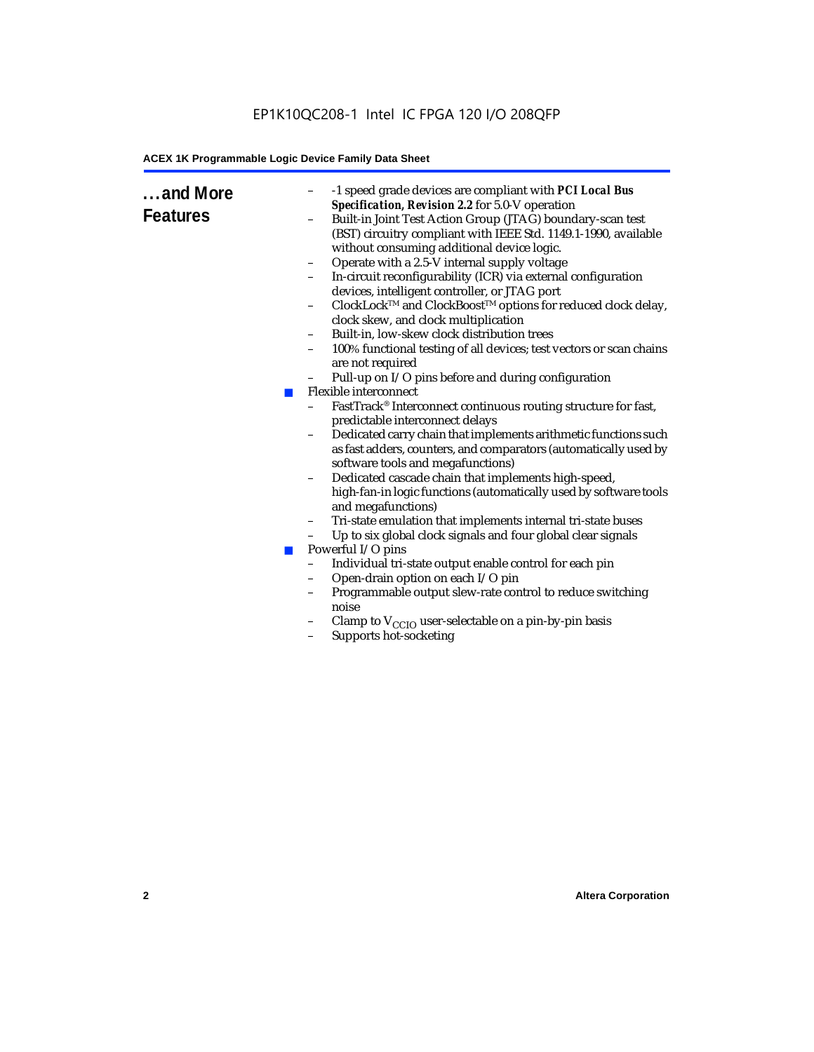## ...and More Features

- – -1 speed grade devices are compliant with ***PCI Local Bus Specification, Revision 2.2*** for 5.0-V operation
  - – Built-in Joint Test Action Group (JTAG) boundary-scan test (BST) circuitry compliant with IEEE Std. 1149.1-1990, available without consuming additional device logic.
  - – Operate with a 2.5-V internal supply voltage
  - – In-circuit reconfigurability (ICR) via external configuration devices, intelligent controller, or JTAG port
  - – ClockLock™ and ClockBoost™ options for reduced clock delay, clock skew, and clock multiplication
  - – Built-in, low-skew clock distribution trees
  - – 100% functional testing of all devices; test vectors or scan chains are not required
  - – Pull-up on I/O pins before and during configuration
- Flexible interconnect
  - – FastTrack® Interconnect continuous routing structure for fast, predictable interconnect delays
  - – Dedicated carry chain that implements arithmetic functions such as fast adders, counters, and comparators (automatically used by software tools and megafunctions)
  - – Dedicated cascade chain that implements high-speed, high-fan-in logic functions (automatically used by software tools and megafunctions)
  - – Tri-state emulation that implements internal tri-state buses
  - – Up to six global clock signals and four global clear signals
- Powerful I/O pins
  - – Individual tri-state output enable control for each pin
  - – Open-drain option on each I/O pin
  - – Programmable output slew-rate control to reduce switching noise
  - – Clamp to $V_{CCIO}$ user-selectable on a pin-by-pin basis
  - – Supports hot-socketing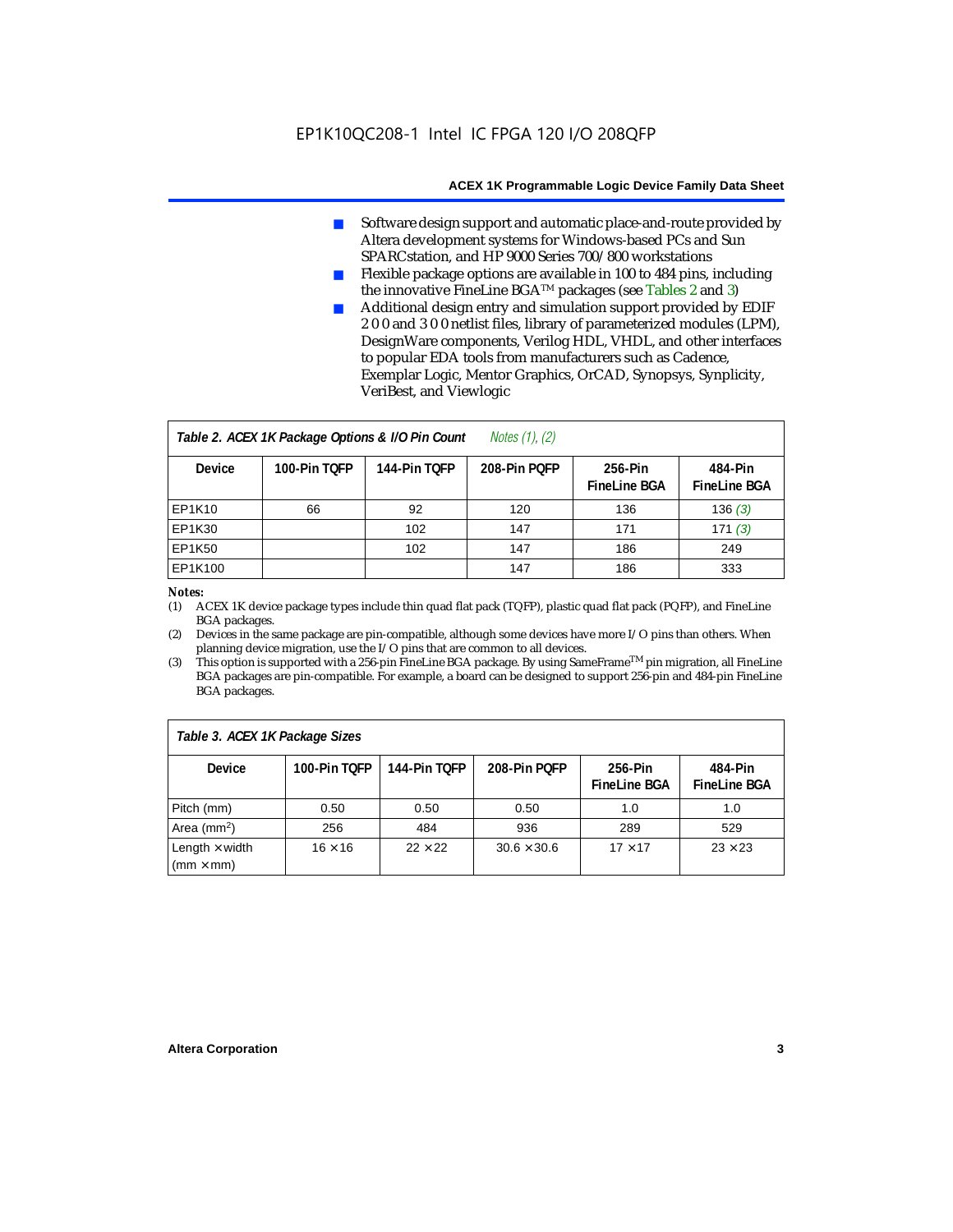- Software design support and automatic place-and-route provided by Altera development systems for Windows-based PCs and Sun SPARCstation, and HP 9000 Series 700/800 workstations
- Flexible package options are available in 100 to 484 pins, including the innovative FineLine BGA™ packages (see Tables 2 and 3)
- Additional design entry and simulation support provided by EDIF 2 0 0 and 3 0 0 netlist files, library of parameterized modules (LPM), DesignWare components, Verilog HDL, VHDL, and other interfaces to popular EDA tools from manufacturers such as Cadence, Exemplar Logic, Mentor Graphics, OrCAD, Synopsys, Synplicity, VeriBest, and Viewlogic

*Table 2. ACEX 1K Package Options & I/O Pin Count* *Notes (1), (2)*

| Device | 100-Pin TQFP | 144-Pin TQFP | 208-Pin PQFP | 256-Pin FineLine BGA | 484-Pin FineLine BGA |
|---|---|---|---|---|---|
| EP1K10 | 66 | 92 | 120 | 136 | 136 *(3)* |
| EP1K30 | | 102 | 147 | 171 | 171 *(3)* |
| EP1K50 | | 102 | 147 | 186 | 249 |
| EP1K100 | | | 147 | 186 | 333 |

***Notes:***

(1) ACEX 1K device package types include thin quad flat pack (TQFP), plastic quad flat pack (PQFP), and FineLine BGA packages.

(2) Devices in the same package are pin-compatible, although some devices have more I/O pins than others. When planning device migration, use the I/O pins that are common to all devices.

(3) This option is supported with a 256-pin FineLine BGA package. By using SameFrame™ pin migration, all FineLine BGA packages are pin-compatible. For example, a board can be designed to support 256-pin and 484-pin FineLine BGA packages.

*Table 3. ACEX 1K Package Sizes*

| Device | 100-Pin TQFP | 144-Pin TQFP | 208-Pin PQFP | 256-Pin FineLine BGA | 484-Pin FineLine BGA |
|---|---|---|---|---|---|
| Pitch (mm) | 0.50 | 0.50 | 0.50 | 1.0 | 1.0 |
| Area ($mm^2$) | 256 | 484 | 936 | 289 | 529 |
| Length × width (mm × mm) | 16 × 16 | 22 × 22 | 30.6 × 30.6 | 17 × 17 | 23 × 23 |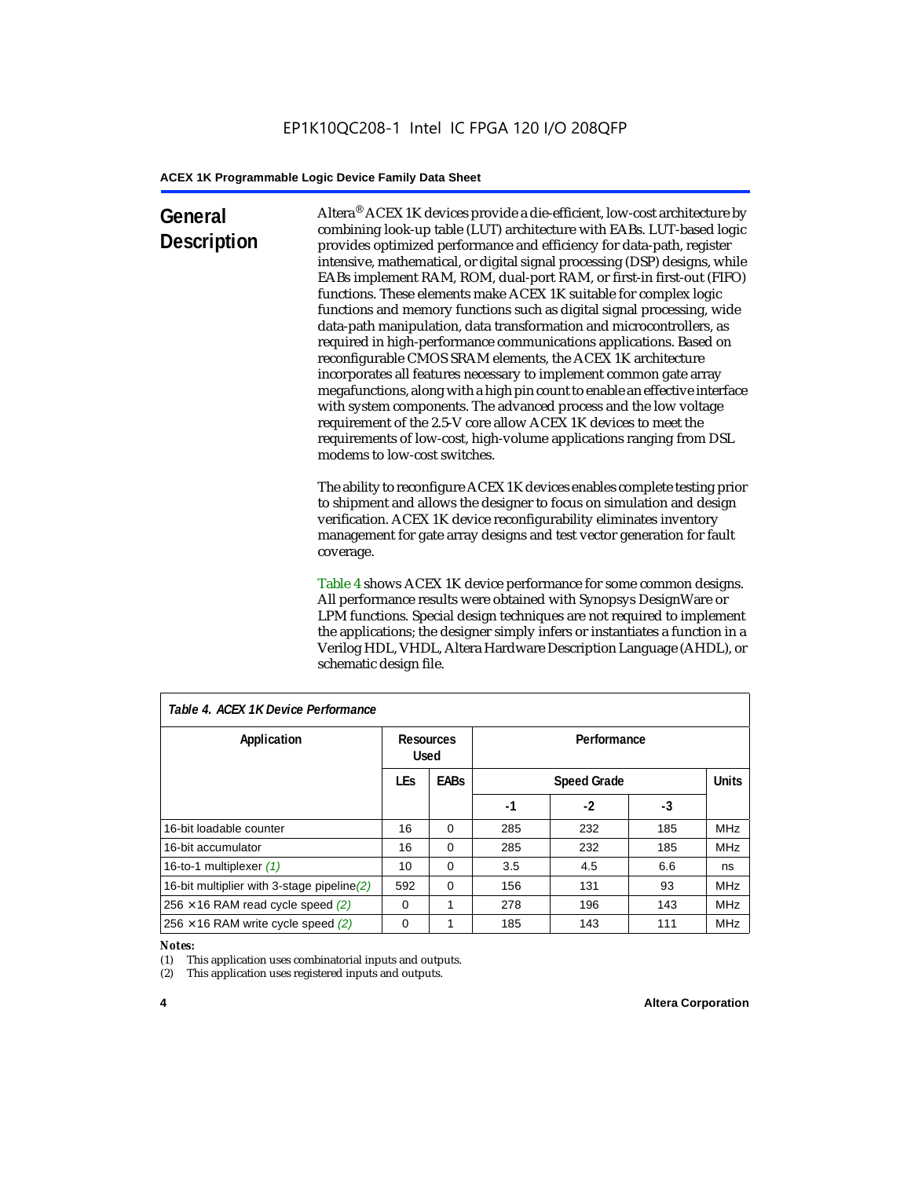## General Description

Altera® ACEX 1K devices provide a die-efficient, low-cost architecture by combining look-up table (LUT) architecture with EABs. LUT-based logic provides optimized performance and efficiency for data-path, register intensive, mathematical, or digital signal processing (DSP) designs, while EABs implement RAM, ROM, dual-port RAM, or first-in first-out (FIFO) functions. These elements make ACEX 1K suitable for complex logic functions and memory functions such as digital signal processing, wide data-path manipulation, data transformation and microcontrollers, as required in high-performance communications applications. Based on reconfigurable CMOS SRAM elements, the ACEX 1K architecture incorporates all features necessary to implement common gate array megafunctions, along with a high pin count to enable an effective interface with system components. The advanced process and the low voltage requirement of the 2.5-V core allow ACEX 1K devices to meet the requirements of low-cost, high-volume applications ranging from DSL modems to low-cost switches.

The ability to reconfigure ACEX 1K devices enables complete testing prior to shipment and allows the designer to focus on simulation and design verification. ACEX 1K device reconfigurability eliminates inventory management for gate array designs and test vector generation for fault coverage.

Table 4 shows ACEX 1K device performance for some common designs. All performance results were obtained with Synopsys DesignWare or LPM functions. Special design techniques are not required to implement the applications; the designer simply infers or instantiates a function in a Verilog HDL, VHDL, Altera Hardware Description Language (AHDL), or schematic design file.

*Table 4. ACEX 1K Device Performance*

| Application | Resources Used | | Performance | | | |
|---|---|---|---|---|---|---|
| | LEs | EABs | Speed Grade | | | Units |
| | | | -1 | -2 | -3 | |
| 16-bit loadable counter | 16 | 0 | 285 | 232 | 185 | MHz |
| 16-bit accumulator | 16 | 0 | 285 | 232 | 185 | MHz |
| 16-to-1 multiplexer (1) | 10 | 0 | 3.5 | 4.5 | 6.6 | ns |
| 16-bit multiplier with 3-stage pipeline (2) | 592 | 0 | 156 | 131 | 93 | MHz |
| 256 × 16 RAM read cycle speed (2) | 0 | 1 | 278 | 196 | 143 | MHz |
| 256 × 16 RAM write cycle speed (2) | 0 | 1 | 185 | 143 | 111 | MHz |

*Notes:*

(1) This application uses combinatorial inputs and outputs.

(2) This application uses registered inputs and outputs.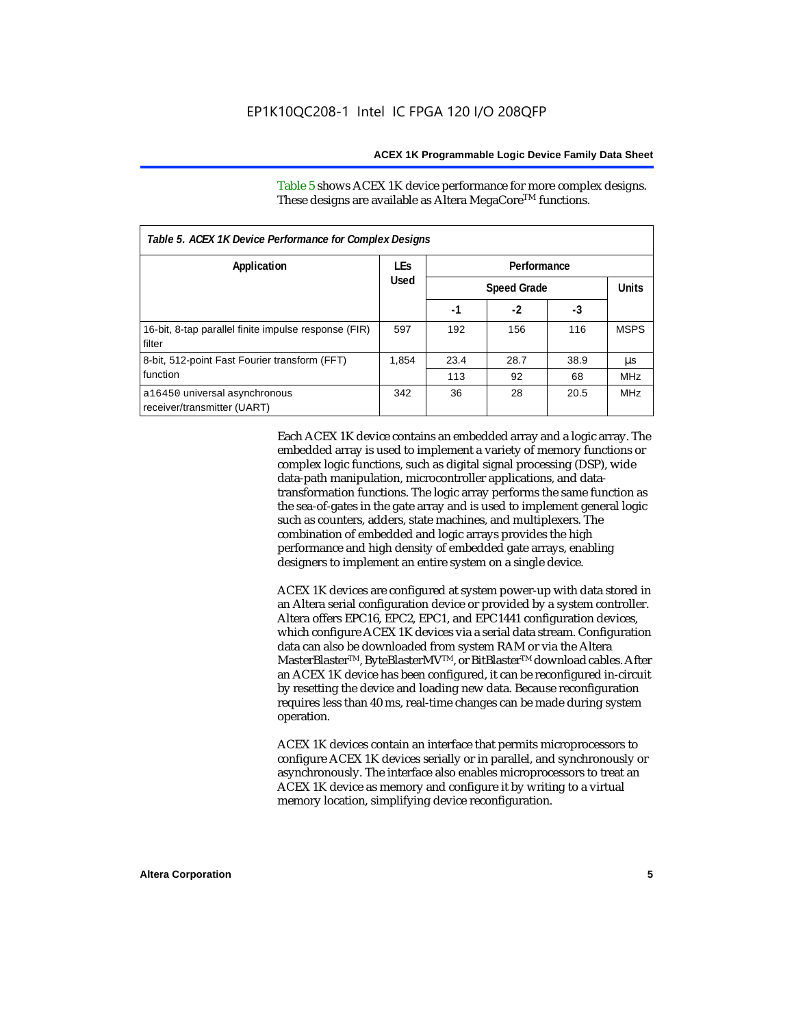Table 5 shows ACEX 1K device performance for more complex designs. These designs are available as Altera MegaCore™ functions.

*Table 5. ACEX 1K Device Performance for Complex Designs*

| Application | LEs Used | Performance | | | |
|---|---|---|---|---|---|
| | | Speed Grade | | | Units |
| | | -1 | -2 | -3 | |
| 16-bit, 8-tap parallel finite impulse response (FIR) filter | 597 | 192 | 156 | 116 | MSPS |
| 8-bit, 512-point Fast Fourier transform (FFT) function | 1,854 | 23.4 | 28.7 | 38.9 | µs |
| | | 113 | 92 | 68 | MHz |
| a16450 universal asynchronous receiver/transmitter (UART) | 342 | 36 | 28 | 20.5 | MHz |

Each ACEX 1K device contains an embedded array and a logic array. The embedded array is used to implement a variety of memory functions or complex logic functions, such as digital signal processing (DSP), wide data-path manipulation, microcontroller applications, and data-transformation functions. The logic array performs the same function as the sea-of-gates in the gate array and is used to implement general logic such as counters, adders, state machines, and multiplexers. The combination of embedded and logic arrays provides the high performance and high density of embedded gate arrays, enabling designers to implement an entire system on a single device.

ACEX 1K devices are configured at system power-up with data stored in an Altera serial configuration device or provided by a system controller. Altera offers EPC16, EPC2, EPC1, and EPC1441 configuration devices, which configure ACEX 1K devices via a serial data stream. Configuration data can also be downloaded from system RAM or via the Altera MasterBlaster™, ByteBlasterMV™, or BitBlaster™ download cables. After an ACEX 1K device has been configured, it can be reconfigured in-circuit by resetting the device and loading new data. Because reconfiguration requires less than 40 ms, real-time changes can be made during system operation.

ACEX 1K devices contain an interface that permits microprocessors to configure ACEX 1K devices serially or in parallel, and synchronously or asynchronously. The interface also enables microprocessors to treat an ACEX 1K device as memory and configure it by writing to a virtual memory location, simplifying device reconfiguration.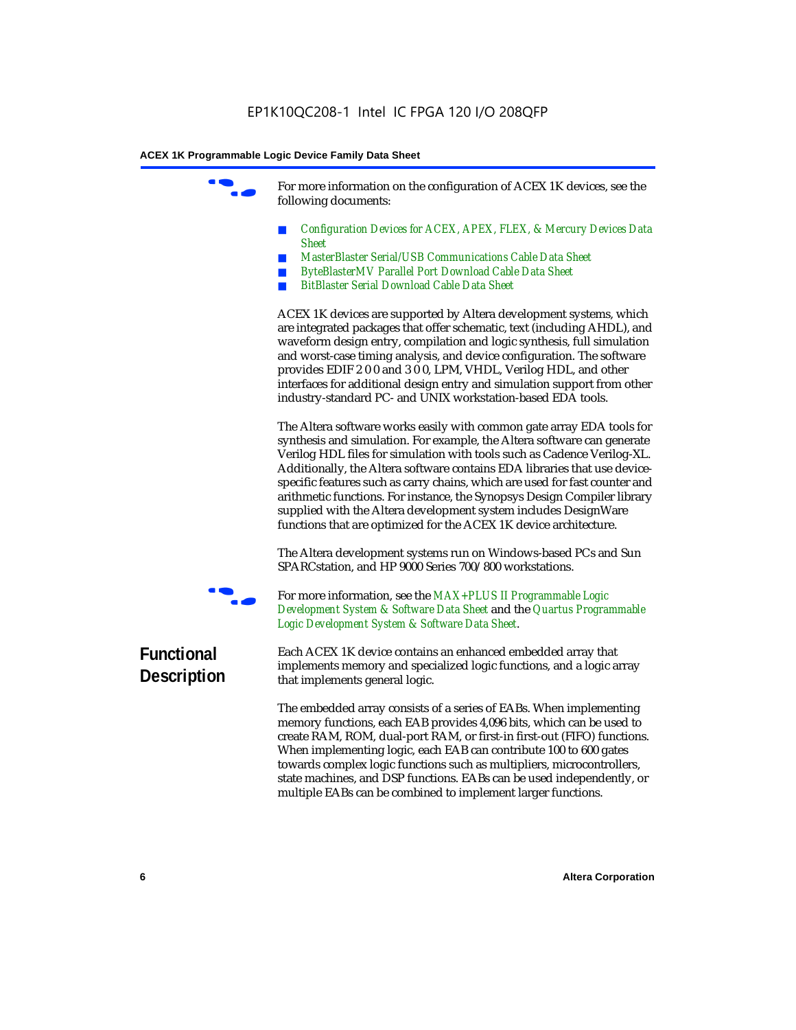For more information on the configuration of ACEX 1K devices, see the following documents:

- *Configuration Devices for ACEX, APEX, FLEX, & Mercury Devices Data Sheet*
- *MasterBlaster Serial/USB Communications Cable Data Sheet*
- *ByteBlasterMV Parallel Port Download Cable Data Sheet*
- *BitBlaster Serial Download Cable Data Sheet*

ACEX 1K devices are supported by Altera development systems, which are integrated packages that offer schematic, text (including AHDL), and waveform design entry, compilation and logic synthesis, full simulation and worst-case timing analysis, and device configuration. The software provides EDIF 2 0 0 and 3 0 0, LPM, VHDL, Verilog HDL, and other interfaces for additional design entry and simulation support from other industry-standard PC- and UNIX workstation-based EDA tools.

The Altera software works easily with common gate array EDA tools for synthesis and simulation. For example, the Altera software can generate Verilog HDL files for simulation with tools such as Cadence Verilog-XL. Additionally, the Altera software contains EDA libraries that use device-specific features such as carry chains, which are used for fast counter and arithmetic functions. For instance, the Synopsys Design Compiler library supplied with the Altera development system includes DesignWare functions that are optimized for the ACEX 1K device architecture.

The Altera development systems run on Windows-based PCs and Sun SPARCstation, and HP 9000 Series 700/800 workstations.

For more information, see the *MAX+PLUS II Programmable Logic Development System & Software Data Sheet* and the *Quartus Programmable Logic Development System & Software Data Sheet*.

## Functional Description

Each ACEX 1K device contains an enhanced embedded array that implements memory and specialized logic functions, and a logic array that implements general logic.

The embedded array consists of a series of EABs. When implementing memory functions, each EAB provides 4,096 bits, which can be used to create RAM, ROM, dual-port RAM, or first-in first-out (FIFO) functions. When implementing logic, each EAB can contribute 100 to 600 gates towards complex logic functions such as multipliers, microcontrollers, state machines, and DSP functions. EABs can be used independently, or multiple EABs can be combined to implement larger functions.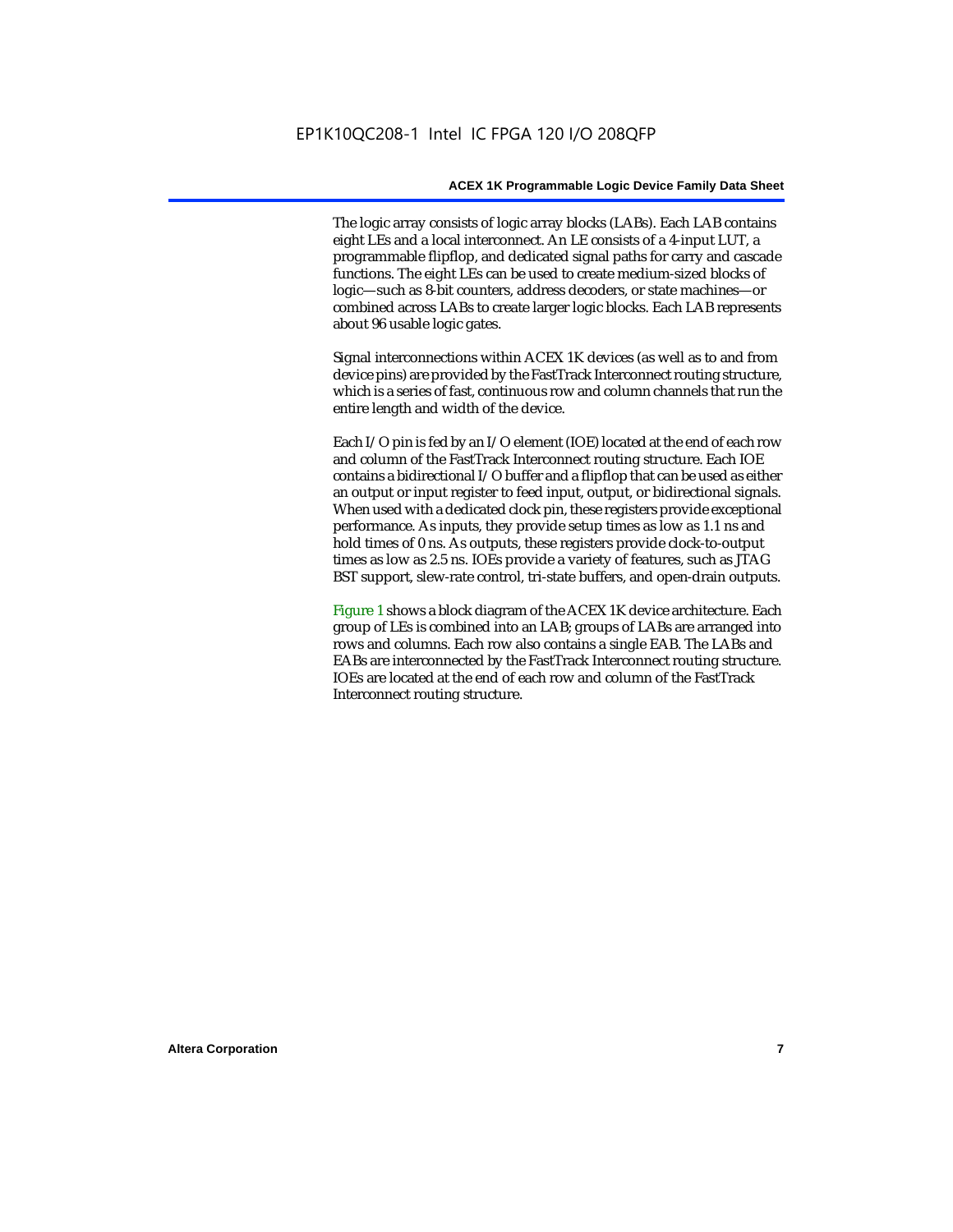The logic array consists of logic array blocks (LABs). Each LAB contains eight LEs and a local interconnect. An LE consists of a 4-input LUT, a programmable flipflop, and dedicated signal paths for carry and cascade functions. The eight LEs can be used to create medium-sized blocks of logic—such as 8-bit counters, address decoders, or state machines—or combined across LABs to create larger logic blocks. Each LAB represents about 96 usable logic gates.

Signal interconnections within ACEX 1K devices (as well as to and from device pins) are provided by the FastTrack Interconnect routing structure, which is a series of fast, continuous row and column channels that run the entire length and width of the device.

Each I/O pin is fed by an I/O element (IOE) located at the end of each row and column of the FastTrack Interconnect routing structure. Each IOE contains a bidirectional I/O buffer and a flipflop that can be used as either an output or input register to feed input, output, or bidirectional signals. When used with a dedicated clock pin, these registers provide exceptional performance. As inputs, they provide setup times as low as 1.1 ns and hold times of 0 ns. As outputs, these registers provide clock-to-output times as low as 2.5 ns. IOEs provide a variety of features, such as JTAG BST support, slew-rate control, tri-state buffers, and open-drain outputs.

Figure 1 shows a block diagram of the ACEX 1K device architecture. Each group of LEs is combined into an LAB; groups of LABs are arranged into rows and columns. Each row also contains a single EAB. The LABs and EABs are interconnected by the FastTrack Interconnect routing structure. IOEs are located at the end of each row and column of the FastTrack Interconnect routing structure.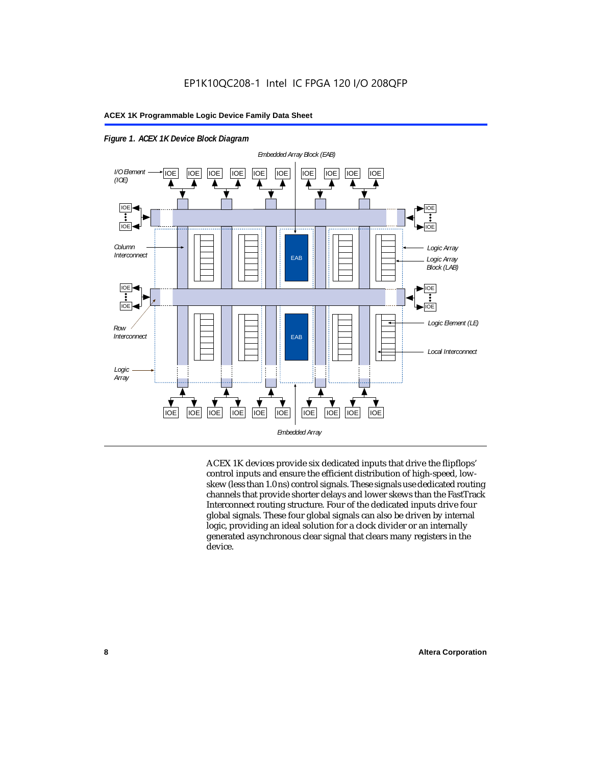*Figure 1. ACEX 1K Device Block Diagram*

ACEX 1K devices provide six dedicated inputs that drive the flipflops' control inputs and ensure the efficient distribution of high-speed, low-skew (less than 1.0 ns) control signals. These signals use dedicated routing channels that provide shorter delays and lower skews than the FastTrack Interconnect routing structure. Four of the dedicated inputs drive four global signals. These four global signals can also be driven by internal logic, providing an ideal solution for a clock divider or an internally generated asynchronous clear signal that clears many registers in the device.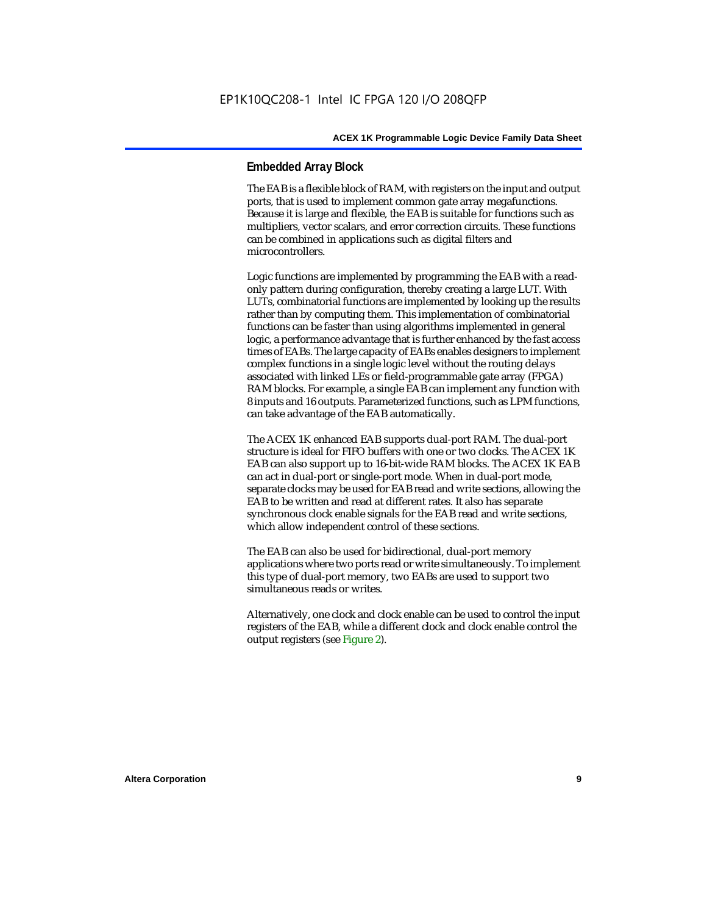## Embedded Array Block

The EAB is a flexible block of RAM, with registers on the input and output ports, that is used to implement common gate array megafunctions. Because it is large and flexible, the EAB is suitable for functions such as multipliers, vector scalars, and error correction circuits. These functions can be combined in applications such as digital filters and microcontrollers.

Logic functions are implemented by programming the EAB with a read-only pattern during configuration, thereby creating a large LUT. With LUTs, combinatorial functions are implemented by looking up the results rather than by computing them. This implementation of combinatorial functions can be faster than using algorithms implemented in general logic, a performance advantage that is further enhanced by the fast access times of EABs. The large capacity of EABs enables designers to implement complex functions in a single logic level without the routing delays associated with linked LEs or field-programmable gate array (FPGA) RAM blocks. For example, a single EAB can implement any function with 8 inputs and 16 outputs. Parameterized functions, such as LPM functions, can take advantage of the EAB automatically.

The ACEX 1K enhanced EAB supports dual-port RAM. The dual-port structure is ideal for FIFO buffers with one or two clocks. The ACEX 1K EAB can also support up to 16-bit-wide RAM blocks. The ACEX 1K EAB can act in dual-port or single-port mode. When in dual-port mode, separate clocks may be used for EAB read and write sections, allowing the EAB to be written and read at different rates. It also has separate synchronous clock enable signals for the EAB read and write sections, which allow independent control of these sections.

The EAB can also be used for bidirectional, dual-port memory applications where two ports read or write simultaneously. To implement this type of dual-port memory, two EABs are used to support two simultaneous reads or writes.

Alternatively, one clock and clock enable can be used to control the input registers of the EAB, while a different clock and clock enable control the output registers (see Figure 2).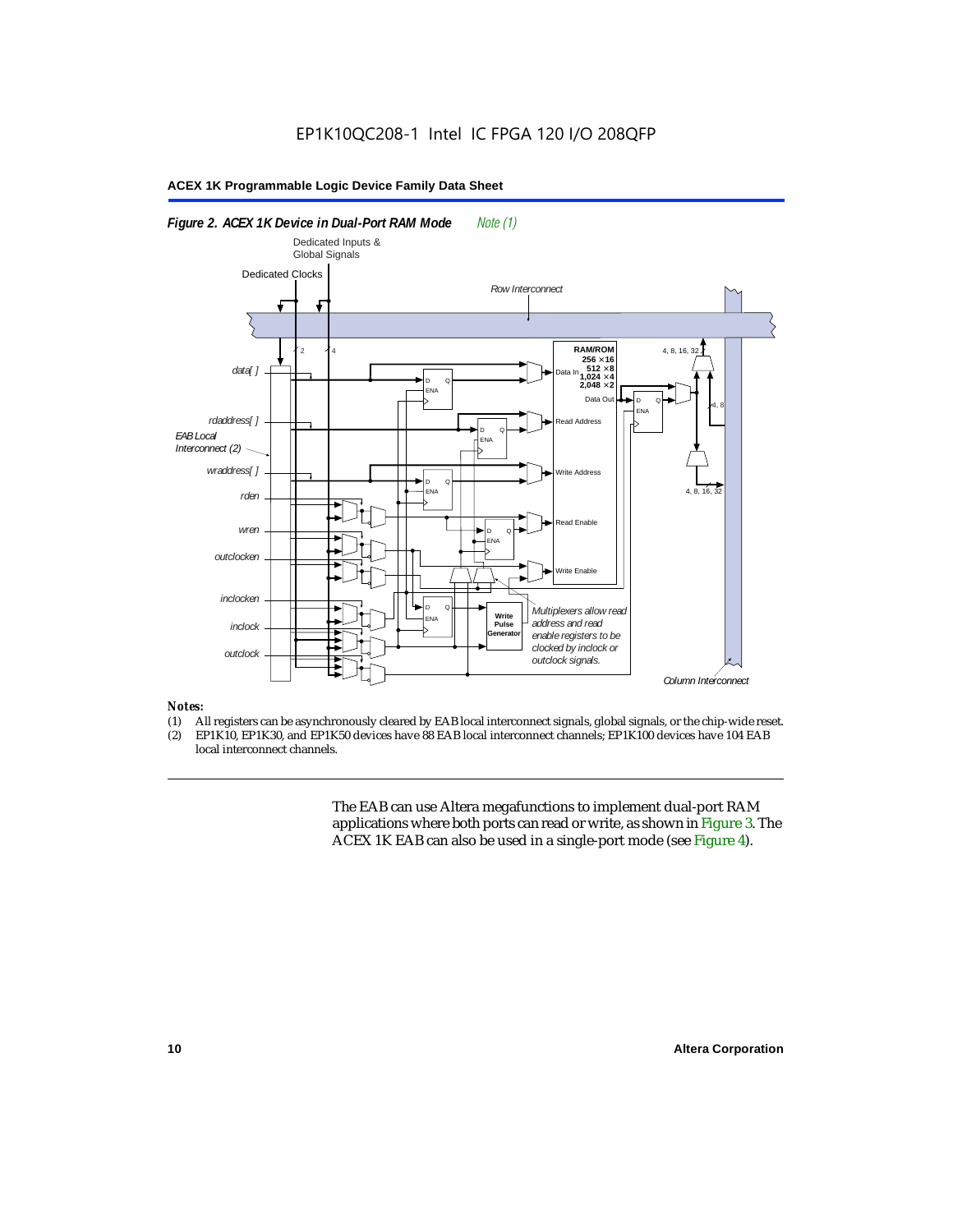*Figure 2. ACEX 1K Device in Dual-Port RAM Mode* *Note (1)*

**Notes:**

(1) All registers can be asynchronously cleared by EAB local interconnect signals, global signals, or the chip-wide reset.
(2) EP1K10, EP1K30, and EP1K50 devices have 88 EAB local interconnect channels; EP1K100 devices have 104 EAB local interconnect channels.

The EAB can use Altera megafunctions to implement dual-port RAM applications where both ports can read or write, as shown in Figure 3. The ACEX 1K EAB can also be used in a single-port mode (see Figure 4).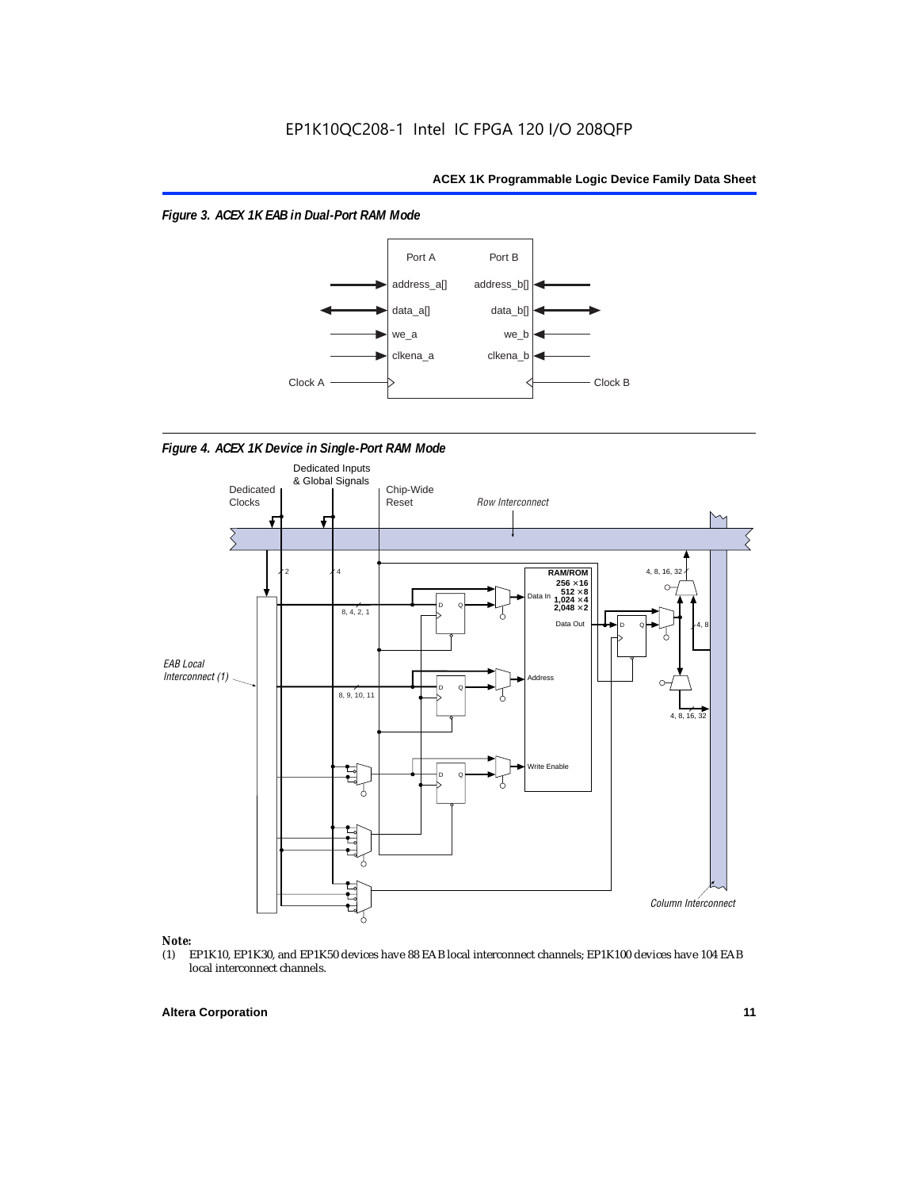*Figure 3. ACEX 1K EAB in Dual-Port RAM Mode*

*Figure 4. ACEX 1K Device in Single-Port RAM Mode*

**Note:**

(1) EP1K10, EP1K30, and EP1K50 devices have 88 EAB local interconnect channels; EP1K100 devices have 104 EAB local interconnect channels.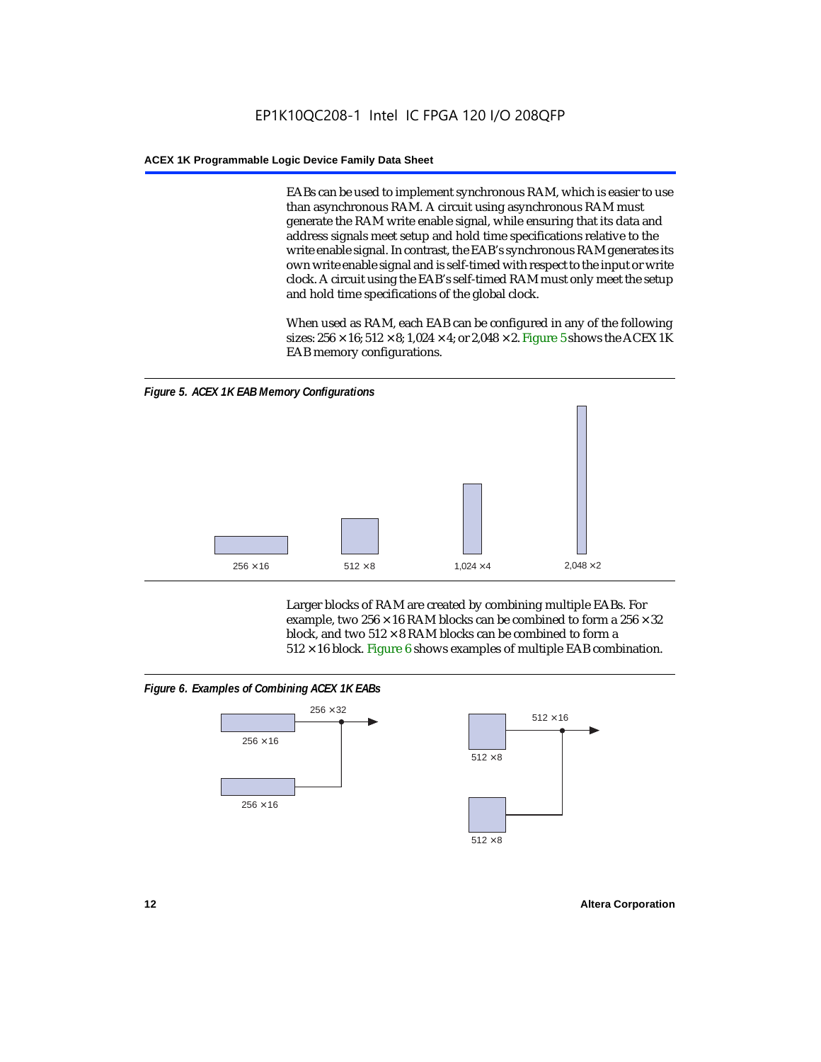EABs can be used to implement synchronous RAM, which is easier to use than asynchronous RAM. A circuit using asynchronous RAM must generate the RAM write enable signal, while ensuring that its data and address signals meet setup and hold time specifications relative to the write enable signal. In contrast, the EAB's synchronous RAM generates its own write enable signal and is self-timed with respect to the input or write clock. A circuit using the EAB's self-timed RAM must only meet the setup and hold time specifications of the global clock.

When used as RAM, each EAB can be configured in any of the following sizes: 256 × 16; 512 × 8; 1,024 × 4; or 2,048 × 2. Figure 5 shows the ACEX 1K EAB memory configurations.

*Figure 5. ACEX 1K EAB Memory Configurations*

256 × 16 512 × 8 1,024 × 4 2,048 × 2

Larger blocks of RAM are created by combining multiple EABs. For example, two 256 × 16 RAM blocks can be combined to form a 256 × 32 block, and two 512 × 8 RAM blocks can be combined to form a 512 × 16 block. Figure 6 shows examples of multiple EAB combination.

*Figure 6. Examples of Combining ACEX 1K EABs*

256 × 16, 256 × 16 → 256 × 32

512 × 8, 512 × 8 → 512 × 16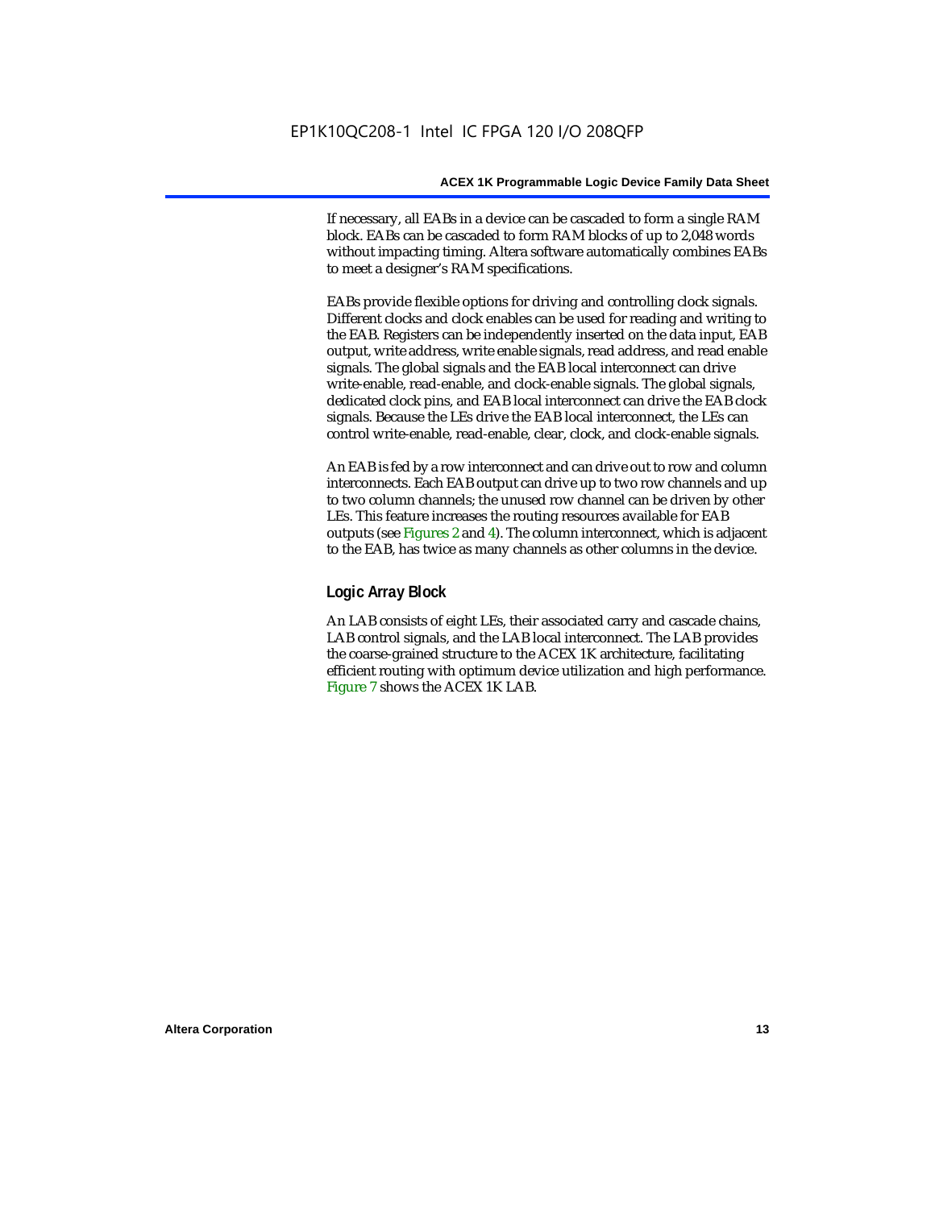If necessary, all EABs in a device can be cascaded to form a single RAM block. EABs can be cascaded to form RAM blocks of up to 2,048 words without impacting timing. Altera software automatically combines EABs to meet a designer's RAM specifications.

EABs provide flexible options for driving and controlling clock signals. Different clocks and clock enables can be used for reading and writing to the EAB. Registers can be independently inserted on the data input, EAB output, write address, write enable signals, read address, and read enable signals. The global signals and the EAB local interconnect can drive write-enable, read-enable, and clock-enable signals. The global signals, dedicated clock pins, and EAB local interconnect can drive the EAB clock signals. Because the LEs drive the EAB local interconnect, the LEs can control write-enable, read-enable, clear, clock, and clock-enable signals.

An EAB is fed by a row interconnect and can drive out to row and column interconnects. Each EAB output can drive up to two row channels and up to two column channels; the unused row channel can be driven by other LEs. This feature increases the routing resources available for EAB outputs (see Figures 2 and 4). The column interconnect, which is adjacent to the EAB, has twice as many channels as other columns in the device.

### Logic Array Block

An LAB consists of eight LEs, their associated carry and cascade chains, LAB control signals, and the LAB local interconnect. The LAB provides the coarse-grained structure to the ACEX 1K architecture, facilitating efficient routing with optimum device utilization and high performance. Figure 7 shows the ACEX 1K LAB.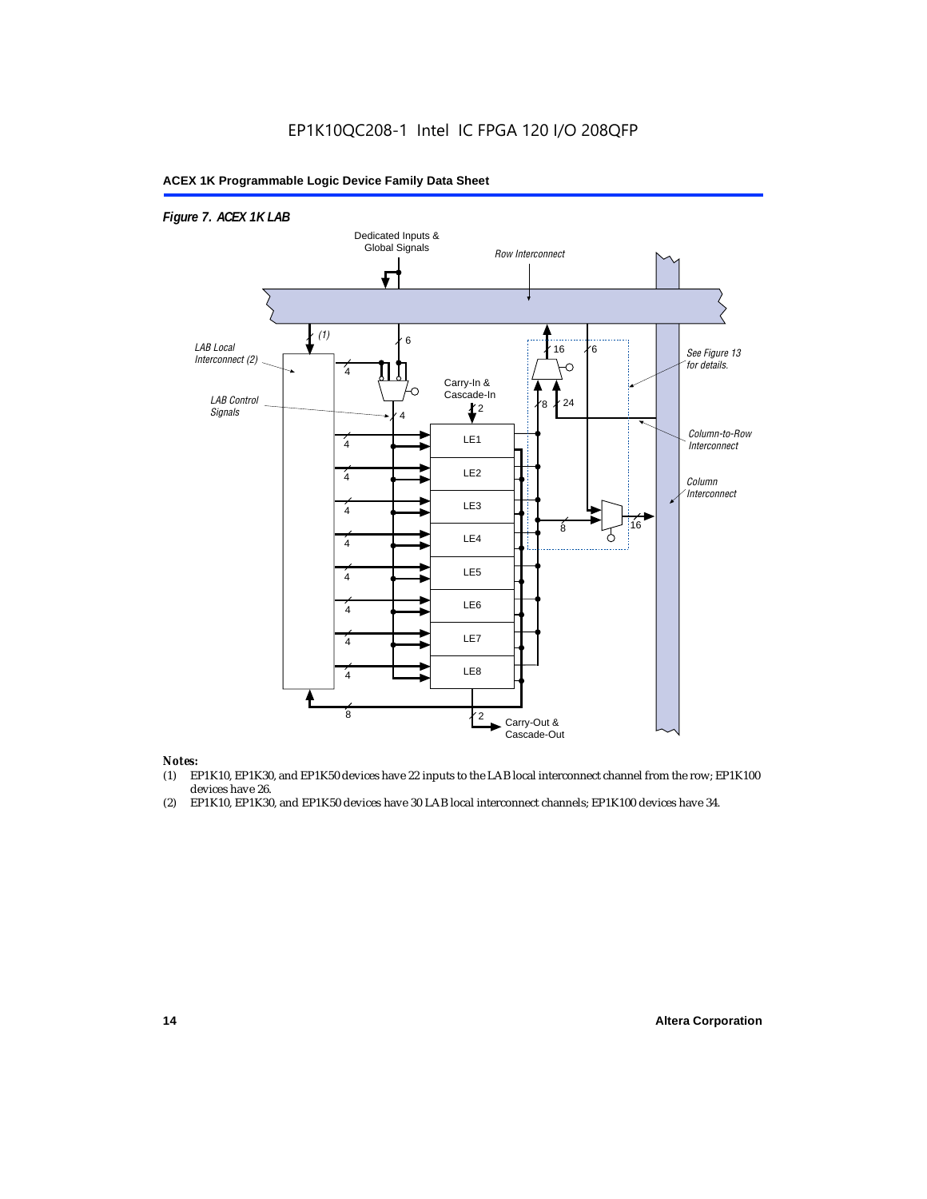*Figure 7. ACEX 1K LAB*

*Notes:*

(1) EP1K10, EP1K30, and EP1K50 devices have 22 inputs to the LAB local interconnect channel from the row; EP1K100 devices have 26.

(2) EP1K10, EP1K30, and EP1K50 devices have 30 LAB local interconnect channels; EP1K100 devices have 34.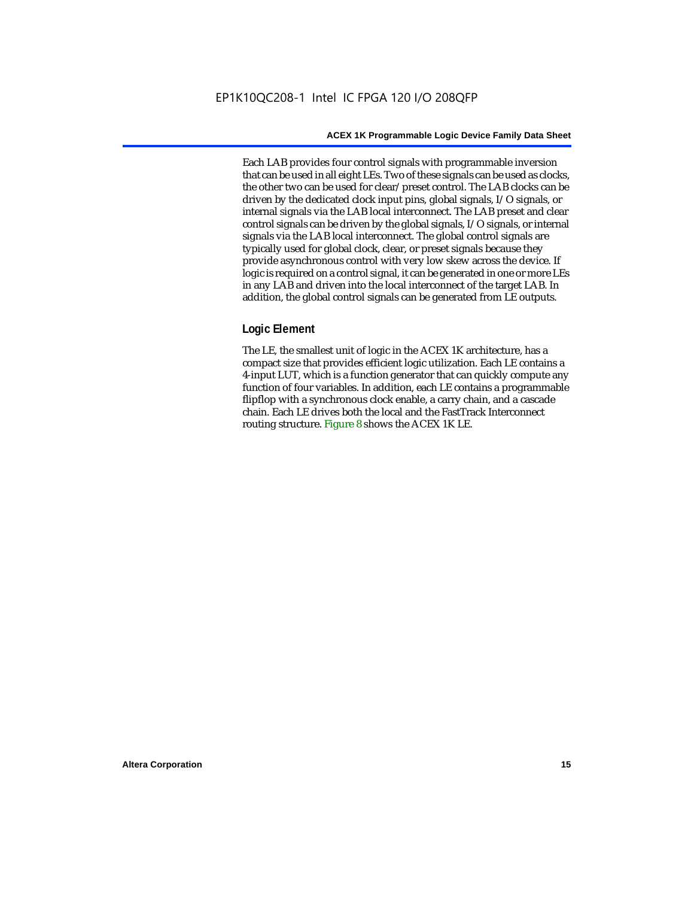Each LAB provides four control signals with programmable inversion that can be used in all eight LEs. Two of these signals can be used as clocks, the other two can be used for clear/preset control. The LAB clocks can be driven by the dedicated clock input pins, global signals, I/O signals, or internal signals via the LAB local interconnect. The LAB preset and clear control signals can be driven by the global signals, I/O signals, or internal signals via the LAB local interconnect. The global control signals are typically used for global clock, clear, or preset signals because they provide asynchronous control with very low skew across the device. If logic is required on a control signal, it can be generated in one or more LEs in any LAB and driven into the local interconnect of the target LAB. In addition, the global control signals can be generated from LE outputs.

### Logic Element

The LE, the smallest unit of logic in the ACEX 1K architecture, has a compact size that provides efficient logic utilization. Each LE contains a 4-input LUT, which is a function generator that can quickly compute any function of four variables. In addition, each LE contains a programmable flipflop with a synchronous clock enable, a carry chain, and a cascade chain. Each LE drives both the local and the FastTrack Interconnect routing structure. Figure 8 shows the ACEX 1K LE.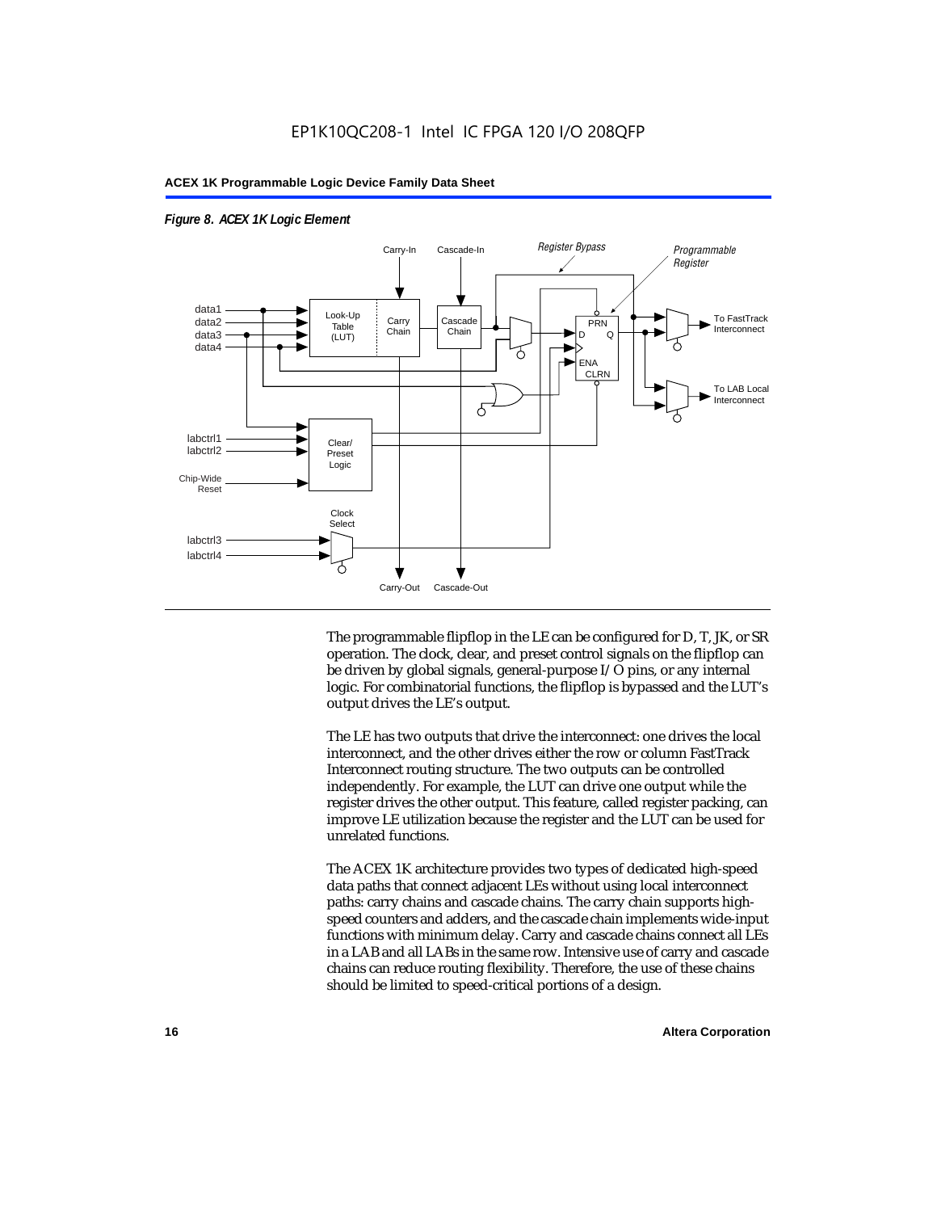*Figure 8. ACEX 1K Logic Element*

The programmable flipflop in the LE can be configured for D, T, JK, or SR operation. The clock, clear, and preset control signals on the flipflop can be driven by global signals, general-purpose I/O pins, or any internal logic. For combinatorial functions, the flipflop is bypassed and the LUT's output drives the LE's output.

The LE has two outputs that drive the interconnect: one drives the local interconnect, and the other drives either the row or column FastTrack Interconnect routing structure. The two outputs can be controlled independently. For example, the LUT can drive one output while the register drives the other output. This feature, called register packing, can improve LE utilization because the register and the LUT can be used for unrelated functions.

The ACEX 1K architecture provides two types of dedicated high-speed data paths that connect adjacent LEs without using local interconnect paths: carry chains and cascade chains. The carry chain supports high-speed counters and adders, and the cascade chain implements wide-input functions with minimum delay. Carry and cascade chains connect all LEs in a LAB and all LABs in the same row. Intensive use of carry and cascade chains can reduce routing flexibility. Therefore, the use of these chains should be limited to speed-critical portions of a design.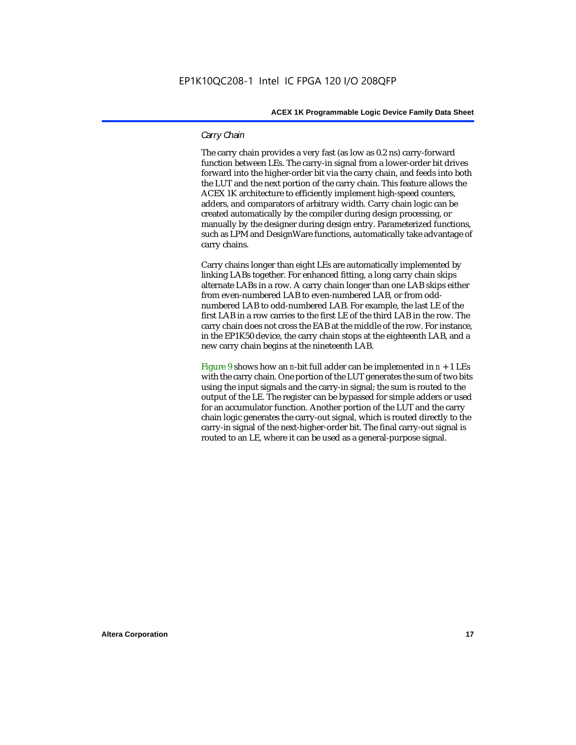### *Carry Chain*

The carry chain provides a very fast (as low as 0.2 ns) carry-forward function between LEs. The carry-in signal from a lower-order bit drives forward into the higher-order bit via the carry chain, and feeds into both the LUT and the next portion of the carry chain. This feature allows the ACEX 1K architecture to efficiently implement high-speed counters, adders, and comparators of arbitrary width. Carry chain logic can be created automatically by the compiler during design processing, or manually by the designer during design entry. Parameterized functions, such as LPM and DesignWare functions, automatically take advantage of carry chains.

Carry chains longer than eight LEs are automatically implemented by linking LABs together. For enhanced fitting, a long carry chain skips alternate LABs in a row. A carry chain longer than one LAB skips either from even-numbered LAB to even-numbered LAB, or from odd-numbered LAB to odd-numbered LAB. For example, the last LE of the first LAB in a row carries to the first LE of the third LAB in the row. The carry chain does not cross the EAB at the middle of the row. For instance, in the EP1K50 device, the carry chain stops at the eighteenth LAB, and a new carry chain begins at the nineteenth LAB.

Figure 9 shows how an $n$-bit full adder can be implemented in $n + 1$ LEs with the carry chain. One portion of the LUT generates the sum of two bits using the input signals and the carry-in signal; the sum is routed to the output of the LE. The register can be bypassed for simple adders or used for an accumulator function. Another portion of the LUT and the carry chain logic generates the carry-out signal, which is routed directly to the carry-in signal of the next-higher-order bit. The final carry-out signal is routed to an LE, where it can be used as a general-purpose signal.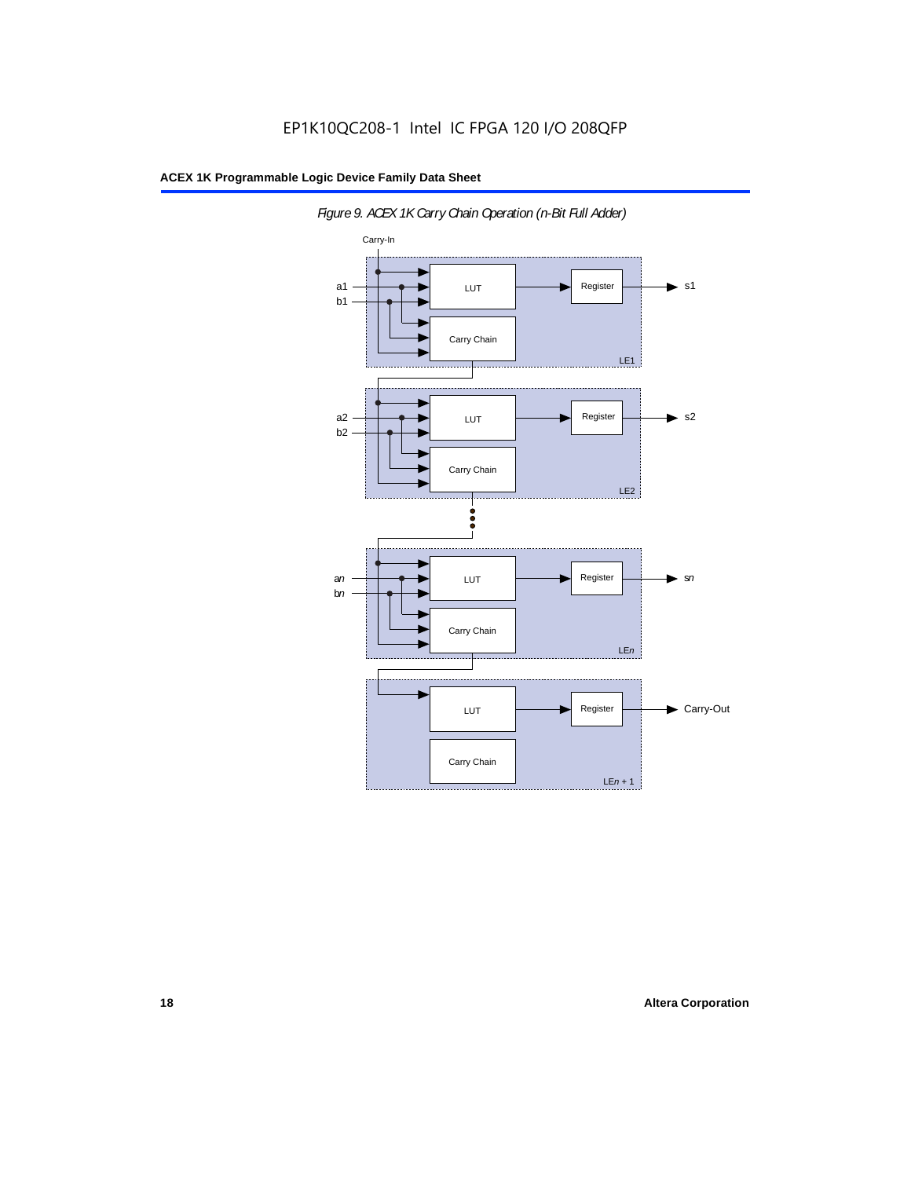*Figure 9. ACEX 1K Carry Chain Operation (n-Bit Full Adder)*

Carry-In

a1
b1

LUT

Register

s1

Carry Chain

LE1

a2
b2

LUT

Register

s2

Carry Chain

LE2

a*n*
b*n*

LUT

Register

s*n*

Carry Chain

LE*n*

LUT

Register

Carry-Out

Carry Chain

LE*n* + 1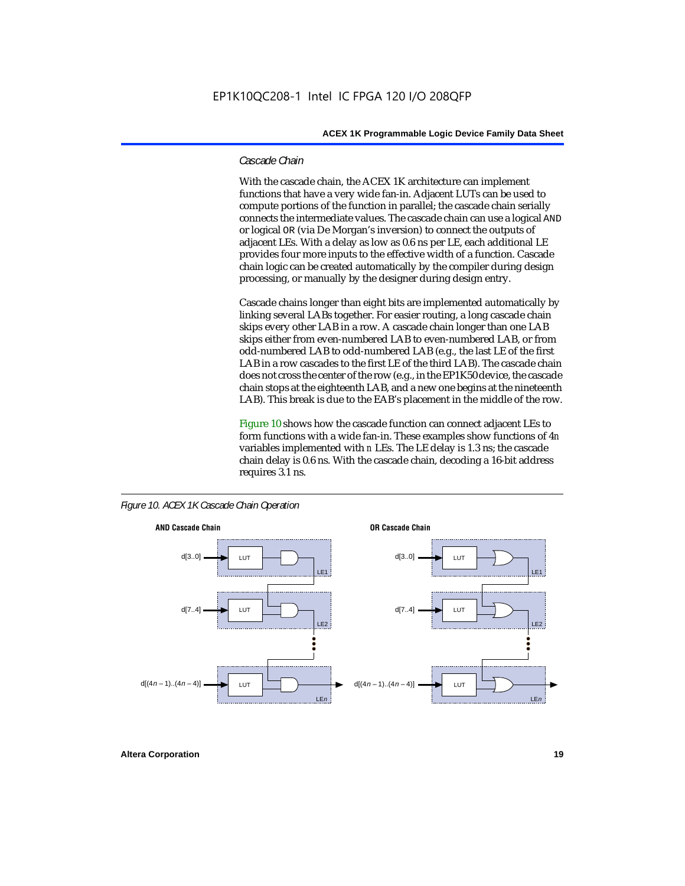### Cascade Chain

With the cascade chain, the ACEX 1K architecture can implement functions that have a very wide fan-in. Adjacent LUTs can be used to compute portions of the function in parallel; the cascade chain serially connects the intermediate values. The cascade chain can use a logical AND or logical OR (via De Morgan's inversion) to connect the outputs of adjacent LEs. With a delay as low as 0.6 ns per LE, each additional LE provides four more inputs to the effective width of a function. Cascade chain logic can be created automatically by the compiler during design processing, or manually by the designer during design entry.

Cascade chains longer than eight bits are implemented automatically by linking several LABs together. For easier routing, a long cascade chain skips every other LAB in a row. A cascade chain longer than one LAB skips either from even-numbered LAB to even-numbered LAB, or from odd-numbered LAB to odd-numbered LAB (e.g., the last LE of the first LAB in a row cascades to the first LE of the third LAB). The cascade chain does not cross the center of the row (e.g., in the EP1K50 device, the cascade chain stops at the eighteenth LAB, and a new one begins at the nineteenth LAB). This break is due to the EAB's placement in the middle of the row.

Figure 10 shows how the cascade function can connect adjacent LEs to form functions with a wide fan-in. These examples show functions of $4n$ variables implemented with $n$ LEs. The LE delay is 1.3 ns; the cascade chain delay is 0.6 ns. With the cascade chain, decoding a 16-bit address requires 3.1 ns.

*Figure 10. ACEX 1K Cascade Chain Operation*

**AND Cascade Chain**

- d[3..0] → LUT → AND (LE1)
- d[7..4] → LUT → AND (LE2)
- ⋮
- d[($4n$ – 1)..($4n$ – 4)] → LUT → AND (LE$n$) →

**OR Cascade Chain**

- d[3..0] → LUT → OR (LE1)
- d[7..4] → LUT → OR (LE2)
- ⋮
- d[($4n$ – 1)..($4n$ – 4)] → LUT → OR (LE$n$) →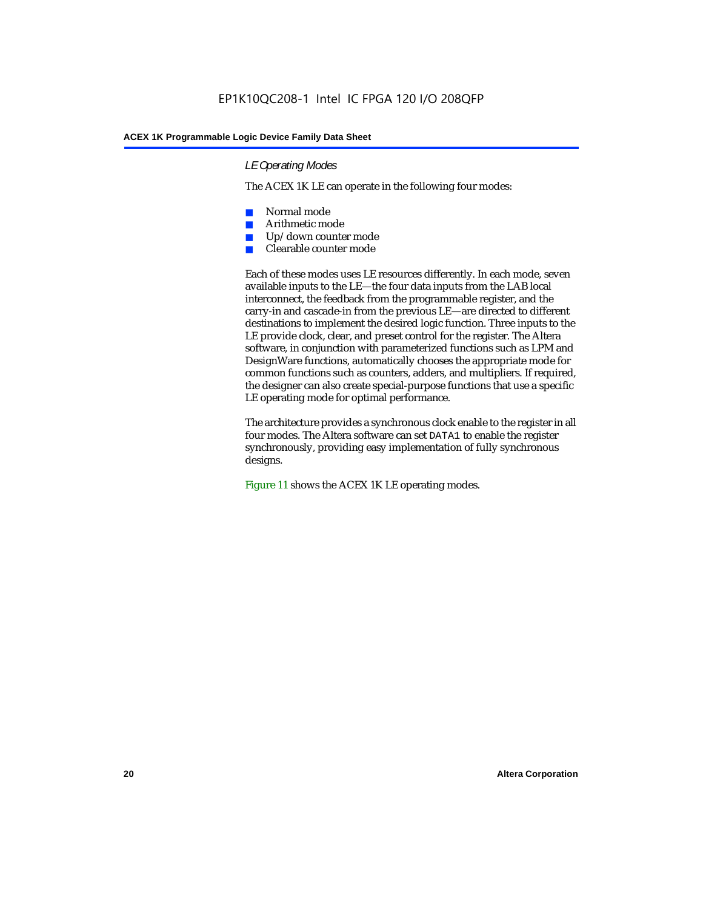### *LE Operating Modes*

The ACEX 1K LE can operate in the following four modes:

- Normal mode
- Arithmetic mode
- Up/down counter mode
- Clearable counter mode

Each of these modes uses LE resources differently. In each mode, seven available inputs to the LE—the four data inputs from the LAB local interconnect, the feedback from the programmable register, and the carry-in and cascade-in from the previous LE—are directed to different destinations to implement the desired logic function. Three inputs to the LE provide clock, clear, and preset control for the register. The Altera software, in conjunction with parameterized functions such as LPM and DesignWare functions, automatically chooses the appropriate mode for common functions such as counters, adders, and multipliers. If required, the designer can also create special-purpose functions that use a specific LE operating mode for optimal performance.

The architecture provides a synchronous clock enable to the register in all four modes. The Altera software can set `DATA1` to enable the register synchronously, providing easy implementation of fully synchronous designs.

Figure 11 shows the ACEX 1K LE operating modes.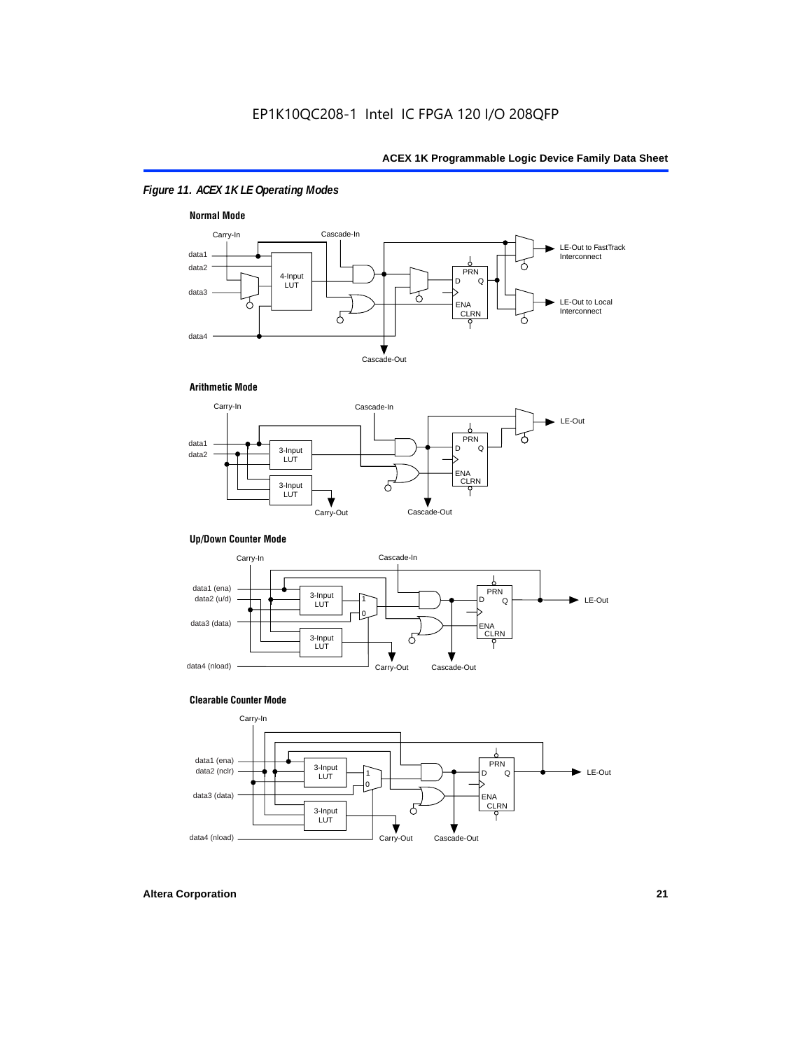*Figure 11. ACEX 1K LE Operating Modes*

**Normal Mode**

Carry-In, Cascade-In, data1, data2, data3, data4, 4-Input LUT, PRN, D, Q, ENA, CLRN, LE-Out to FastTrack Interconnect, LE-Out to Local Interconnect, Cascade-Out

**Arithmetic Mode**

Carry-In, Cascade-In, data1, data2, 3-Input LUT, 3-Input LUT, PRN, D, Q, ENA, CLRN, LE-Out, Carry-Out, Cascade-Out

**Up/Down Counter Mode**

Carry-In, Cascade-In, data1 (ena), data2 (u/d), data3 (data), data4 (nload), 3-Input LUT, 3-Input LUT, 1, 0, PRN, D, Q, ENA, CLRN, LE-Out, Carry-Out, Cascade-Out

**Clearable Counter Mode**

Carry-In, data1 (ena), data2 (nclr), data3 (data), data4 (nload), 3-Input LUT, 3-Input LUT, 1, 0, PRN, D, Q, ENA, CLRN, LE-Out, Carry-Out, Cascade-Out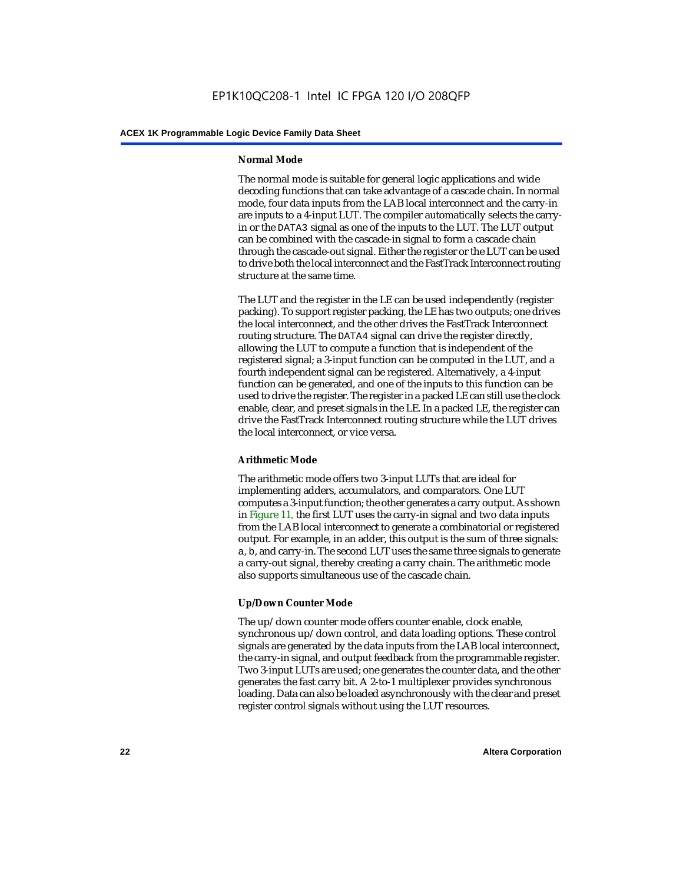#### Normal Mode

The normal mode is suitable for general logic applications and wide decoding functions that can take advantage of a cascade chain. In normal mode, four data inputs from the LAB local interconnect and the carry-in are inputs to a 4-input LUT. The compiler automatically selects the carry-in or the DATA3 signal as one of the inputs to the LUT. The LUT output can be combined with the cascade-in signal to form a cascade chain through the cascade-out signal. Either the register or the LUT can be used to drive both the local interconnect and the FastTrack Interconnect routing structure at the same time.

The LUT and the register in the LE can be used independently (register packing). To support register packing, the LE has two outputs; one drives the local interconnect, and the other drives the FastTrack Interconnect routing structure. The DATA4 signal can drive the register directly, allowing the LUT to compute a function that is independent of the registered signal; a 3-input function can be computed in the LUT, and a fourth independent signal can be registered. Alternatively, a 4-input function can be generated, and one of the inputs to this function can be used to drive the register. The register in a packed LE can still use the clock enable, clear, and preset signals in the LE. In a packed LE, the register can drive the FastTrack Interconnect routing structure while the LUT drives the local interconnect, or vice versa.

#### Arithmetic Mode

The arithmetic mode offers two 3-input LUTs that are ideal for implementing adders, accumulators, and comparators. One LUT computes a 3-input function; the other generates a carry output. As shown in Figure 11, the first LUT uses the carry-in signal and two data inputs from the LAB local interconnect to generate a combinatorial or registered output. For example, in an adder, this output is the sum of three signals: a, b, and carry-in. The second LUT uses the same three signals to generate a carry-out signal, thereby creating a carry chain. The arithmetic mode also supports simultaneous use of the cascade chain.

#### Up/Down Counter Mode

The up/down counter mode offers counter enable, clock enable, synchronous up/down control, and data loading options. These control signals are generated by the data inputs from the LAB local interconnect, the carry-in signal, and output feedback from the programmable register. Two 3-input LUTs are used; one generates the counter data, and the other generates the fast carry bit. A 2-to-1 multiplexer provides synchronous loading. Data can also be loaded asynchronously with the clear and preset register control signals without using the LUT resources.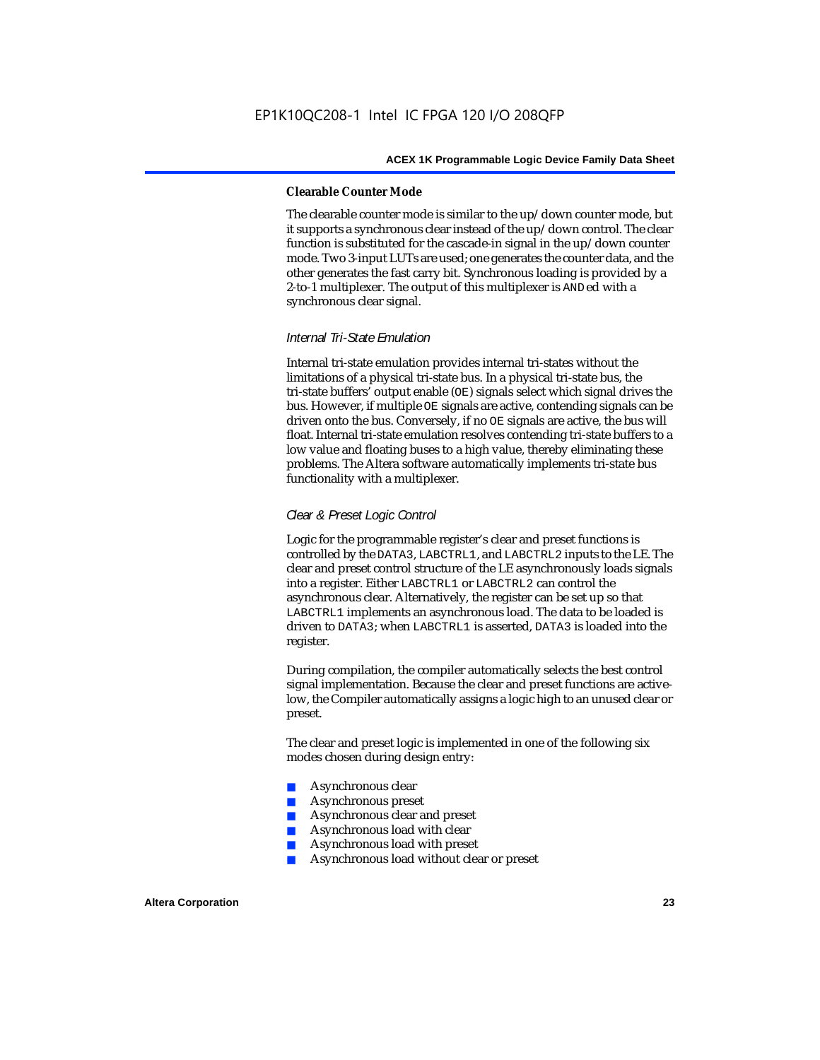#### Clearable Counter Mode

The clearable counter mode is similar to the up/down counter mode, but it supports a synchronous clear instead of the up/down control. The clear function is substituted for the cascade-in signal in the up/down counter mode. Two 3-input LUTs are used; one generates the counter data, and the other generates the fast carry bit. Synchronous loading is provided by a 2-to-1 multiplexer. The output of this multiplexer is `AND`ed with a synchronous clear signal.

### *Internal Tri-State Emulation*

Internal tri-state emulation provides internal tri-states without the limitations of a physical tri-state bus. In a physical tri-state bus, the tri-state buffers' output enable (`OE`) signals select which signal drives the bus. However, if multiple `OE` signals are active, contending signals can be driven onto the bus. Conversely, if no `OE` signals are active, the bus will float. Internal tri-state emulation resolves contending tri-state buffers to a low value and floating buses to a high value, thereby eliminating these problems. The Altera software automatically implements tri-state bus functionality with a multiplexer.

### *Clear & Preset Logic Control*

Logic for the programmable register's clear and preset functions is controlled by the `DATA3`, `LABCTRL1`, and `LABCTRL2` inputs to the LE. The clear and preset control structure of the LE asynchronously loads signals into a register. Either `LABCTRL1` or `LABCTRL2` can control the asynchronous clear. Alternatively, the register can be set up so that `LABCTRL1` implements an asynchronous load. The data to be loaded is driven to `DATA3`; when `LABCTRL1` is asserted, `DATA3` is loaded into the register.

During compilation, the compiler automatically selects the best control signal implementation. Because the clear and preset functions are active-low, the Compiler automatically assigns a logic high to an unused clear or preset.

The clear and preset logic is implemented in one of the following six modes chosen during design entry:

- Asynchronous clear
- Asynchronous preset
- Asynchronous clear and preset
- Asynchronous load with clear
- Asynchronous load with preset
- Asynchronous load without clear or preset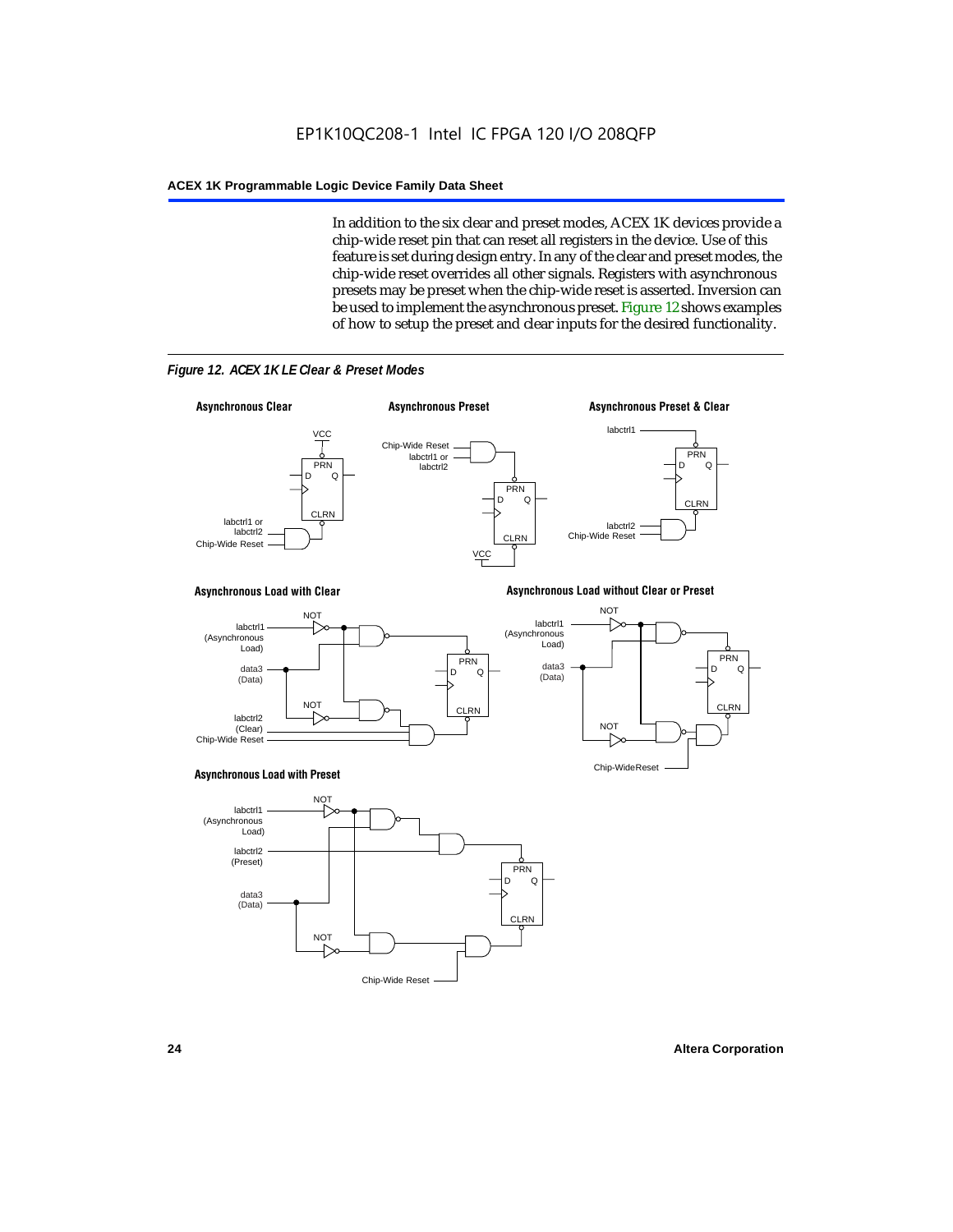In addition to the six clear and preset modes, ACEX 1K devices provide a chip-wide reset pin that can reset all registers in the device. Use of this feature is set during design entry. In any of the clear and preset modes, the chip-wide reset overrides all other signals. Registers with asynchronous presets may be preset when the chip-wide reset is asserted. Inversion can be used to implement the asynchronous preset. Figure 12 shows examples of how to setup the preset and clear inputs for the desired functionality.

*Figure 12. ACEX 1K LE Clear & Preset Modes*

**Asynchronous Clear**

**Asynchronous Preset**

**Asynchronous Preset & Clear**

**Asynchronous Load with Clear**

**Asynchronous Load without Clear or Preset**

**Asynchronous Load with Preset**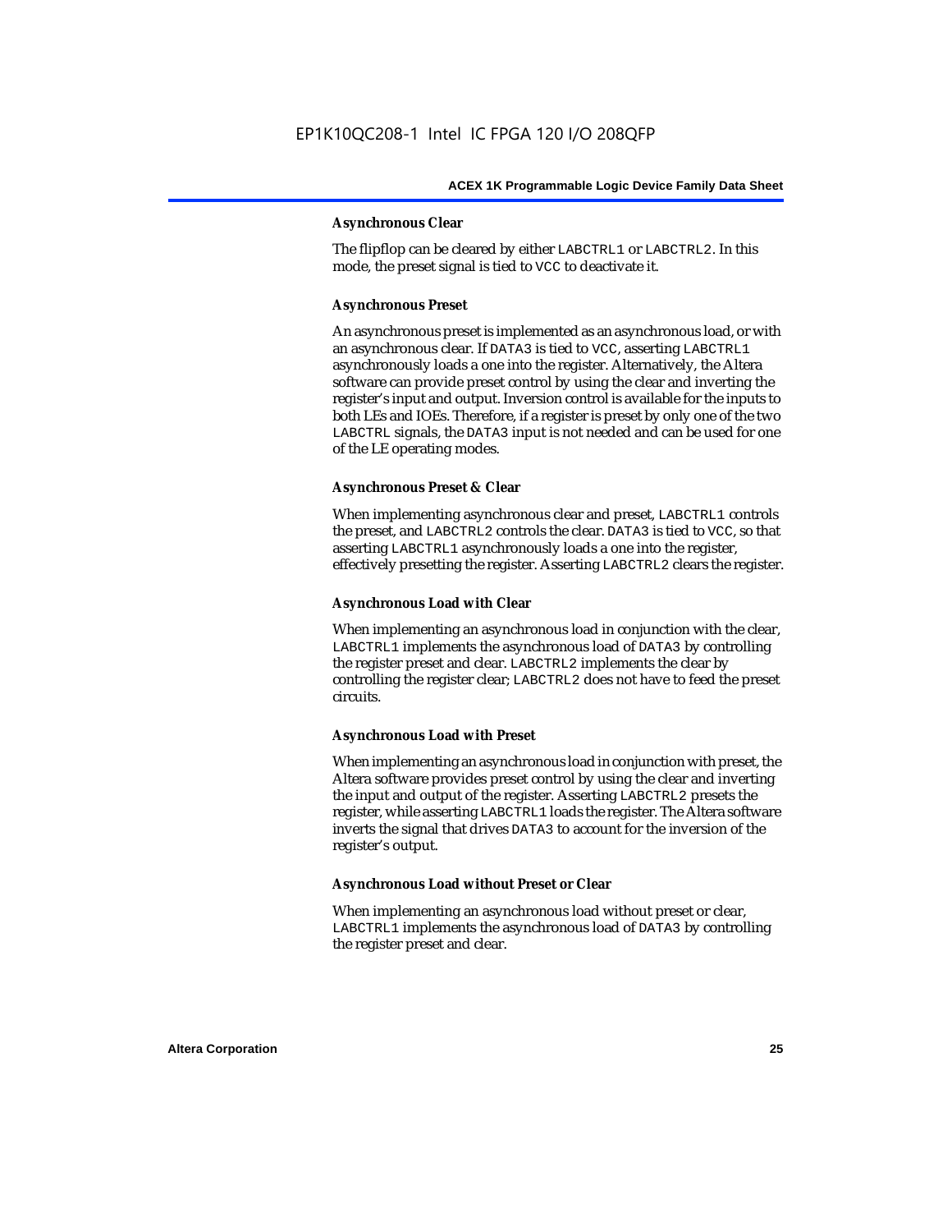#### Asynchronous Clear

The flipflop can be cleared by either LABCTRL1 or LABCTRL2. In this mode, the preset signal is tied to VCC to deactivate it.

#### Asynchronous Preset

An asynchronous preset is implemented as an asynchronous load, or with an asynchronous clear. If DATA3 is tied to VCC, asserting LABCTRL1 asynchronously loads a one into the register. Alternatively, the Altera software can provide preset control by using the clear and inverting the register's input and output. Inversion control is available for the inputs to both LEs and IOEs. Therefore, if a register is preset by only one of the two LABCTRL signals, the DATA3 input is not needed and can be used for one of the LE operating modes.

#### Asynchronous Preset & Clear

When implementing asynchronous clear and preset, LABCTRL1 controls the preset, and LABCTRL2 controls the clear. DATA3 is tied to VCC, so that asserting LABCTRL1 asynchronously loads a one into the register, effectively presetting the register. Asserting LABCTRL2 clears the register.

#### Asynchronous Load with Clear

When implementing an asynchronous load in conjunction with the clear, LABCTRL1 implements the asynchronous load of DATA3 by controlling the register preset and clear. LABCTRL2 implements the clear by controlling the register clear; LABCTRL2 does not have to feed the preset circuits.

#### Asynchronous Load with Preset

When implementing an asynchronous load in conjunction with preset, the Altera software provides preset control by using the clear and inverting the input and output of the register. Asserting LABCTRL2 presets the register, while asserting LABCTRL1 loads the register. The Altera software inverts the signal that drives DATA3 to account for the inversion of the register's output.

#### Asynchronous Load without Preset or Clear

When implementing an asynchronous load without preset or clear, LABCTRL1 implements the asynchronous load of DATA3 by controlling the register preset and clear.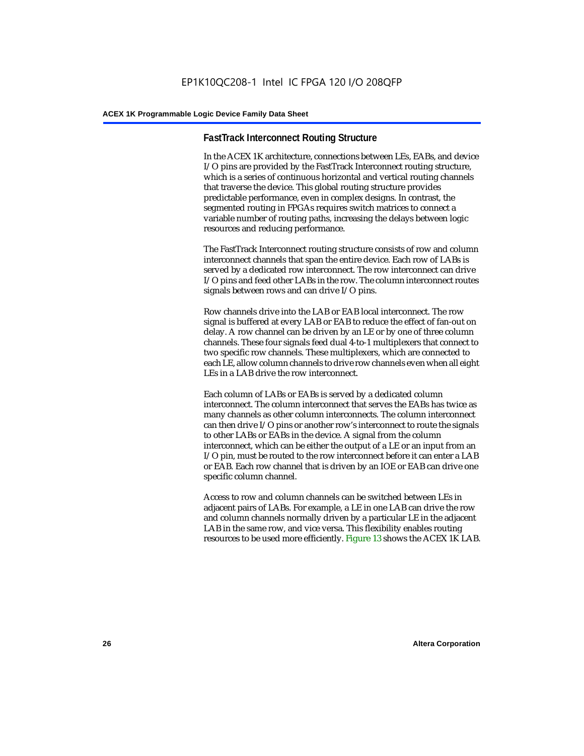### FastTrack Interconnect Routing Structure

In the ACEX 1K architecture, connections between LEs, EABs, and device I/O pins are provided by the FastTrack Interconnect routing structure, which is a series of continuous horizontal and vertical routing channels that traverse the device. This global routing structure provides predictable performance, even in complex designs. In contrast, the segmented routing in FPGAs requires switch matrices to connect a variable number of routing paths, increasing the delays between logic resources and reducing performance.

The FastTrack Interconnect routing structure consists of row and column interconnect channels that span the entire device. Each row of LABs is served by a dedicated row interconnect. The row interconnect can drive I/O pins and feed other LABs in the row. The column interconnect routes signals between rows and can drive I/O pins.

Row channels drive into the LAB or EAB local interconnect. The row signal is buffered at every LAB or EAB to reduce the effect of fan-out on delay. A row channel can be driven by an LE or by one of three column channels. These four signals feed dual 4-to-1 multiplexers that connect to two specific row channels. These multiplexers, which are connected to each LE, allow column channels to drive row channels even when all eight LEs in a LAB drive the row interconnect.

Each column of LABs or EABs is served by a dedicated column interconnect. The column interconnect that serves the EABs has twice as many channels as other column interconnects. The column interconnect can then drive I/O pins or another row's interconnect to route the signals to other LABs or EABs in the device. A signal from the column interconnect, which can be either the output of a LE or an input from an I/O pin, must be routed to the row interconnect before it can enter a LAB or EAB. Each row channel that is driven by an IOE or EAB can drive one specific column channel.

Access to row and column channels can be switched between LEs in adjacent pairs of LABs. For example, a LE in one LAB can drive the row and column channels normally driven by a particular LE in the adjacent LAB in the same row, and vice versa. This flexibility enables routing resources to be used more efficiently. Figure 13 shows the ACEX 1K LAB.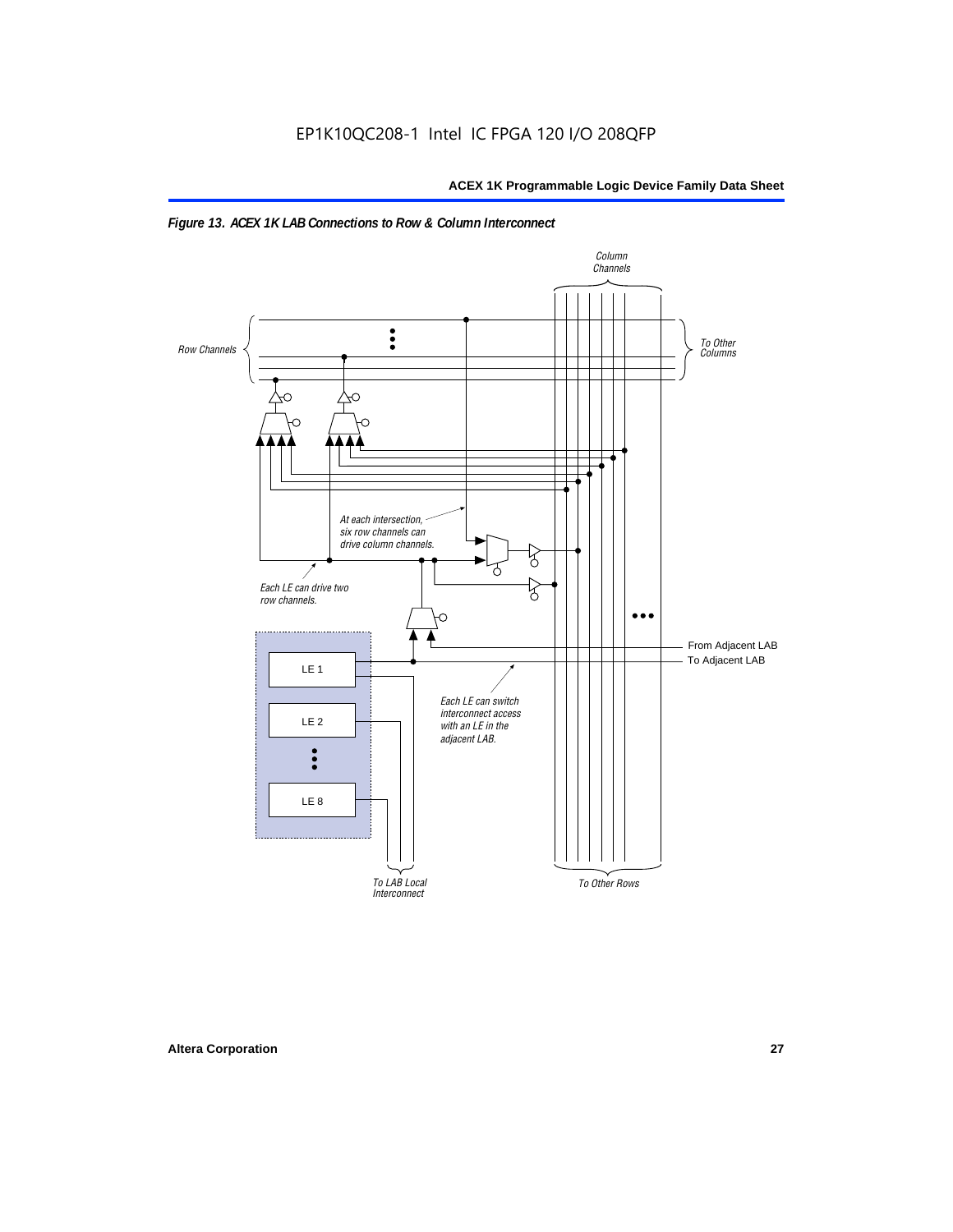*Figure 13. ACEX 1K LAB Connections to Row & Column Interconnect*

Column Channels

Row Channels

To Other Columns

At each intersection, six row channels can drive column channels.

Each LE can drive two row channels.

From Adjacent LAB

To Adjacent LAB

LE 1

LE 2

LE 8

Each LE can switch interconnect access with an LE in the adjacent LAB.

To LAB Local Interconnect

To Other Rows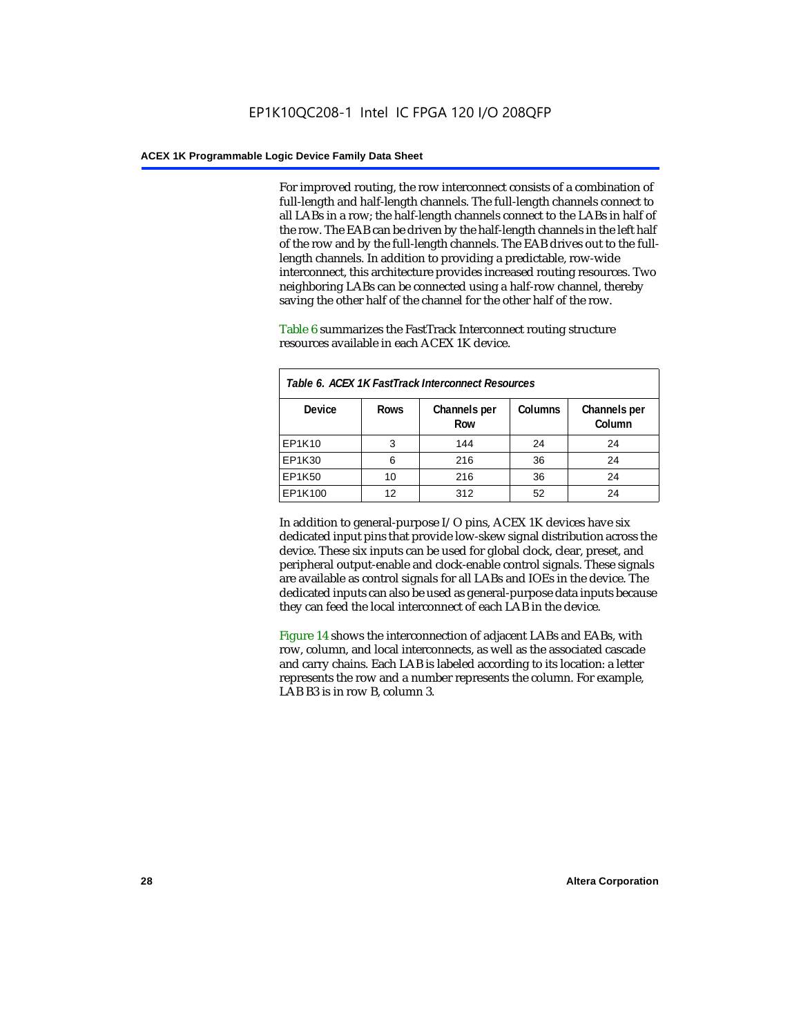For improved routing, the row interconnect consists of a combination of full-length and half-length channels. The full-length channels connect to all LABs in a row; the half-length channels connect to the LABs in half of the row. The EAB can be driven by the half-length channels in the left half of the row and by the full-length channels. The EAB drives out to the full-length channels. In addition to providing a predictable, row-wide interconnect, this architecture provides increased routing resources. Two neighboring LABs can be connected using a half-row channel, thereby saving the other half of the channel for the other half of the row.

Table 6 summarizes the FastTrack Interconnect routing structure resources available in each ACEX 1K device.

*Table 6. ACEX 1K FastTrack Interconnect Resources*

| Device | Rows | Channels per Row | Columns | Channels per Column |
|---|---|---|---|---|
| EP1K10 | 3 | 144 | 24 | 24 |
| EP1K30 | 6 | 216 | 36 | 24 |
| EP1K50 | 10 | 216 | 36 | 24 |
| EP1K100 | 12 | 312 | 52 | 24 |

In addition to general-purpose I/O pins, ACEX 1K devices have six dedicated input pins that provide low-skew signal distribution across the device. These six inputs can be used for global clock, clear, preset, and peripheral output-enable and clock-enable control signals. These signals are available as control signals for all LABs and IOEs in the device. The dedicated inputs can also be used as general-purpose data inputs because they can feed the local interconnect of each LAB in the device.

Figure 14 shows the interconnection of adjacent LABs and EABs, with row, column, and local interconnects, as well as the associated cascade and carry chains. Each LAB is labeled according to its location: a letter represents the row and a number represents the column. For example, LAB B3 is in row B, column 3.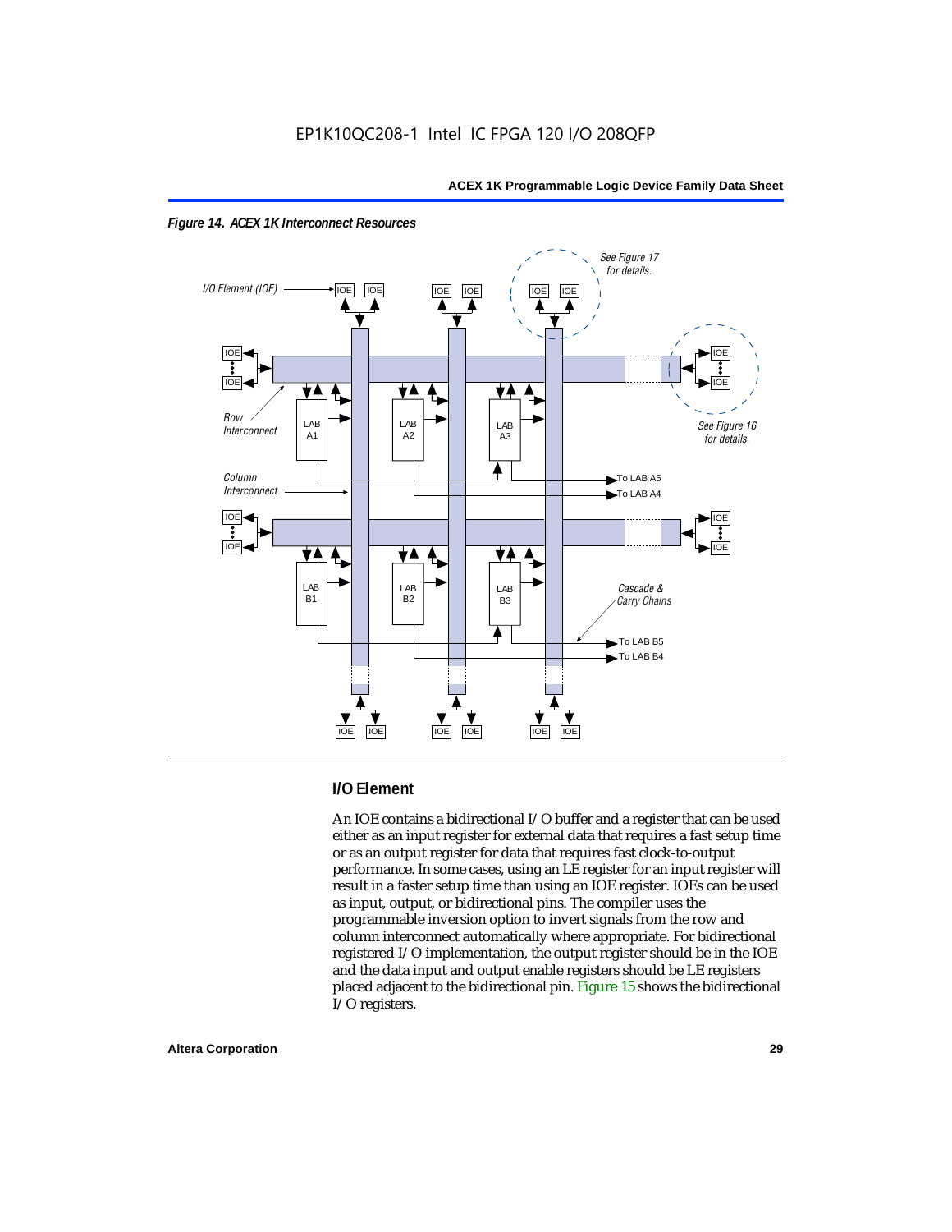*Figure 14. ACEX 1K Interconnect Resources*

I/O Element (IOE)

See Figure 17 for details.

See Figure 16 for details.

Row Interconnect

Column Interconnect

Cascade & Carry Chains

LAB A1, LAB A2, LAB A3, To LAB A5, To LAB A4

LAB B1, LAB B2, LAB B3, To LAB B5, To LAB B4

## I/O Element

An IOE contains a bidirectional I/O buffer and a register that can be used either as an input register for external data that requires a fast setup time or as an output register for data that requires fast clock-to-output performance. In some cases, using an LE register for an input register will result in a faster setup time than using an IOE register. IOEs can be used as input, output, or bidirectional pins. The compiler uses the programmable inversion option to invert signals from the row and column interconnect automatically where appropriate. For bidirectional registered I/O implementation, the output register should be in the IOE and the data input and output enable registers should be LE registers placed adjacent to the bidirectional pin. Figure 15 shows the bidirectional I/O registers.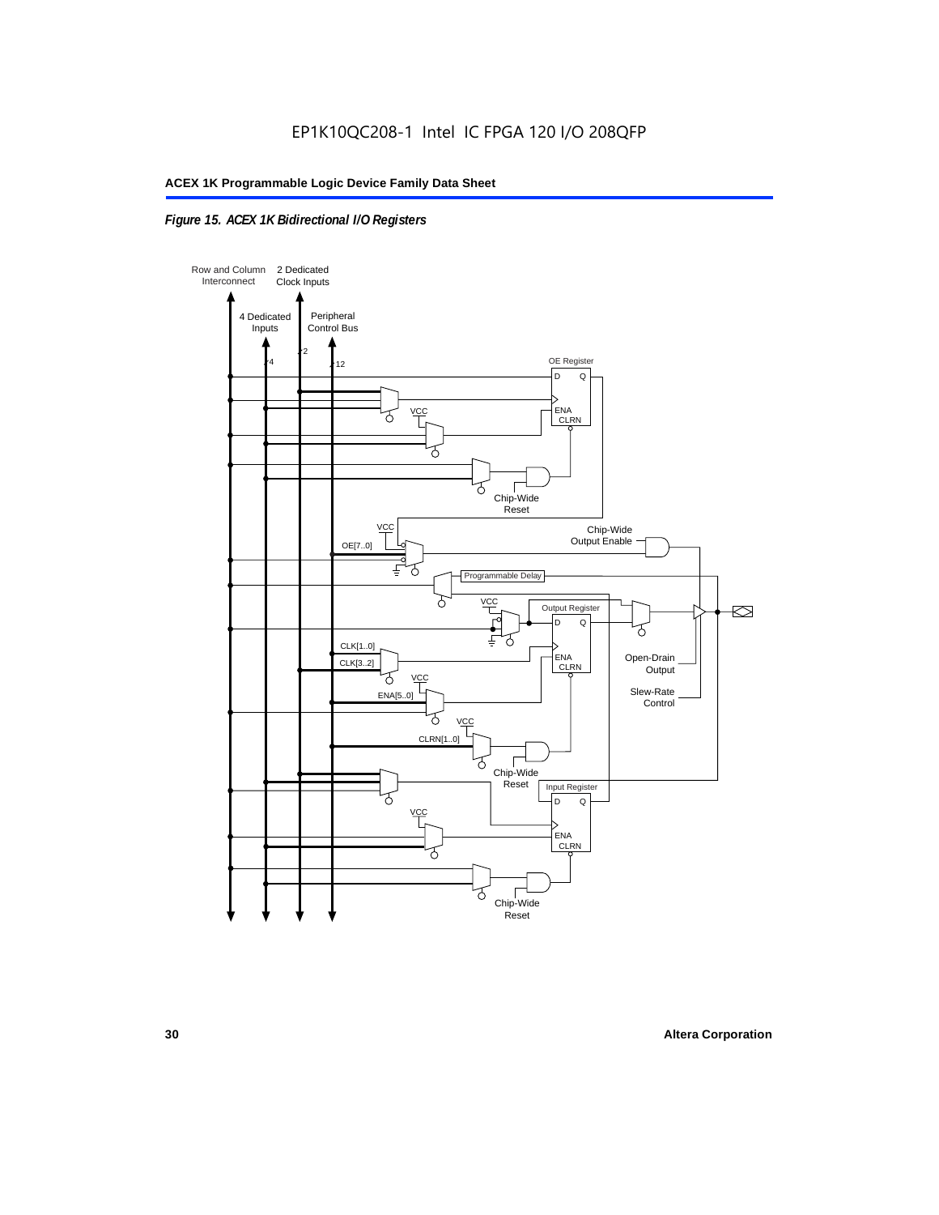*Figure 15. ACEX 1K Bidirectional I/O Registers*

Row and Column Interconnect

2 Dedicated Clock Inputs

4 Dedicated Inputs

Peripheral Control Bus

4

2

12

OE Register

D Q

ENA CLRN

VCC

Chip-Wide Reset

VCC

OE[7..0]

Chip-Wide Output Enable

Programmable Delay

VCC

Output Register

D Q

CLK[1..0]

CLK[3..2]

ENA CLRN

Open-Drain Output

VCC

ENA[5..0]

Slew-Rate Control

VCC

CLRN[1..0]

Chip-Wide Reset

Input Register

D Q

VCC

ENA CLRN

Chip-Wide Reset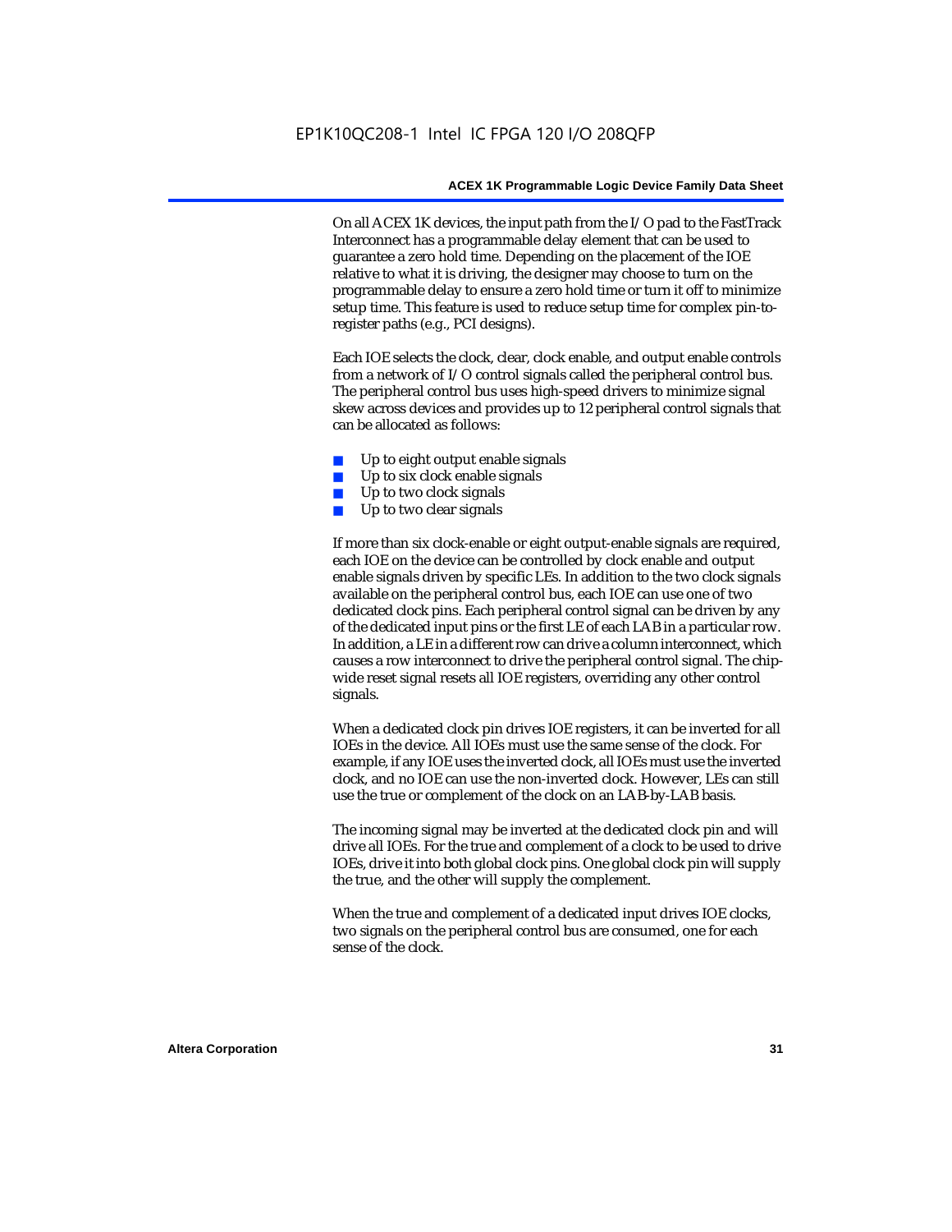On all ACEX 1K devices, the input path from the I/O pad to the FastTrack Interconnect has a programmable delay element that can be used to guarantee a zero hold time. Depending on the placement of the IOE relative to what it is driving, the designer may choose to turn on the programmable delay to ensure a zero hold time or turn it off to minimize setup time. This feature is used to reduce setup time for complex pin-to-register paths (e.g., PCI designs).

Each IOE selects the clock, clear, clock enable, and output enable controls from a network of I/O control signals called the peripheral control bus. The peripheral control bus uses high-speed drivers to minimize signal skew across devices and provides up to 12 peripheral control signals that can be allocated as follows:

- Up to eight output enable signals
- Up to six clock enable signals
- Up to two clock signals
- Up to two clear signals

If more than six clock-enable or eight output-enable signals are required, each IOE on the device can be controlled by clock enable and output enable signals driven by specific LEs. In addition to the two clock signals available on the peripheral control bus, each IOE can use one of two dedicated clock pins. Each peripheral control signal can be driven by any of the dedicated input pins or the first LE of each LAB in a particular row. In addition, a LE in a different row can drive a column interconnect, which causes a row interconnect to drive the peripheral control signal. The chip-wide reset signal resets all IOE registers, overriding any other control signals.

When a dedicated clock pin drives IOE registers, it can be inverted for all IOEs in the device. All IOEs must use the same sense of the clock. For example, if any IOE uses the inverted clock, all IOEs must use the inverted clock, and no IOE can use the non-inverted clock. However, LEs can still use the true or complement of the clock on an LAB-by-LAB basis.

The incoming signal may be inverted at the dedicated clock pin and will drive all IOEs. For the true and complement of a clock to be used to drive IOEs, drive it into both global clock pins. One global clock pin will supply the true, and the other will supply the complement.

When the true and complement of a dedicated input drives IOE clocks, two signals on the peripheral control bus are consumed, one for each sense of the clock.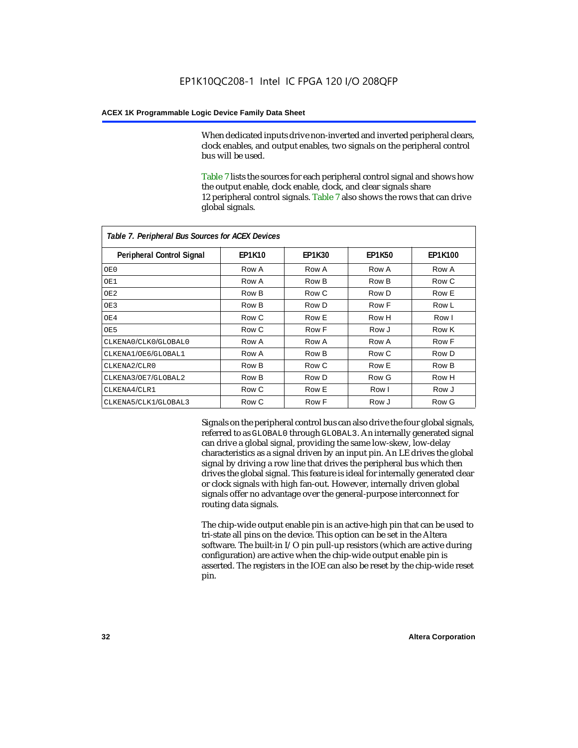When dedicated inputs drive non-inverted and inverted peripheral clears, clock enables, and output enables, two signals on the peripheral control bus will be used.

Table 7 lists the sources for each peripheral control signal and shows how the output enable, clock enable, clock, and clear signals share 12 peripheral control signals. Table 7 also shows the rows that can drive global signals.

*Table 7. Peripheral Bus Sources for ACEX Devices*

| Peripheral Control Signal | EP1K10 | EP1K30 | EP1K50 | EP1K100 |
|---|---|---|---|---|
| OE0 | Row A | Row A | Row A | Row A |
| OE1 | Row A | Row B | Row B | Row C |
| OE2 | Row B | Row C | Row D | Row E |
| OE3 | Row B | Row D | Row F | Row L |
| OE4 | Row C | Row E | Row H | Row I |
| OE5 | Row C | Row F | Row J | Row K |
| CLKENA0/CLK0/GLOBAL0 | Row A | Row A | Row A | Row F |
| CLKENA1/OE6/GLOBAL1 | Row A | Row B | Row C | Row D |
| CLKENA2/CLR0 | Row B | Row C | Row E | Row B |
| CLKENA3/OE7/GLOBAL2 | Row B | Row D | Row G | Row H |
| CLKENA4/CLR1 | Row C | Row E | Row I | Row J |
| CLKENA5/CLK1/GLOBAL3 | Row C | Row F | Row J | Row G |

Signals on the peripheral control bus can also drive the four global signals, referred to as GLOBAL0 through GLOBAL3. An internally generated signal can drive a global signal, providing the same low-skew, low-delay characteristics as a signal driven by an input pin. An LE drives the global signal by driving a row line that drives the peripheral bus which then drives the global signal. This feature is ideal for internally generated clear or clock signals with high fan-out. However, internally driven global signals offer no advantage over the general-purpose interconnect for routing data signals.

The chip-wide output enable pin is an active-high pin that can be used to tri-state all pins on the device. This option can be set in the Altera software. The built-in I/O pin pull-up resistors (which are active during configuration) are active when the chip-wide output enable pin is asserted. The registers in the IOE can also be reset by the chip-wide reset pin.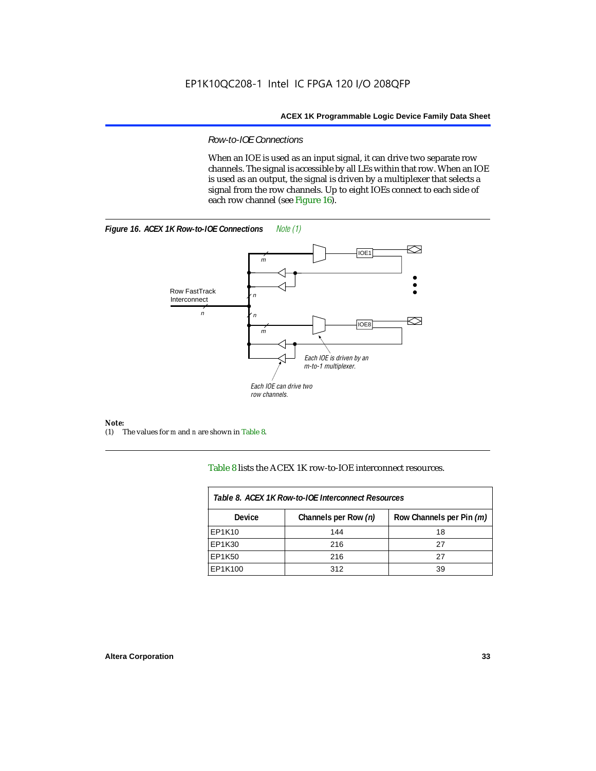### *Row-to-IOE Connections*

When an IOE is used as an input signal, it can drive two separate row channels. The signal is accessible by all LEs within that row. When an IOE is used as an output, the signal is driven by a multiplexer that selects a signal from the row channels. Up to eight IOEs connect to each side of each row channel (see Figure 16).

***Figure 16. ACEX 1K Row-to-IOE Connections*** *Note (1)*

Row FastTrack Interconnect

*n*

*m*

IOE1

IOE8

*Each IOE is driven by an m-to-1 multiplexer.*

*Each IOE can drive two row channels.*

***Note:***

(1) The values for *m* and *n* are shown in Table 8.

Table 8 lists the ACEX 1K row-to-IOE interconnect resources.

| *Table 8. ACEX 1K Row-to-IOE Interconnect Resources* | | |
|---|---|---|
| **Device** | **Channels per Row *(n)*** | **Row Channels per Pin *(m)*** |
| EP1K10 | 144 | 18 |
| EP1K30 | 216 | 27 |
| EP1K50 | 216 | 27 |
| EP1K100 | 312 | 39 |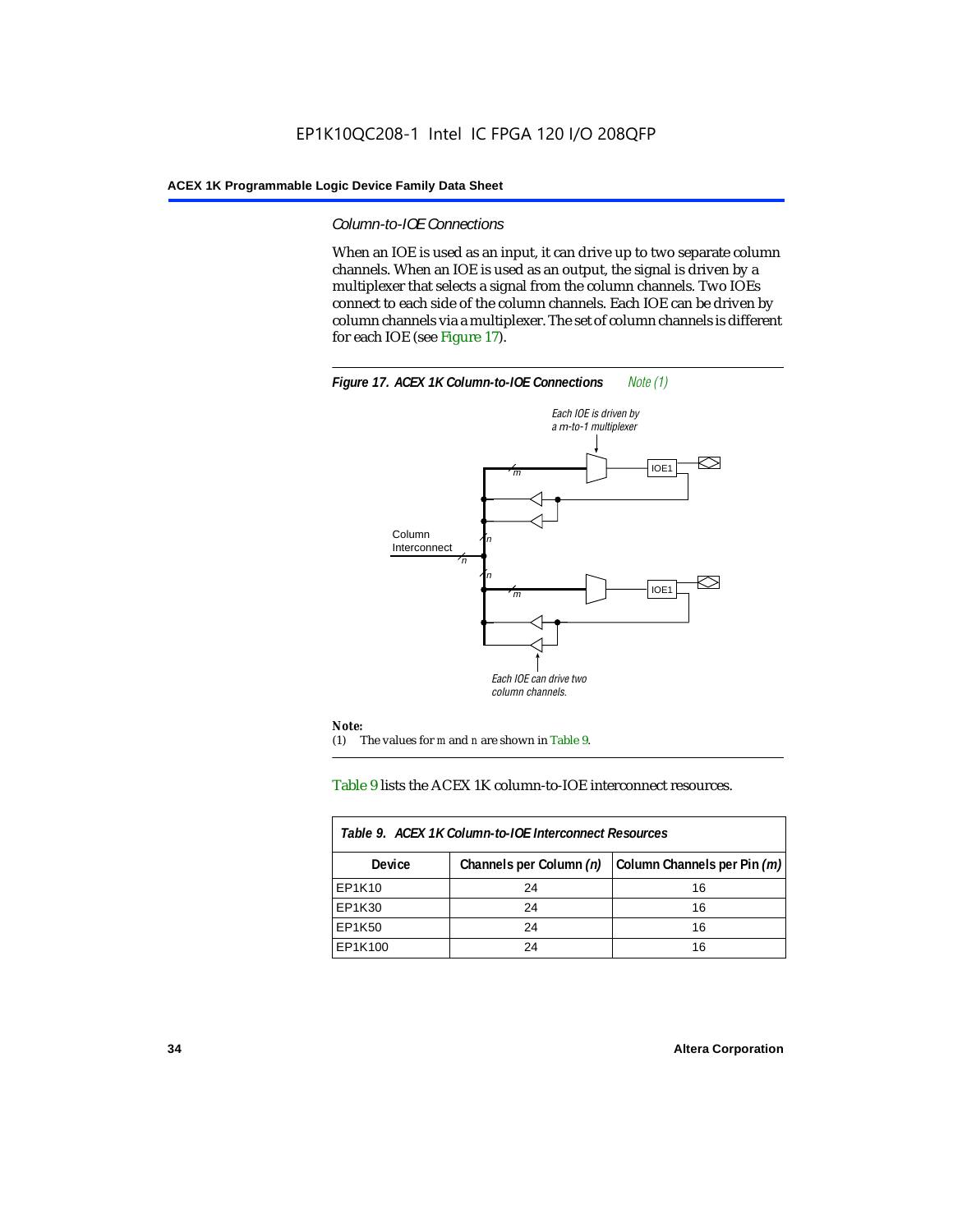#### *Column-to-IOE Connections*

When an IOE is used as an input, it can drive up to two separate column channels. When an IOE is used as an output, the signal is driven by a multiplexer that selects a signal from the column channels. Two IOEs connect to each side of the column channels. Each IOE can be driven by column channels via a multiplexer. The set of column channels is different for each IOE (see Figure 17).

**Figure 17. ACEX 1K Column-to-IOE Connections** *Note (1)*

Each IOE is driven by a m-to-1 multiplexer

Column Interconnect

Each IOE can drive two column channels.

**Note:**

(1) The values for m and n are shown in Table 9.

Table 9 lists the ACEX 1K column-to-IOE interconnect resources.

**Table 9. ACEX 1K Column-to-IOE Interconnect Resources**

| Device | Channels per Column (n) | Column Channels per Pin (m) |
|---|---|---|
| EP1K10 | 24 | 16 |
| EP1K30 | 24 | 16 |
| EP1K50 | 24 | 16 |
| EP1K100 | 24 | 16 |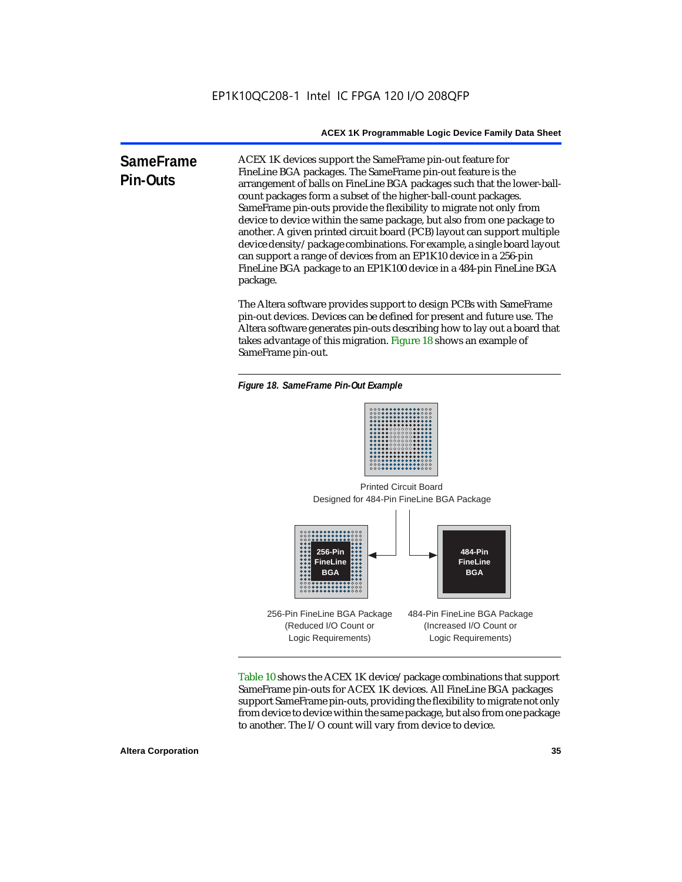## SameFrame Pin-Outs

ACEX 1K devices support the SameFrame pin-out feature for FineLine BGA packages. The SameFrame pin-out feature is the arrangement of balls on FineLine BGA packages such that the lower-ball-count packages form a subset of the higher-ball-count packages. SameFrame pin-outs provide the flexibility to migrate not only from device to device within the same package, but also from one package to another. A given printed circuit board (PCB) layout can support multiple device density/package combinations. For example, a single board layout can support a range of devices from an EP1K10 device in a 256-pin FineLine BGA package to an EP1K100 device in a 484-pin FineLine BGA package.

The Altera software provides support to design PCBs with SameFrame pin-out devices. Devices can be defined for present and future use. The Altera software generates pin-outs describing how to lay out a board that takes advantage of this migration. Figure 18 shows an example of SameFrame pin-out.

*Figure 18. SameFrame Pin-Out Example*

Printed Circuit Board Designed for 484-Pin FineLine BGA Package

256-Pin FineLine BGA

484-Pin FineLine BGA

256-Pin FineLine BGA Package (Reduced I/O Count or Logic Requirements)

484-Pin FineLine BGA Package (Increased I/O Count or Logic Requirements)

Table 10 shows the ACEX 1K device/package combinations that support SameFrame pin-outs for ACEX 1K devices. All FineLine BGA packages support SameFrame pin-outs, providing the flexibility to migrate not only from device to device within the same package, but also from one package to another. The I/O count will vary from device to device.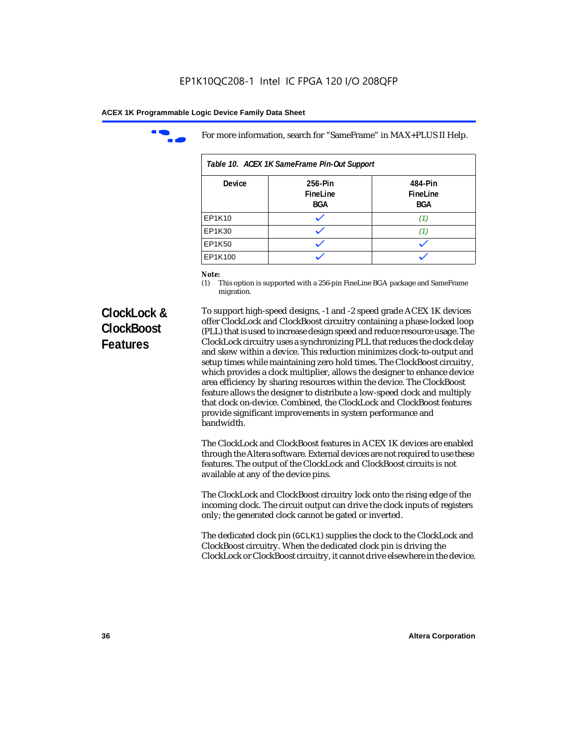For more information, search for “SameFrame” in MAX+PLUS II Help.

*Table 10. ACEX 1K SameFrame Pin-Out Support*

| Device | 256-Pin FineLine BGA | 484-Pin FineLine BGA |
|---|---|---|
| EP1K10 | ✓ | *(1)* |
| EP1K30 | ✓ | *(1)* |
| EP1K50 | ✓ | ✓ |
| EP1K100 | ✓ | ✓ |

***Note:***
(1) This option is supported with a 256-pin FineLine BGA package and SameFrame migration.

## ClockLock & ClockBoost Features

To support high-speed designs, -1 and -2 speed grade ACEX 1K devices offer ClockLock and ClockBoost circuitry containing a phase-locked loop (PLL) that is used to increase design speed and reduce resource usage. The ClockLock circuitry uses a synchronizing PLL that reduces the clock delay and skew within a device. This reduction minimizes clock-to-output and setup times while maintaining zero hold times. The ClockBoost circuitry, which provides a clock multiplier, allows the designer to enhance device area efficiency by sharing resources within the device. The ClockBoost feature allows the designer to distribute a low-speed clock and multiply that clock on-device. Combined, the ClockLock and ClockBoost features provide significant improvements in system performance and bandwidth.

The ClockLock and ClockBoost features in ACEX 1K devices are enabled through the Altera software. External devices are not required to use these features. The output of the ClockLock and ClockBoost circuits is not available at any of the device pins.

The ClockLock and ClockBoost circuitry lock onto the rising edge of the incoming clock. The circuit output can drive the clock inputs of registers only; the generated clock cannot be gated or inverted.

The dedicated clock pin (`GCLK1`) supplies the clock to the ClockLock and ClockBoost circuitry. When the dedicated clock pin is driving the ClockLock or ClockBoost circuitry, it cannot drive elsewhere in the device.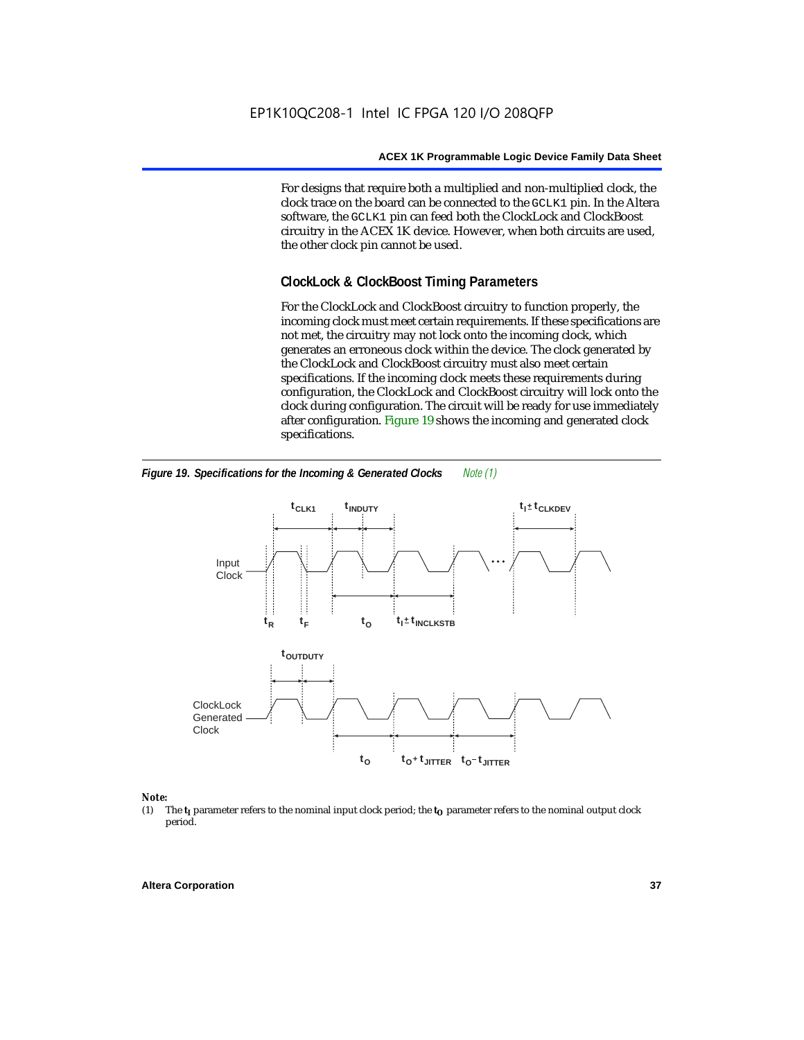For designs that require both a multiplied and non-multiplied clock, the clock trace on the board can be connected to the GCLK1 pin. In the Altera software, the GCLK1 pin can feed both the ClockLock and ClockBoost circuitry in the ACEX 1K device. However, when both circuits are used, the other clock pin cannot be used.

### ClockLock & ClockBoost Timing Parameters

For the ClockLock and ClockBoost circuitry to function properly, the incoming clock must meet certain requirements. If these specifications are not met, the circuitry may not lock onto the incoming clock, which generates an erroneous clock within the device. The clock generated by the ClockLock and ClockBoost circuitry must also meet certain specifications. If the incoming clock meets these requirements during configuration, the ClockLock and ClockBoost circuitry will lock onto the clock during configuration. The circuit will be ready for use immediately after configuration. Figure 19 shows the incoming and generated clock specifications.

***Figure 19. Specifications for the Incoming & Generated Clocks*** *Note (1)*

**Note:**

(1) The $t_I$ parameter refers to the nominal input clock period; the $t_O$ parameter refers to the nominal output clock period.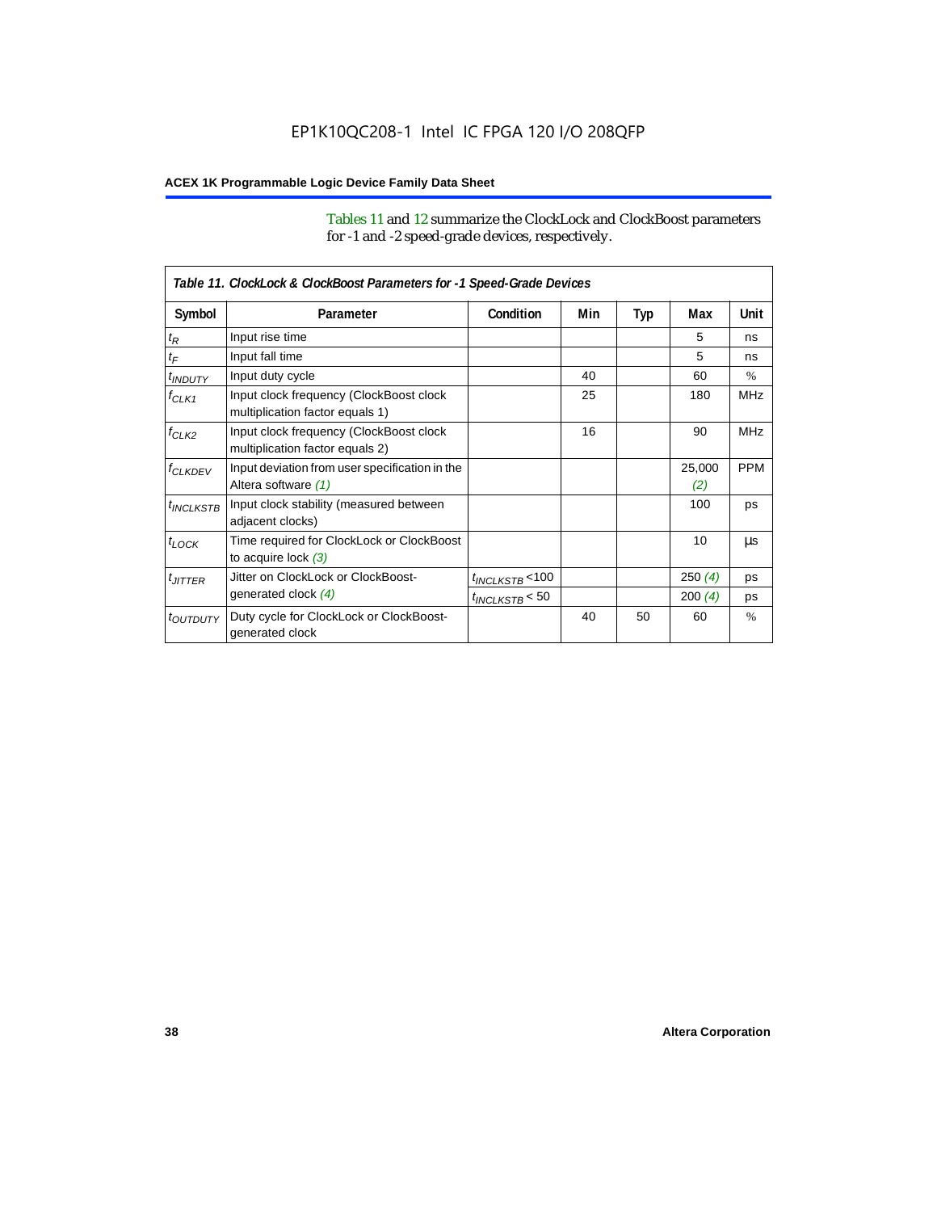Tables 11 and 12 summarize the ClockLock and ClockBoost parameters for -1 and -2 speed-grade devices, respectively.

*Table 11. ClockLock & ClockBoost Parameters for -1 Speed-Grade Devices*

| Symbol | Parameter | Condition | Min | Typ | Max | Unit |
|---|---|---|---|---|---|---|
| $t_R$ | Input rise time | | | | 5 | ns |
| $t_F$ | Input fall time | | | | 5 | ns |
| $t_{INDUTY}$ | Input duty cycle | | 40 | | 60 | % |
| $f_{CLK1}$ | Input clock frequency (ClockBoost clock multiplication factor equals 1) | | 25 | | 180 | MHz |
| $f_{CLK2}$ | Input clock frequency (ClockBoost clock multiplication factor equals 2) | | 16 | | 90 | MHz |
| $f_{CLKDEV}$ | Input deviation from user specification in the Altera software *(1)* | | | | 25,000 *(2)* | PPM |
| $t_{INCLKSTB}$ | Input clock stability (measured between adjacent clocks) | | | | 100 | ps |
| $t_{LOCK}$ | Time required for ClockLock or ClockBoost to acquire lock *(3)* | | | | 10 | µs |
| $t_{JITTER}$ | Jitter on ClockLock or ClockBoost-generated clock *(4)* | $t_{INCLKSTB}$ <100 | | | 250 *(4)* | ps |
| | | $t_{INCLKSTB}$ < 50 | | | 200 *(4)* | ps |
| $t_{OUTDUTY}$ | Duty cycle for ClockLock or ClockBoost-generated clock | | 40 | 50 | 60 | % |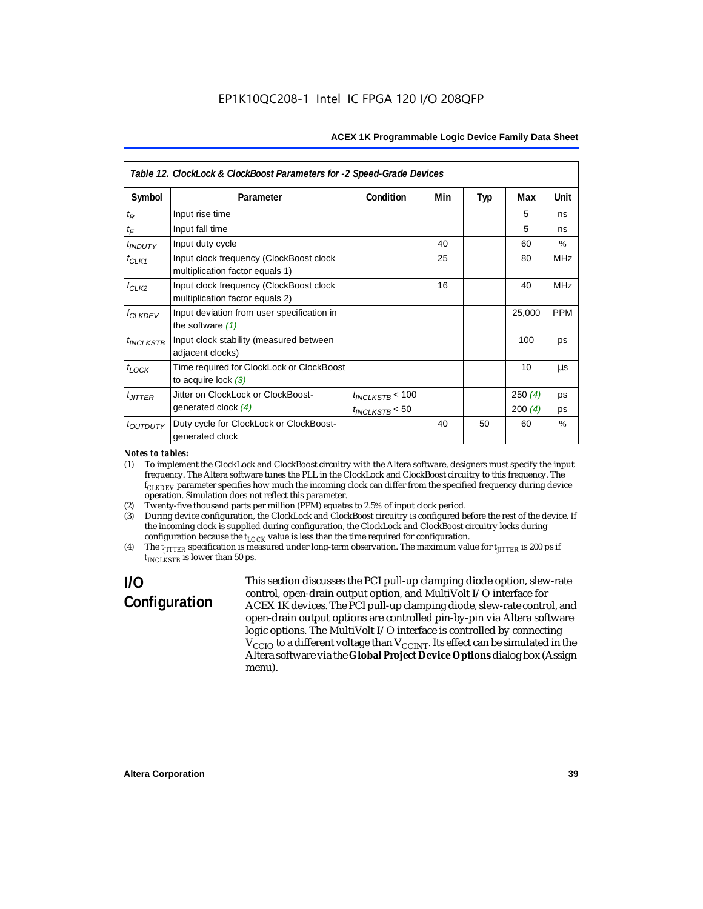**Table 12. ClockLock & ClockBoost Parameters for -2 Speed-Grade Devices**

| Symbol | Parameter | Condition | Min | Typ | Max | Unit |
|---|---|---|---|---|---|---|
| $t_R$ | Input rise time | | | | 5 | ns |
| $t_F$ | Input fall time | | | | 5 | ns |
| $t_{INDUTY}$ | Input duty cycle | | 40 | | 60 | % |
| $f_{CLK1}$ | Input clock frequency (ClockBoost clock multiplication factor equals 1) | | 25 | | 80 | MHz |
| $f_{CLK2}$ | Input clock frequency (ClockBoost clock multiplication factor equals 2) | | 16 | | 40 | MHz |
| $f_{CLKDEV}$ | Input deviation from user specification in the software *(1)* | | | | 25,000 | PPM |
| $t_{INCLKSTB}$ | Input clock stability (measured between adjacent clocks) | | | | 100 | ps |
| $t_{LOCK}$ | Time required for ClockLock or ClockBoost to acquire lock *(3)* | | | | 10 | µs |
| $t_{JITTER}$ | Jitter on ClockLock or ClockBoost-generated clock *(4)* | $t_{INCLKSTB}$ < 100 | | | 250 *(4)* | ps |
| | | $t_{INCLKSTB}$ < 50 | | | 200 *(4)* | ps |
| $t_{OUTDUTY}$ | Duty cycle for ClockLock or ClockBoost-generated clock | | 40 | 50 | 60 | % |

*Notes to tables:*

(1) To implement the ClockLock and ClockBoost circuitry with the Altera software, designers must specify the input frequency. The Altera software tunes the PLL in the ClockLock and ClockBoost circuitry to this frequency. The $f_{CLKDEV}$ parameter specifies how much the incoming clock can differ from the specified frequency during device operation. Simulation does not reflect this parameter.

(2) Twenty-five thousand parts per million (PPM) equates to 2.5% of input clock period.

(3) During device configuration, the ClockLock and ClockBoost circuitry is configured before the rest of the device. If the incoming clock is supplied during configuration, the ClockLock and ClockBoost circuitry locks during configuration because the $t_{LOCK}$ value is less than the time required for configuration.

(4) The $t_{JITTER}$ specification is measured under long-term observation. The maximum value for $t_{JITTER}$ is 200 ps if $t_{INCLKSTB}$ is lower than 50 ps.

## I/O Configuration

This section discusses the PCI pull-up clamping diode option, slew-rate control, open-drain output option, and MultiVolt I/O interface for ACEX 1K devices. The PCI pull-up clamping diode, slew-rate control, and open-drain output options are controlled pin-by-pin via Altera software logic options. The MultiVolt I/O interface is controlled by connecting $V_{CCIO}$ to a different voltage than $V_{CCINT}$. Its effect can be simulated in the Altera software via the **Global Project Device Options** dialog box (Assign menu).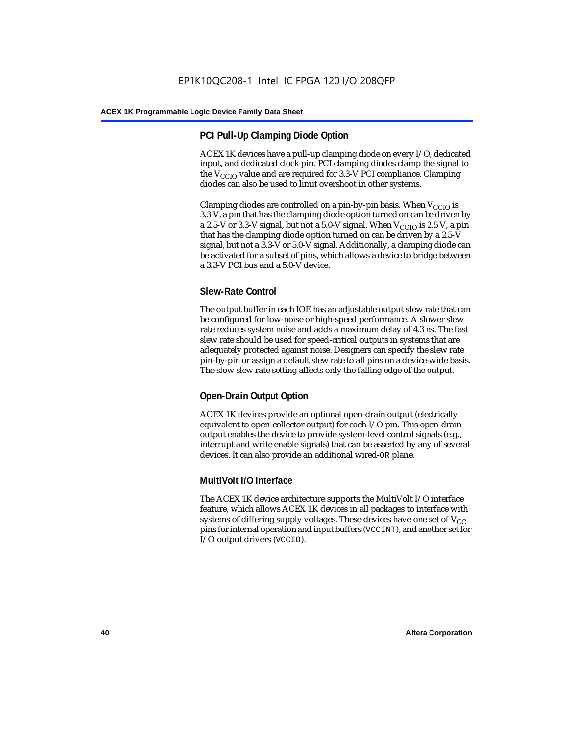## PCI Pull-Up Clamping Diode Option

ACEX 1K devices have a pull-up clamping diode on every I/O, dedicated input, and dedicated clock pin. PCI clamping diodes clamp the signal to the $V_{CCIO}$ value and are required for 3.3-V PCI compliance. Clamping diodes can also be used to limit overshoot in other systems.

Clamping diodes are controlled on a pin-by-pin basis. When $V_{CCIO}$ is 3.3 V, a pin that has the clamping diode option turned on can be driven by a 2.5-V or 3.3-V signal, but not a 5.0-V signal. When $V_{CCIO}$ is 2.5 V, a pin that has the clamping diode option turned on can be driven by a 2.5-V signal, but not a 3.3-V or 5.0-V signal. Additionally, a clamping diode can be activated for a subset of pins, which allows a device to bridge between a 3.3-V PCI bus and a 5.0-V device.

## Slew-Rate Control

The output buffer in each IOE has an adjustable output slew rate that can be configured for low-noise or high-speed performance. A slower slew rate reduces system noise and adds a maximum delay of 4.3 ns. The fast slew rate should be used for speed-critical outputs in systems that are adequately protected against noise. Designers can specify the slew rate pin-by-pin or assign a default slew rate to all pins on a device-wide basis. The slow slew rate setting affects only the falling edge of the output.

## Open-Drain Output Option

ACEX 1K devices provide an optional open-drain output (electrically equivalent to open-collector output) for each I/O pin. This open-drain output enables the device to provide system-level control signals (e.g., interrupt and write enable signals) that can be asserted by any of several devices. It can also provide an additional wired-OR plane.

## MultiVolt I/O Interface

The ACEX 1K device architecture supports the MultiVolt I/O interface feature, which allows ACEX 1K devices in all packages to interface with systems of differing supply voltages. These devices have one set of $V_{CC}$ pins for internal operation and input buffers (VCCINT), and another set for I/O output drivers (VCCIO).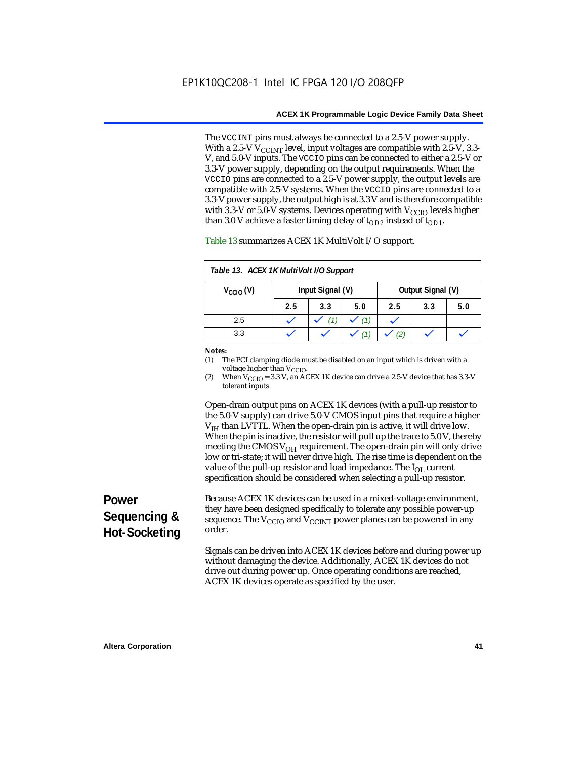The VCCINT pins must always be connected to a 2.5-V power supply. With a 2.5-V $V_{CCINT}$ level, input voltages are compatible with 2.5-V, 3.3-V, and 5.0-V inputs. The VCCIO pins can be connected to either a 2.5-V or 3.3-V power supply, depending on the output requirements. When the VCCIO pins are connected to a 2.5-V power supply, the output levels are compatible with 2.5-V systems. When the VCCIO pins are connected to a 3.3-V power supply, the output high is at 3.3 V and is therefore compatible with 3.3-V or 5.0-V systems. Devices operating with $V_{CCIO}$ levels higher than 3.0 V achieve a faster timing delay of $t_{OD2}$ instead of $t_{OD1}$.

Table 13 summarizes ACEX 1K MultiVolt I/O support.

*Table 13. ACEX 1K MultiVolt I/O Support*

| $V_{CCIO}$ (V) | Input Signal (V) | | | Output Signal (V) | | |
|---|---|---|---|---|---|---|
| | 2.5 | 3.3 | 5.0 | 2.5 | 3.3 | 5.0 |
| 2.5 | ✓ | ✓ (1) | ✓ (1) | ✓ | | |
| 3.3 | ✓ | ✓ | ✓ (1) | ✓ (2) | ✓ | ✓ |

*Notes:*

(1) The PCI clamping diode must be disabled on an input which is driven with a voltage higher than $V_{CCIO}$.

(2) When $V_{CCIO}$ = 3.3 V, an ACEX 1K device can drive a 2.5-V device that has 3.3-V tolerant inputs.

Open-drain output pins on ACEX 1K devices (with a pull-up resistor to the 5.0-V supply) can drive 5.0-V CMOS input pins that require a higher $V_{IH}$ than LVTTL. When the open-drain pin is active, it will drive low. When the pin is inactive, the resistor will pull up the trace to 5.0 V, thereby meeting the CMOS $V_{OH}$ requirement. The open-drain pin will only drive low or tri-state; it will never drive high. The rise time is dependent on the value of the pull-up resistor and load impedance. The $I_{OL}$ current specification should be considered when selecting a pull-up resistor.

## Power Sequencing & Hot-Socketing

Because ACEX 1K devices can be used in a mixed-voltage environment, they have been designed specifically to tolerate any possible power-up sequence. The $V_{CCIO}$ and $V_{CCINT}$ power planes can be powered in any order.

Signals can be driven into ACEX 1K devices before and during power up without damaging the device. Additionally, ACEX 1K devices do not drive out during power up. Once operating conditions are reached, ACEX 1K devices operate as specified by the user.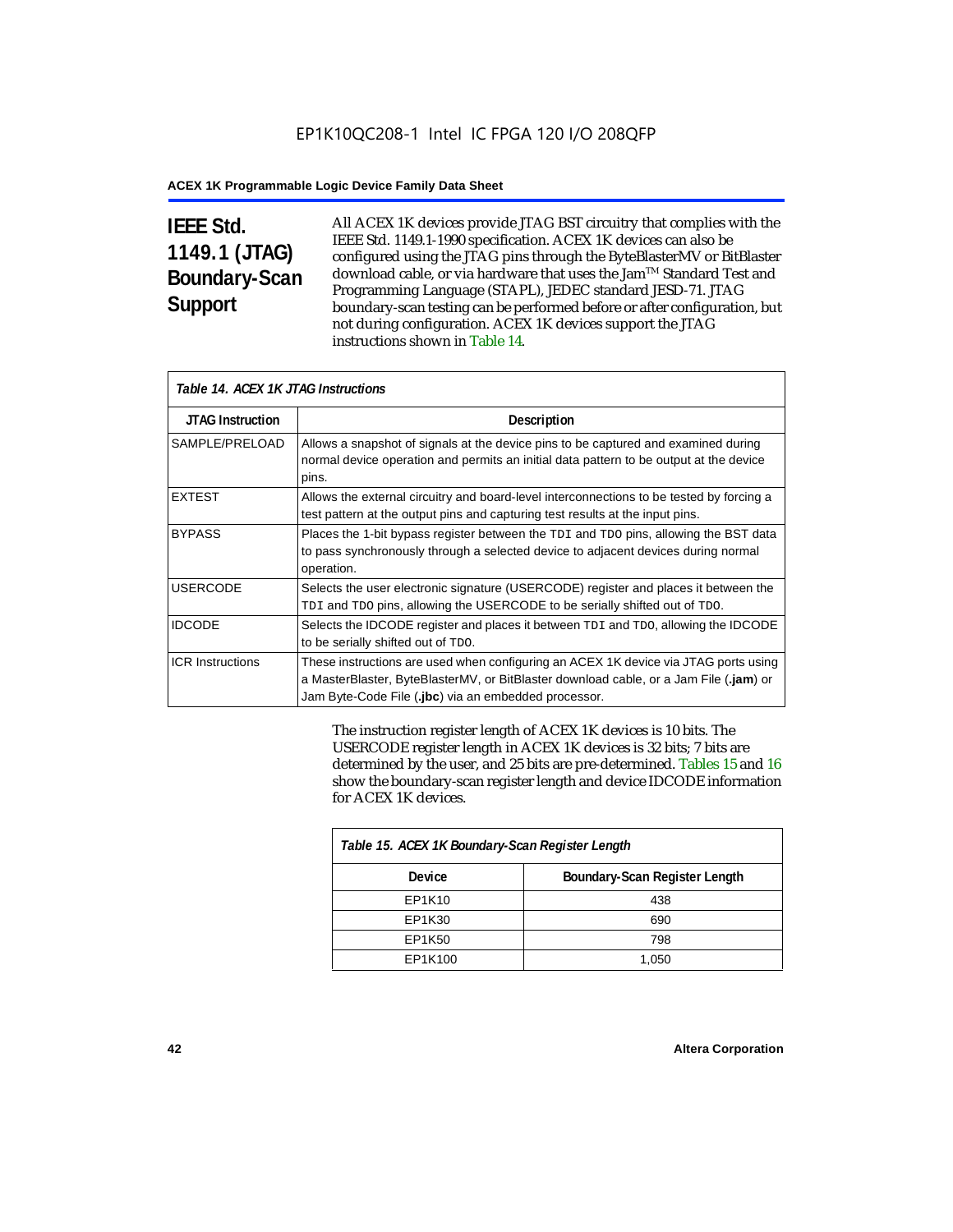## IEEE Std. 1149.1 (JTAG) Boundary-Scan Support

All ACEX 1K devices provide JTAG BST circuitry that complies with the IEEE Std. 1149.1-1990 specification. ACEX 1K devices can also be configured using the JTAG pins through the ByteBlasterMV or BitBlaster download cable, or via hardware that uses the Jam™ Standard Test and Programming Language (STAPL), JEDEC standard JESD-71. JTAG boundary-scan testing can be performed before or after configuration, but not during configuration. ACEX 1K devices support the JTAG instructions shown in Table 14.

*Table 14. ACEX 1K JTAG Instructions*

| JTAG Instruction | Description |
|---|---|
| SAMPLE/PRELOAD | Allows a snapshot of signals at the device pins to be captured and examined during normal device operation and permits an initial data pattern to be output at the device pins. |
| EXTEST | Allows the external circuitry and board-level interconnections to be tested by forcing a test pattern at the output pins and capturing test results at the input pins. |
| BYPASS | Places the 1-bit bypass register between the TDI and TDO pins, allowing the BST data to pass synchronously through a selected device to adjacent devices during normal operation. |
| USERCODE | Selects the user electronic signature (USERCODE) register and places it between the TDI and TDO pins, allowing the USERCODE to be serially shifted out of TDO. |
| IDCODE | Selects the IDCODE register and places it between TDI and TDO, allowing the IDCODE to be serially shifted out of TDO. |
| ICR Instructions | These instructions are used when configuring an ACEX 1K device via JTAG ports using a MasterBlaster, ByteBlasterMV, or BitBlaster download cable, or a Jam File (**.jam**) or Jam Byte-Code File (**.jbc**) via an embedded processor. |

The instruction register length of ACEX 1K devices is 10 bits. The USERCODE register length in ACEX 1K devices is 32 bits; 7 bits are determined by the user, and 25 bits are pre-determined. Tables 15 and 16 show the boundary-scan register length and device IDCODE information for ACEX 1K devices.

*Table 15. ACEX 1K Boundary-Scan Register Length*

| Device | Boundary-Scan Register Length |
|---|---|
| EP1K10 | 438 |
| EP1K30 | 690 |
| EP1K50 | 798 |
| EP1K100 | 1,050 |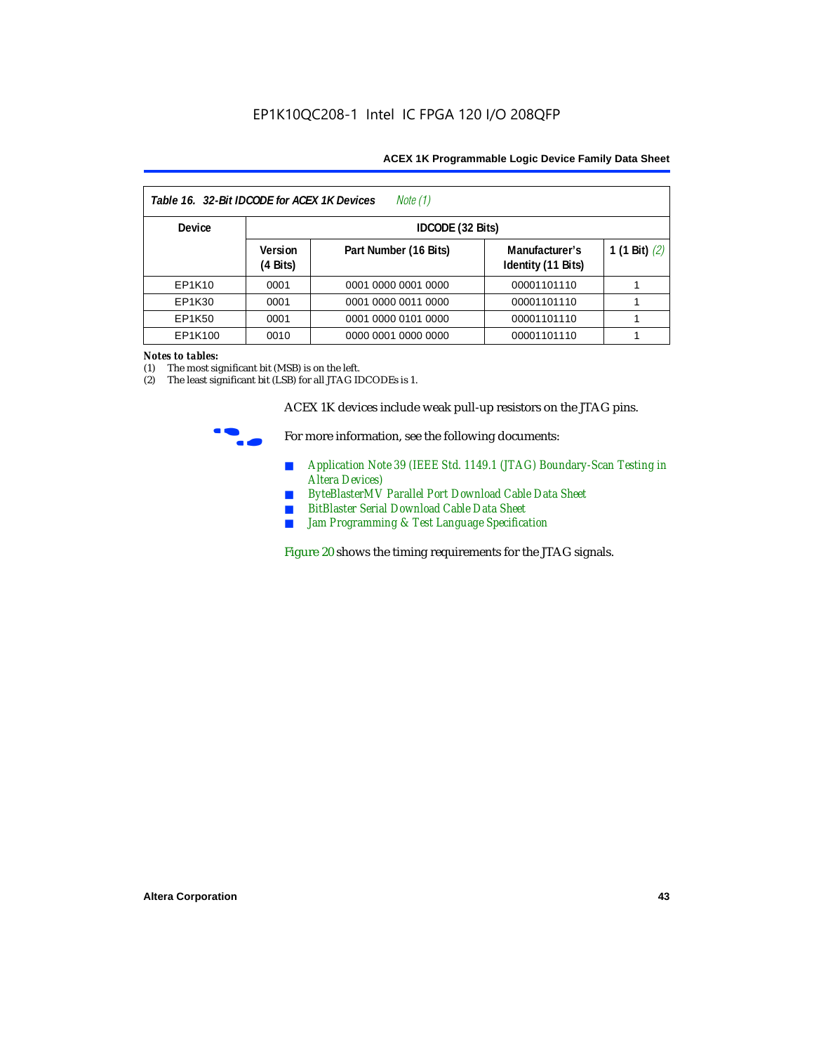**Table 16. 32-Bit IDCODE for ACEX 1K Devices** *Note (1)*

| Device | IDCODE (32 Bits) | | | |
|---|---|---|---|---|
| | Version (4 Bits) | Part Number (16 Bits) | Manufacturer's Identity (11 Bits) | 1 (1 Bit) *(2)* |
| EP1K10 | 0001 | 0001 0000 0001 0000 | 00001101110 | 1 |
| EP1K30 | 0001 | 0001 0000 0011 0000 | 00001101110 | 1 |
| EP1K50 | 0001 | 0001 0000 0101 0000 | 00001101110 | 1 |
| EP1K100 | 0010 | 0000 0001 0000 0000 | 00001101110 | 1 |

***Notes to tables:***

(1) The most significant bit (MSB) is on the left.

(2) The least significant bit (LSB) for all JTAG IDCODEs is 1.

ACEX 1K devices include weak pull-up resistors on the JTAG pins.

For more information, see the following documents:

- *Application Note 39 (IEEE Std. 1149.1 (JTAG) Boundary-Scan Testing in Altera Devices)*
- *ByteBlasterMV Parallel Port Download Cable Data Sheet*
- *BitBlaster Serial Download Cable Data Sheet*
- *Jam Programming & Test Language Specification*

Figure 20 shows the timing requirements for the JTAG signals.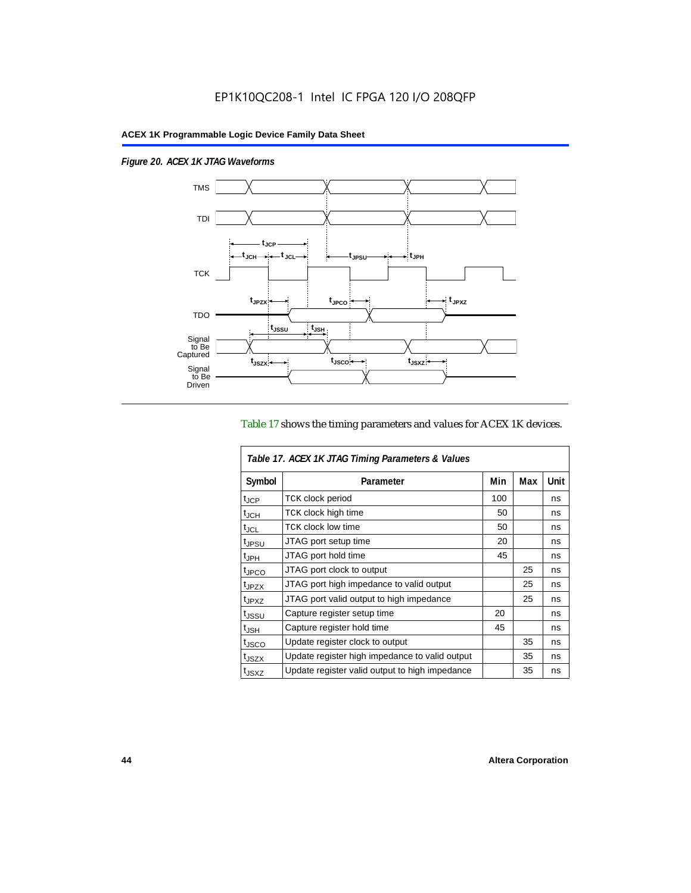*Figure 20. ACEX 1K JTAG Waveforms*

Table 17 shows the timing parameters and values for ACEX 1K devices.

*Table 17. ACEX 1K JTAG Timing Parameters & Values*

| Symbol | Parameter | Min | Max | Unit |
|---|---|---|---|---|
| $t_{JCP}$ | TCK clock period | 100 | | ns |
| $t_{JCH}$ | TCK clock high time | 50 | | ns |
| $t_{JCL}$ | TCK clock low time | 50 | | ns |
| $t_{JPSU}$ | JTAG port setup time | 20 | | ns |
| $t_{JPH}$ | JTAG port hold time | 45 | | ns |
| $t_{JPCO}$ | JTAG port clock to output | | 25 | ns |
| $t_{JPZX}$ | JTAG port high impedance to valid output | | 25 | ns |
| $t_{JPXZ}$ | JTAG port valid output to high impedance | | 25 | ns |
| $t_{JSSU}$ | Capture register setup time | 20 | | ns |
| $t_{JSH}$ | Capture register hold time | 45 | | ns |
| $t_{JSCO}$ | Update register clock to output | | 35 | ns |
| $t_{JSZX}$ | Update register high impedance to valid output | | 35 | ns |
| $t_{JSXZ}$ | Update register valid output to high impedance | | 35 | ns |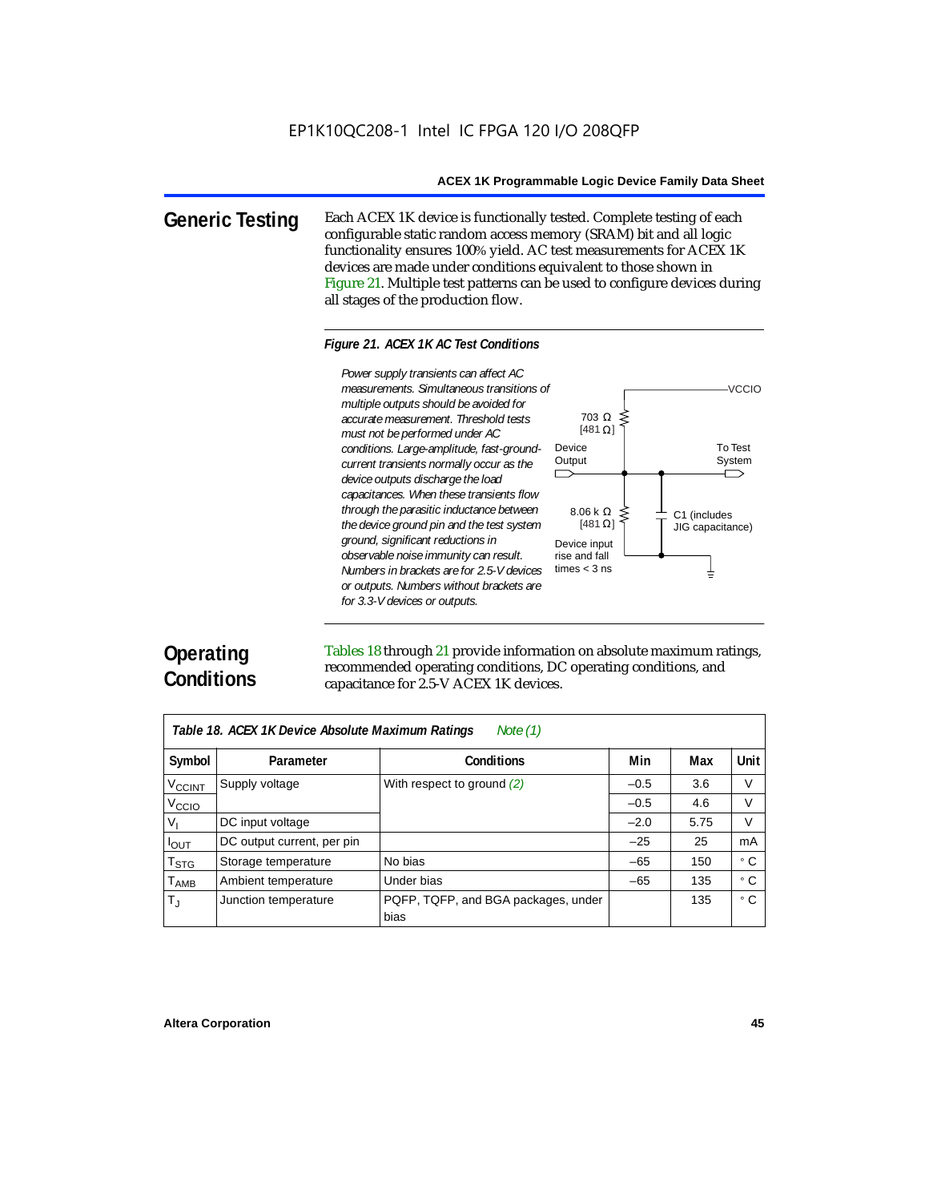## Generic Testing

Each ACEX 1K device is functionally tested. Complete testing of each configurable static random access memory (SRAM) bit and all logic functionality ensures 100% yield. AC test measurements for ACEX 1K devices are made under conditions equivalent to those shown in Figure 21. Multiple test patterns can be used to configure devices during all stages of the production flow.

*Figure 21. ACEX 1K AC Test Conditions*

*Power supply transients can affect AC measurements. Simultaneous transitions of multiple outputs should be avoided for accurate measurement. Threshold tests must not be performed under AC conditions. Large-amplitude, fast-ground-current transients normally occur as the device outputs discharge the load capacitances. When these transients flow through the parasitic inductance between the device ground pin and the test system ground, significant reductions in observable noise immunity can result. Numbers in brackets are for 2.5-V devices or outputs. Numbers without brackets are for 3.3-V devices or outputs.*

VCCIO

703 Ω [481 Ω]

Device Output

To Test System

8.06 kΩ [481 Ω]

C1 (includes JIG capacitance)

Device input rise and fall times < 3 ns

## Operating Conditions

Tables 18 through 21 provide information on absolute maximum ratings, recommended operating conditions, DC operating conditions, and capacitance for 2.5-V ACEX 1K devices.

*Table 18. ACEX 1K Device Absolute Maximum Ratings* *Note (1)*

| Symbol | Parameter | Conditions | Min | Max | Unit |
|---|---|---|---|---|---|
| $V_{CCINT}$ | Supply voltage | With respect to ground *(2)* | –0.5 | 3.6 | V |
| $V_{CCIO}$ | | | –0.5 | 4.6 | V |
| $V_I$ | DC input voltage | | –2.0 | 5.75 | V |
| $I_{OUT}$ | DC output current, per pin | | –25 | 25 | mA |
| $T_{STG}$ | Storage temperature | No bias | –65 | 150 | ° C |
| $T_{AMB}$ | Ambient temperature | Under bias | –65 | 135 | ° C |
| $T_J$ | Junction temperature | PQFP, TQFP, and BGA packages, under bias | | 135 | ° C |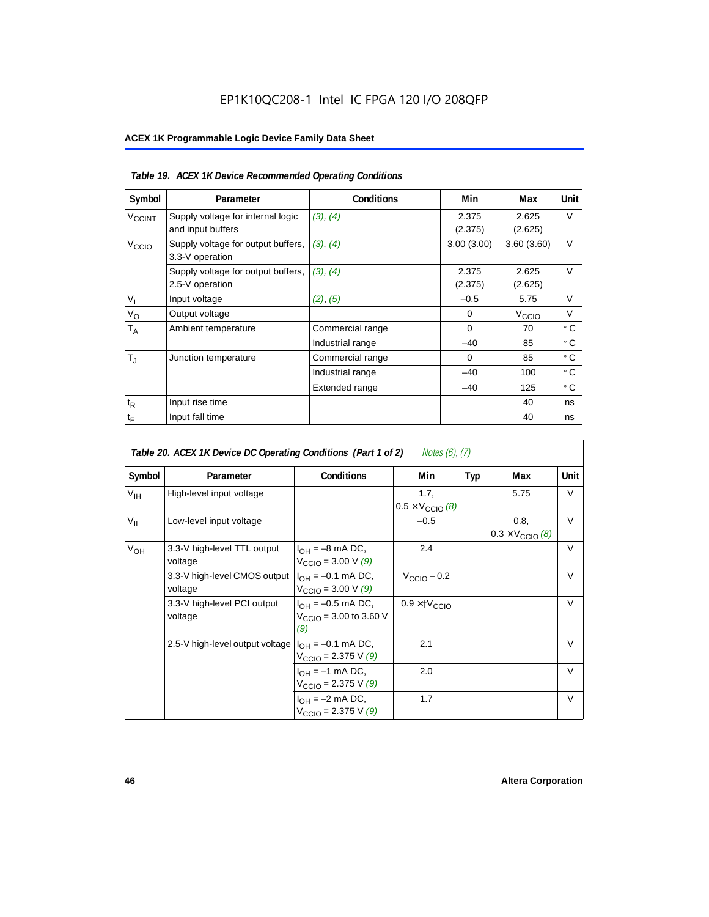| *Table 19. ACEX 1K Device Recommended Operating Conditions* | | | | | |
|---|---|---|---|---|---|
| **Symbol** | **Parameter** | **Conditions** | **Min** | **Max** | **Unit** |
| $V_{CCINT}$ | Supply voltage for internal logic and input buffers | *(3), (4)* | 2.375 (2.375) | 2.625 (2.625) | V |
| $V_{CCIO}$ | Supply voltage for output buffers, 3.3-V operation | *(3), (4)* | 3.00 (3.00) | 3.60 (3.60) | V |
| | Supply voltage for output buffers, 2.5-V operation | *(3), (4)* | 2.375 (2.375) | 2.625 (2.625) | V |
| $V_I$ | Input voltage | *(2), (5)* | –0.5 | 5.75 | V |
| $V_O$ | Output voltage | | 0 | $V_{CCIO}$ | V |
| $T_A$ | Ambient temperature | Commercial range | 0 | 70 | ° C |
| | | Industrial range | –40 | 85 | ° C |
| $T_J$ | Junction temperature | Commercial range | 0 | 85 | ° C |
| | | Industrial range | –40 | 100 | ° C |
| | | Extended range | –40 | 125 | ° C |
| $t_R$ | Input rise time | | | 40 | ns |
| $t_F$ | Input fall time | | | 40 | ns |

| *Table 20. ACEX 1K Device DC Operating Conditions (Part 1 of 2) Notes (6), (7)* | | | | | | |
|---|---|---|---|---|---|---|
| **Symbol** | **Parameter** | **Conditions** | **Min** | **Typ** | **Max** | **Unit** |
| $V_{IH}$ | High-level input voltage | | 1.7, $0.5 \times V_{CCIO}$ *(8)* | | 5.75 | V |
| $V_{IL}$ | Low-level input voltage | | –0.5 | | 0.8, $0.3 \times V_{CCIO}$ *(8)* | V |
| $V_{OH}$ | 3.3-V high-level TTL output voltage | $I_{OH}$ = –8 mA DC, $V_{CCIO}$ = 3.00 V *(9)* | 2.4 | | | V |
| | 3.3-V high-level CMOS output voltage | $I_{OH}$ = –0.1 mA DC, $V_{CCIO}$ = 3.00 V *(9)* | $V_{CCIO}$ – 0.2 | | | V |
| | 3.3-V high-level PCI output voltage | $I_{OH}$ = –0.5 mA DC, $V_{CCIO}$ = 3.00 to 3.60 V *(9)* | $0.9 \times V_{CCIO}$ | | | V |
| | 2.5-V high-level output voltage | $I_{OH}$ = –0.1 mA DC, $V_{CCIO}$ = 2.375 V *(9)* | 2.1 | | | V |
| | | $I_{OH}$ = –1 mA DC, $V_{CCIO}$ = 2.375 V *(9)* | 2.0 | | | V |
| | | $I_{OH}$ = –2 mA DC, $V_{CCIO}$ = 2.375 V *(9)* | 1.7 | | | V |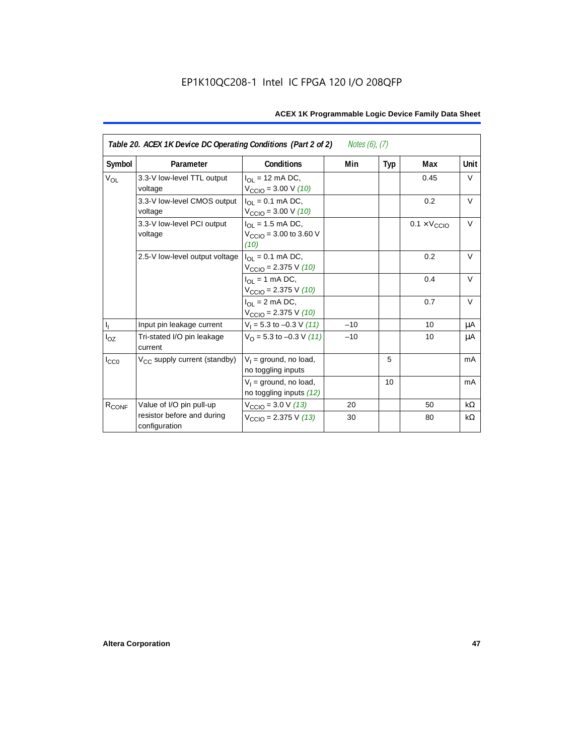EP1K10QC208-1 Intel IC FPGA 120 I/O 208QFP

| Table 20. ACEX 1K Device DC Operating Conditions (Part 2 of 2) *Notes (6), (7)* | | | | | | |
|---|---|---|---|---|---|---|
| **Symbol** | **Parameter** | **Conditions** | **Min** | **Typ** | **Max** | **Unit** |
| $V_{OL}$ | 3.3-V low-level TTL output voltage | $I_{OL}$ = 12 mA DC, $V_{CCIO}$ = 3.00 V *(10)* | | | 0.45 | V |
| | 3.3-V low-level CMOS output voltage | $I_{OL}$ = 0.1 mA DC, $V_{CCIO}$ = 3.00 V *(10)* | | | 0.2 | V |
| | 3.3-V low-level PCI output voltage | $I_{OL}$ = 1.5 mA DC, $V_{CCIO}$ = 3.00 to 3.60 V *(10)* | | | 0.1 × $V_{CCIO}$ | V |
| | 2.5-V low-level output voltage | $I_{OL}$ = 0.1 mA DC, $V_{CCIO}$ = 2.375 V *(10)* | | | 0.2 | V |
| | | $I_{OL}$ = 1 mA DC, $V_{CCIO}$ = 2.375 V *(10)* | | | 0.4 | V |
| | | $I_{OL}$ = 2 mA DC, $V_{CCIO}$ = 2.375 V *(10)* | | | 0.7 | V |
| $I_I$ | Input pin leakage current | $V_I$ = 5.3 to –0.3 V *(11)* | –10 | | 10 | μA |
| $I_{OZ}$ | Tri-stated I/O pin leakage current | $V_O$ = 5.3 to –0.3 V *(11)* | –10 | | 10 | μA |
| $I_{CC0}$ | $V_{CC}$ supply current (standby) | $V_I$ = ground, no load, no toggling inputs | | 5 | | mA |
| | | $V_I$ = ground, no load, no toggling inputs *(12)* | | 10 | | mA |
| $R_{CONF}$ | Value of I/O pin pull-up resistor before and during configuration | $V_{CCIO}$ = 3.0 V *(13)* | 20 | | 50 | kΩ |
| | | $V_{CCIO}$ = 2.375 V *(13)* | 30 | | 80 | kΩ |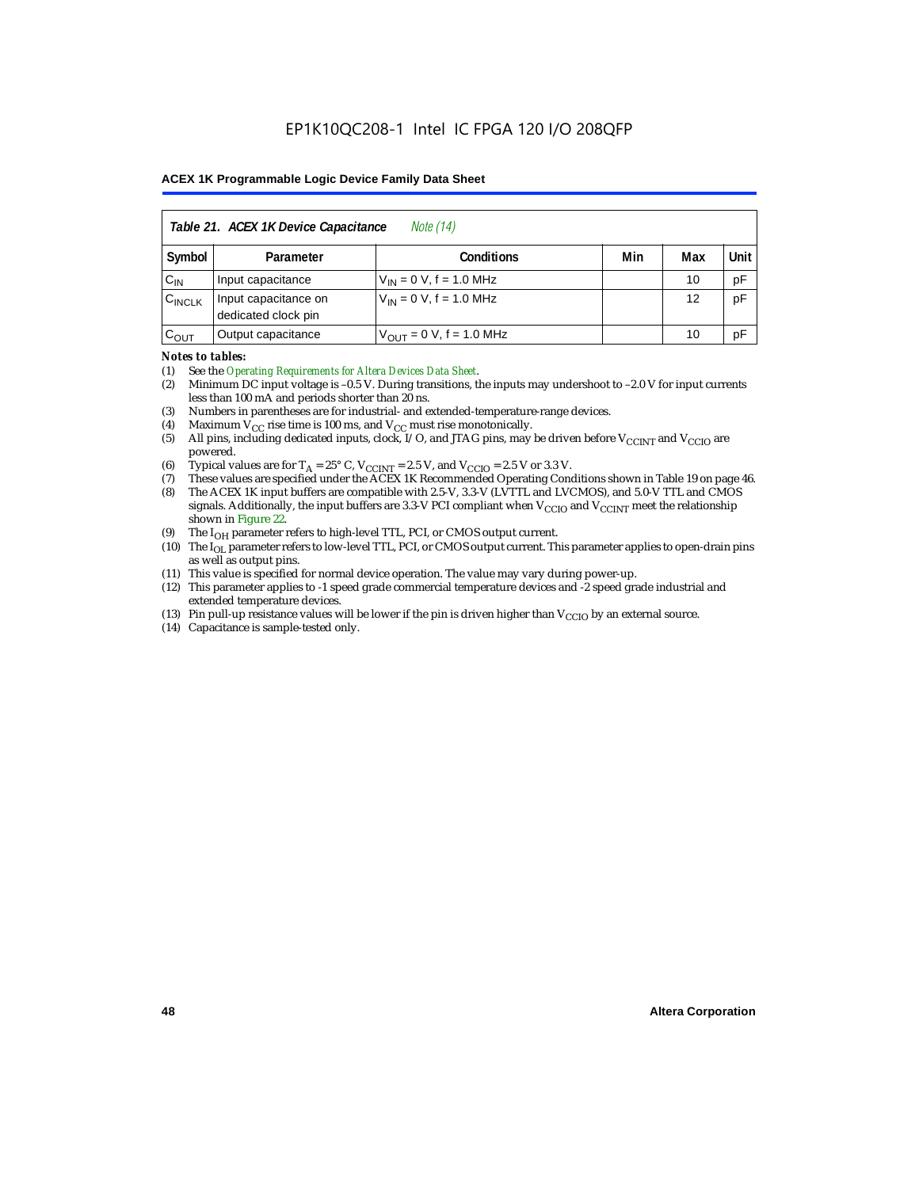**Table 21. ACEX 1K Device Capacitance** *Note (14)*

| Symbol | Parameter | Conditions | Min | Max | Unit |
|---|---|---|---|---|---|
| $C_{IN}$ | Input capacitance | $V_{IN}$ = 0 V, f = 1.0 MHz | | 10 | pF |
| $C_{INCLK}$ | Input capacitance on dedicated clock pin | $V_{IN}$ = 0 V, f = 1.0 MHz | | 12 | pF |
| $C_{OUT}$ | Output capacitance | $V_{OUT}$ = 0 V, f = 1.0 MHz | | 10 | pF |

***Notes to tables:***

(1) See the *Operating Requirements for Altera Devices Data Sheet*.
(2) Minimum DC input voltage is –0.5 V. During transitions, the inputs may undershoot to –2.0 V for input currents less than 100 mA and periods shorter than 20 ns.
(3) Numbers in parentheses are for industrial- and extended-temperature-range devices.
(4) Maximum $V_{CC}$ rise time is 100 ms, and $V_{CC}$ must rise monotonically.
(5) All pins, including dedicated inputs, clock, I/O, and JTAG pins, may be driven before $V_{CCINT}$ and $V_{CCIO}$ are powered.
(6) Typical values are for $T_A$ = 25° C, $V_{CCINT}$ = 2.5 V, and $V_{CCIO}$ = 2.5 V or 3.3 V.
(7) These values are specified under the ACEX 1K Recommended Operating Conditions shown in Table 19 on page 46.
(8) The ACEX 1K input buffers are compatible with 2.5-V, 3.3-V (LVTTL and LVCMOS), and 5.0-V TTL and CMOS signals. Additionally, the input buffers are 3.3-V PCI compliant when $V_{CCIO}$ and $V_{CCINT}$ meet the relationship shown in Figure 22.
(9) The $I_{OH}$ parameter refers to high-level TTL, PCI, or CMOS output current.
(10) The $I_{OL}$ parameter refers to low-level TTL, PCI, or CMOS output current. This parameter applies to open-drain pins as well as output pins.
(11) This value is specified for normal device operation. The value may vary during power-up.
(12) This parameter applies to -1 speed grade commercial temperature devices and -2 speed grade industrial and extended temperature devices.
(13) Pin pull-up resistance values will be lower if the pin is driven higher than $V_{CCIO}$ by an external source.
(14) Capacitance is sample-tested only.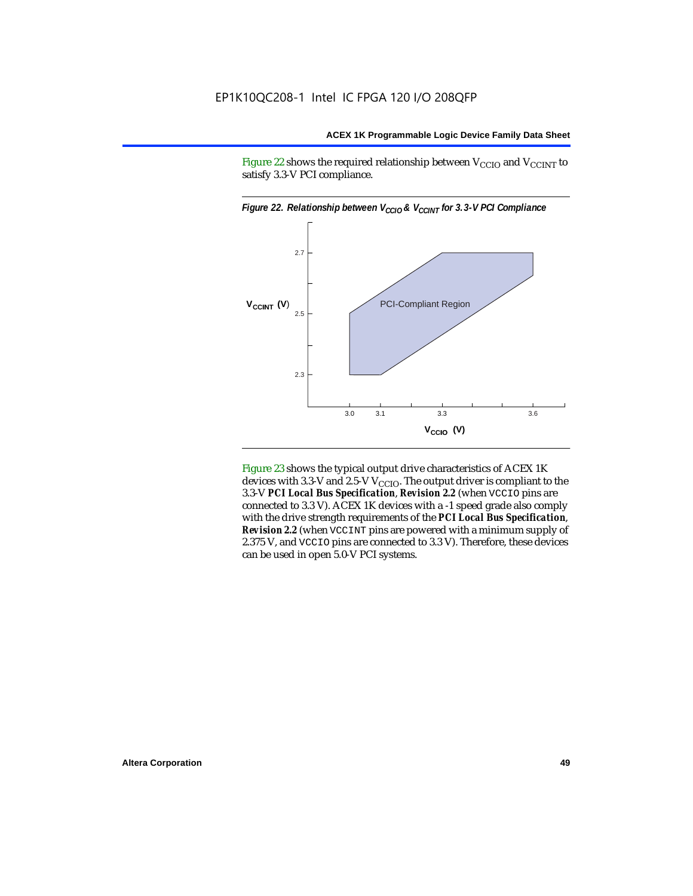Figure 22 shows the required relationship between $V_{CCIO}$ and $V_{CCINT}$ to satisfy 3.3-V PCI compliance.

*Figure 22. Relationship between $V_{CCIO}$ & $V_{CCINT}$ for 3.3-V PCI Compliance*

Figure 23 shows the typical output drive characteristics of ACEX 1K devices with 3.3-V and 2.5-V $V_{CCIO}$. The output driver is compliant to the 3.3-V ***PCI Local Bus Specification***, ***Revision 2.2*** (when VCCIO pins are connected to 3.3 V). ACEX 1K devices with a -1 speed grade also comply with the drive strength requirements of the ***PCI Local Bus Specification***, ***Revision 2.2*** (when VCCINT pins are powered with a minimum supply of 2.375 V, and VCCIO pins are connected to 3.3 V). Therefore, these devices can be used in open 5.0-V PCI systems.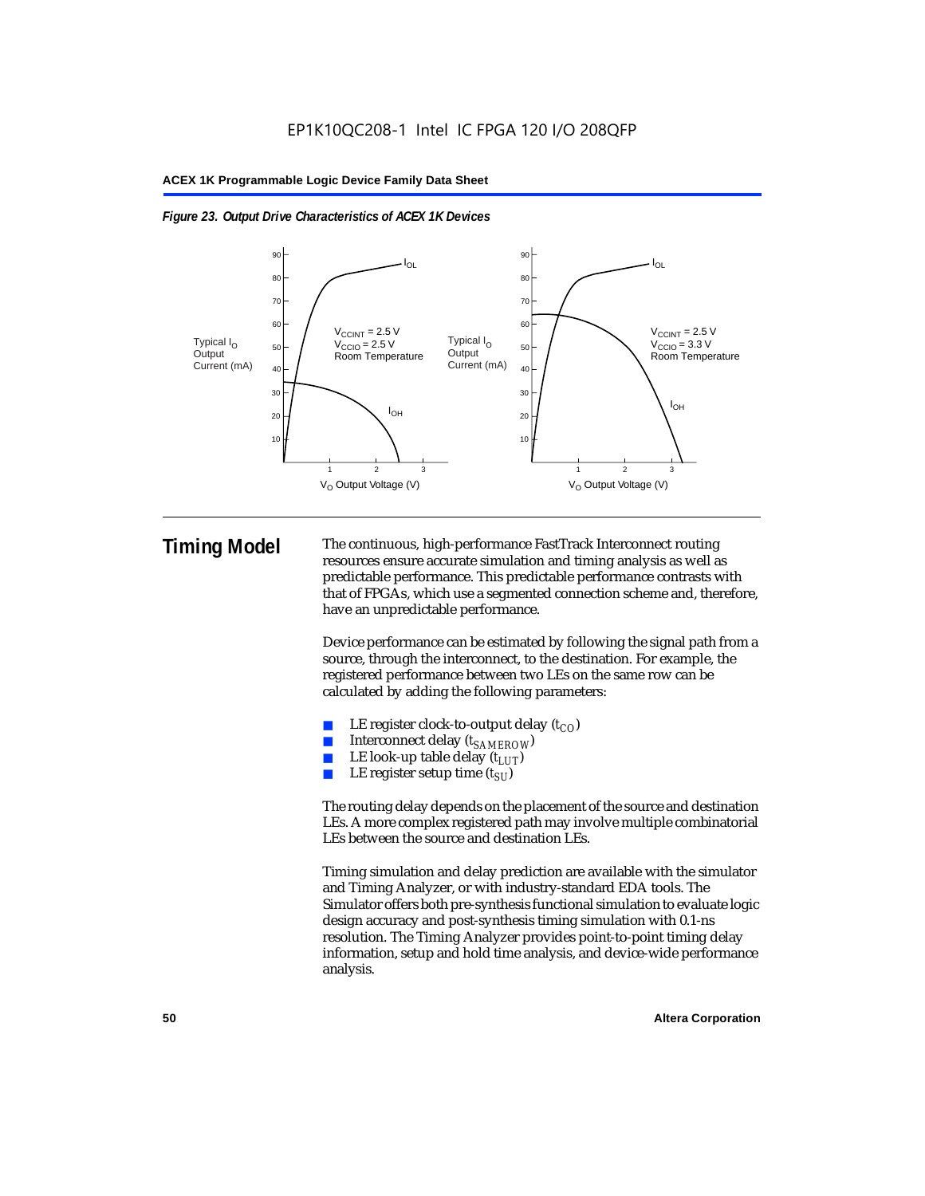EP1K10QC208-1 Intel IC FPGA 120 I/O 208QFP

*Figure 23. Output Drive Characteristics of ACEX 1K Devices*

## Timing Model

The continuous, high-performance FastTrack Interconnect routing resources ensure accurate simulation and timing analysis as well as predictable performance. This predictable performance contrasts with that of FPGAs, which use a segmented connection scheme and, therefore, have an unpredictable performance.

Device performance can be estimated by following the signal path from a source, through the interconnect, to the destination. For example, the registered performance between two LEs on the same row can be calculated by adding the following parameters:

- LE register clock-to-output delay ($t_{CO}$)
- Interconnect delay ($t_{SAMEROW}$)
- LE look-up table delay ($t_{LUT}$)
- LE register setup time ($t_{SU}$)

The routing delay depends on the placement of the source and destination LEs. A more complex registered path may involve multiple combinatorial LEs between the source and destination LEs.

Timing simulation and delay prediction are available with the simulator and Timing Analyzer, or with industry-standard EDA tools. The Simulator offers both pre-synthesis functional simulation to evaluate logic design accuracy and post-synthesis timing simulation with 0.1-ns resolution. The Timing Analyzer provides point-to-point timing delay information, setup and hold time analysis, and device-wide performance analysis.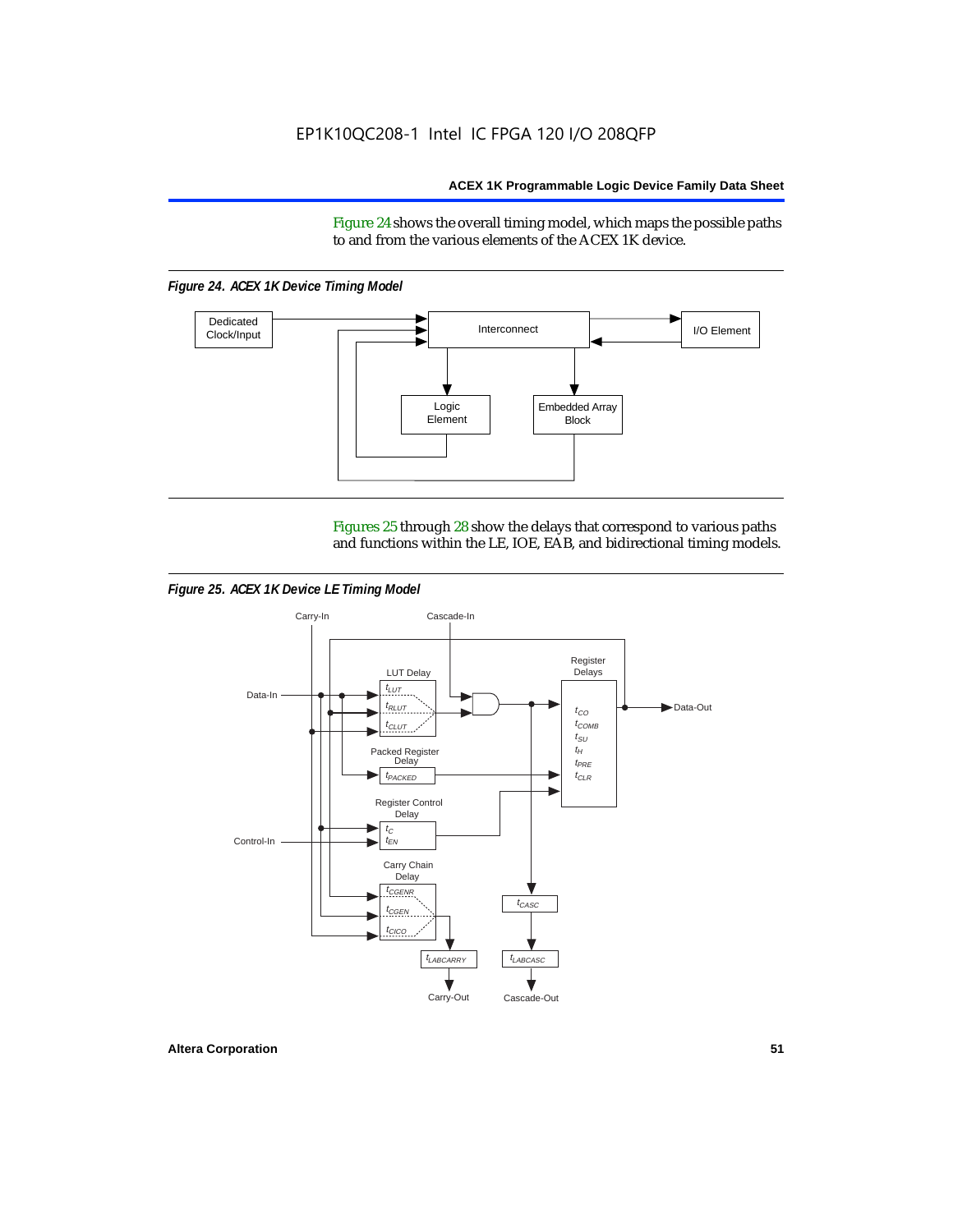Figure 24 shows the overall timing model, which maps the possible paths to and from the various elements of the ACEX 1K device.

*Figure 24. ACEX 1K Device Timing Model*

Figures 25 through 28 show the delays that correspond to various paths and functions within the LE, IOE, EAB, and bidirectional timing models.

*Figure 25. ACEX 1K Device LE Timing Model*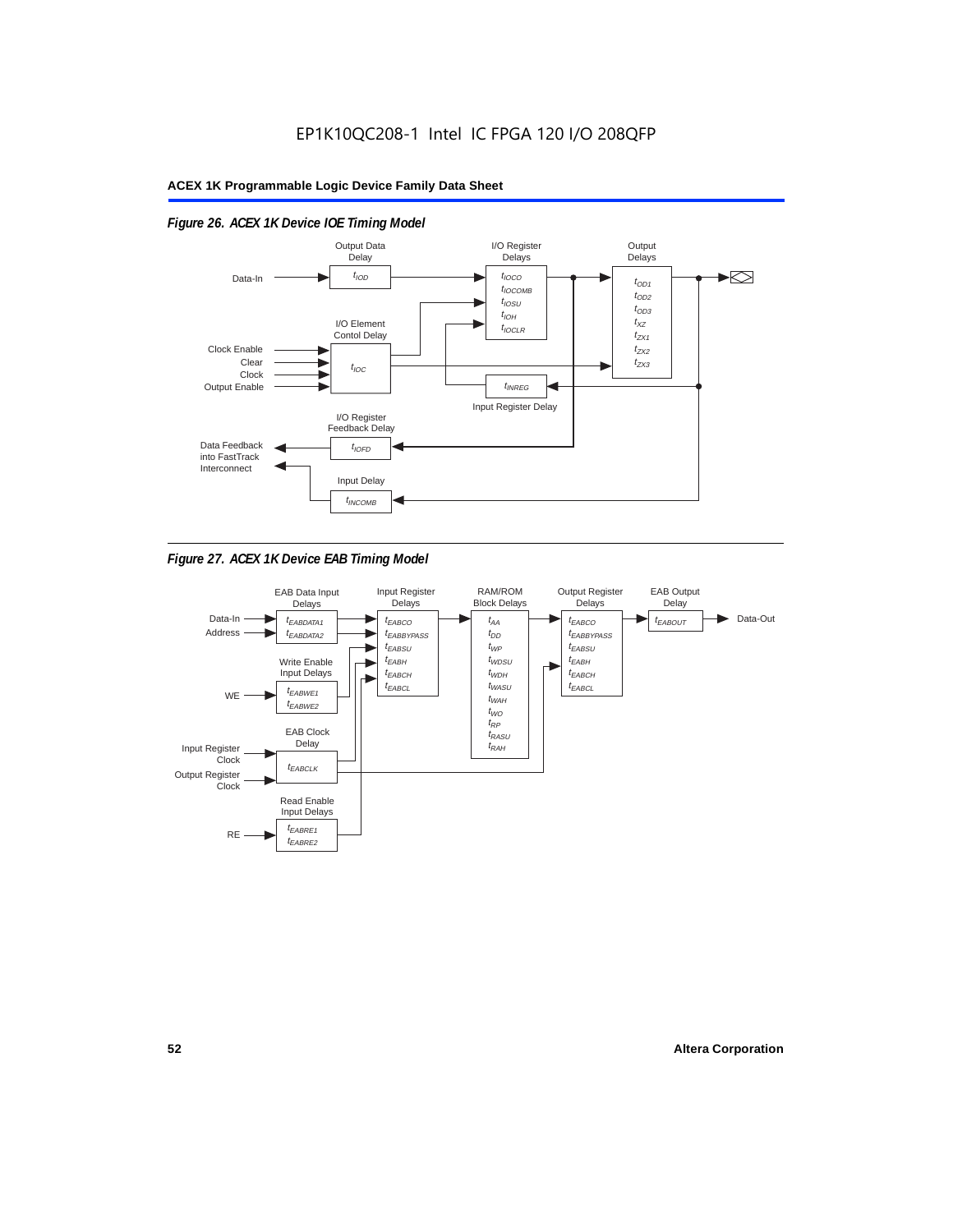EP1K10QC208-1 Intel IC FPGA 120 I/O 208QFP

**ACEX 1K Programmable Logic Device Family Data Sheet**

*Figure 26. ACEX 1K Device IOE Timing Model*

Output Data Delay: $t_{IOD}$

I/O Register Delays: $t_{IOCO}$, $t_{IOCOMB}$, $t_{IOSU}$, $t_{IOH}$, $t_{IOCLR}$

Output Delays: $t_{OD1}$, $t_{OD2}$, $t_{OD3}$, $t_{XZ}$, $t_{ZX1}$, $t_{ZX2}$, $t_{ZX3}$

I/O Element Contol Delay: $t_{IOC}$

Input Register Delay: $t_{INREG}$

I/O Register Feedback Delay: $t_{IOFD}$

Input Delay: $t_{INCOMB}$

Inputs: Data-In, Clock Enable, Clear, Clock, Output Enable

Output: Data Feedback into FastTrack Interconnect

*Figure 27. ACEX 1K Device EAB Timing Model*

EAB Data Input Delays: $t_{EABDATA1}$, $t_{EABDATA2}$

Input Register Delays: $t_{EABCO}$, $t_{EABBYPASS}$, $t_{EABSU}$, $t_{EABH}$, $t_{EABCH}$, $t_{EABCL}$

RAM/ROM Block Delays: $t_{AA}$, $t_{DD}$, $t_{WP}$, $t_{WDSU}$, $t_{WDH}$, $t_{WASU}$, $t_{WAH}$, $t_{WO}$, $t_{RP}$, $t_{RASU}$, $t_{RAH}$

Output Register Delays: $t_{EABCO}$, $t_{EABBYPASS}$, $t_{EABSU}$, $t_{EABH}$, $t_{EABCH}$, $t_{EABCL}$

EAB Output Delay: $t_{EABOUT}$

Write Enable Input Delays: $t_{EABWE1}$, $t_{EABWE2}$

EAB Clock Delay: $t_{EABCLK}$

Read Enable Input Delays: $t_{EABRE1}$, $t_{EABRE2}$

Inputs: Data-In, Address, WE, Input Register Clock, Output Register Clock, RE

Output: Data-Out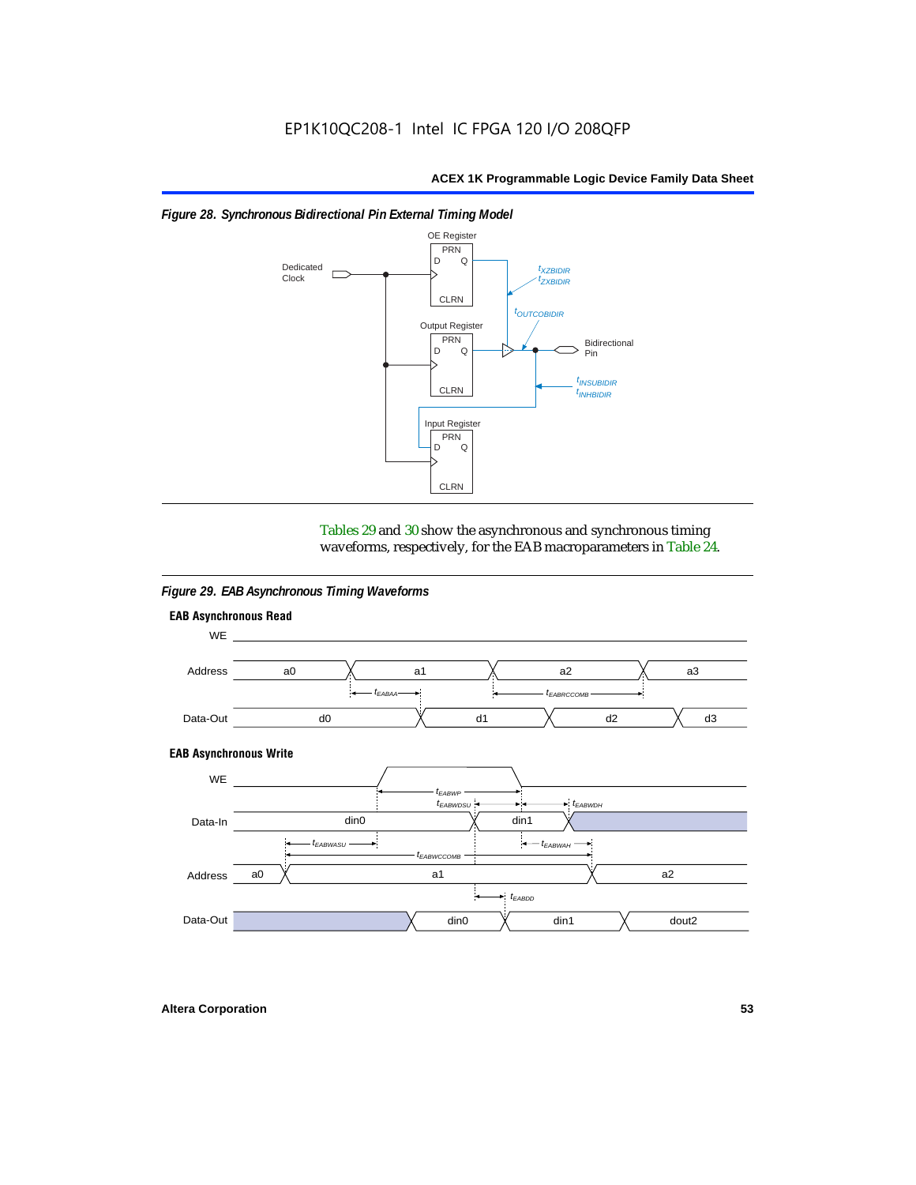*Figure 28. Synchronous Bidirectional Pin External Timing Model*

Tables 29 and 30 show the asynchronous and synchronous timing waveforms, respectively, for the EAB macroparameters in Table 24.

*Figure 29. EAB Asynchronous Timing Waveforms*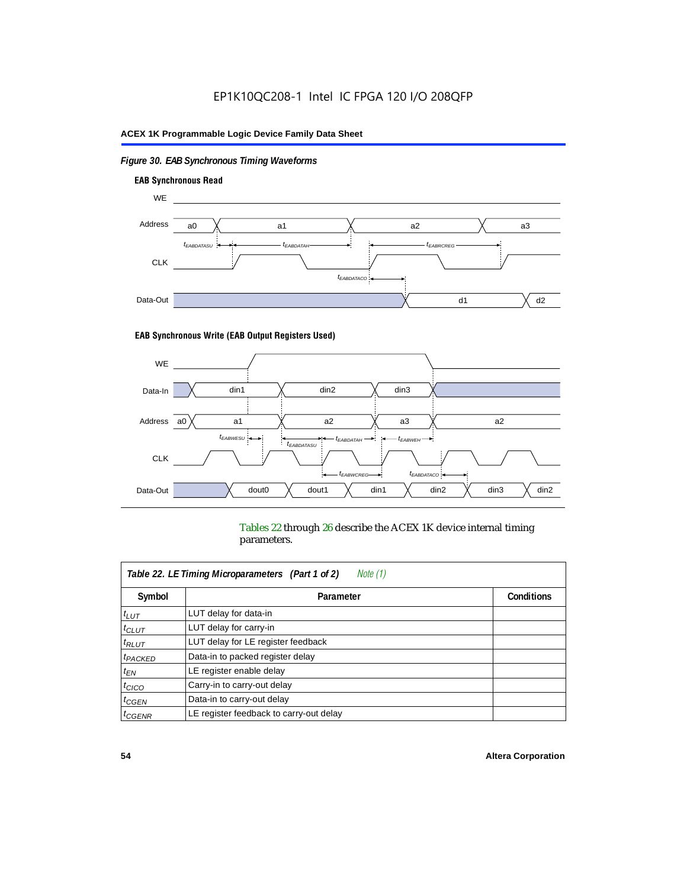*Figure 30. EAB Synchronous Timing Waveforms*

**EAB Synchronous Read**

**EAB Synchronous Write (EAB Output Registers Used)**

Tables 22 through 26 describe the ACEX 1K device internal timing parameters.

| *Table 22. LE Timing Microparameters (Part 1 of 2) Note (1)* | | |
|---|---|---|
| **Symbol** | **Parameter** | **Conditions** |
| $t_{LUT}$ | LUT delay for data-in | |
| $t_{CLUT}$ | LUT delay for carry-in | |
| $t_{RLUT}$ | LUT delay for LE register feedback | |
| $t_{PACKED}$ | Data-in to packed register delay | |
| $t_{EN}$ | LE register enable delay | |
| $t_{CICO}$ | Carry-in to carry-out delay | |
| $t_{CGEN}$ | Data-in to carry-out delay | |
| $t_{CGENR}$ | LE register feedback to carry-out delay | |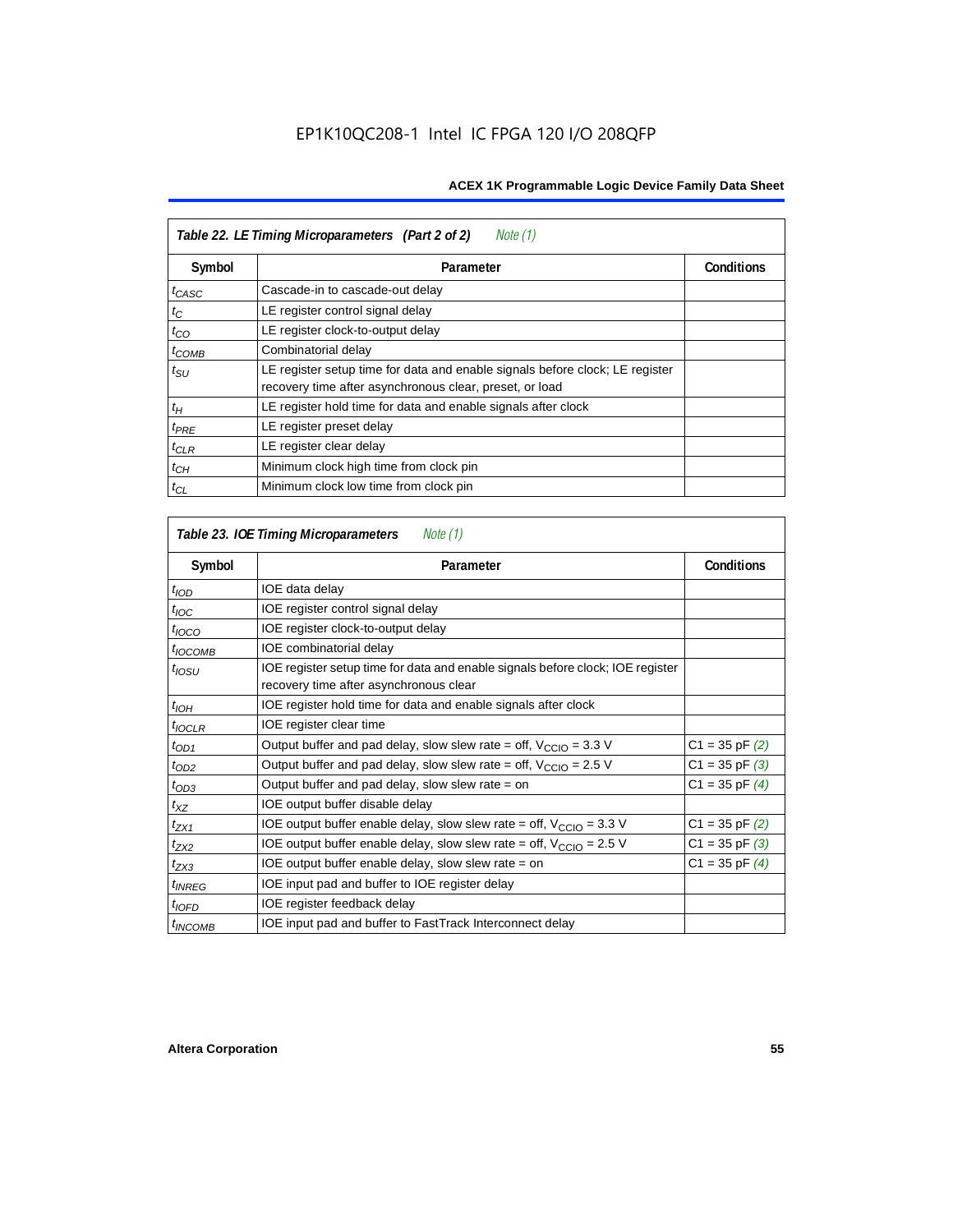**Table 22. LE Timing Microparameters (Part 2 of 2)** *Note (1)*

| Symbol | Parameter | Conditions |
|---|---|---|
| $t_{CASC}$ | Cascade-in to cascade-out delay | |
| $t_C$ | LE register control signal delay | |
| $t_{CO}$ | LE register clock-to-output delay | |
| $t_{COMB}$ | Combinatorial delay | |
| $t_{SU}$ | LE register setup time for data and enable signals before clock; LE register recovery time after asynchronous clear, preset, or load | |
| $t_H$ | LE register hold time for data and enable signals after clock | |
| $t_{PRE}$ | LE register preset delay | |
| $t_{CLR}$ | LE register clear delay | |
| $t_{CH}$ | Minimum clock high time from clock pin | |
| $t_{CL}$ | Minimum clock low time from clock pin | |

**Table 23. IOE Timing Microparameters** *Note (1)*

| Symbol | Parameter | Conditions |
|---|---|---|
| $t_{IOD}$ | IOE data delay | |
| $t_{IOC}$ | IOE register control signal delay | |
| $t_{IOCO}$ | IOE register clock-to-output delay | |
| $t_{IOCOMB}$ | IOE combinatorial delay | |
| $t_{IOSU}$ | IOE register setup time for data and enable signals before clock; IOE register recovery time after asynchronous clear | |
| $t_{IOH}$ | IOE register hold time for data and enable signals after clock | |
| $t_{IOCLR}$ | IOE register clear time | |
| $t_{OD1}$ | Output buffer and pad delay, slow slew rate = off, $V_{CCIO}$ = 3.3 V | C1 = 35 pF *(2)* |
| $t_{OD2}$ | Output buffer and pad delay, slow slew rate = off, $V_{CCIO}$ = 2.5 V | C1 = 35 pF *(3)* |
| $t_{OD3}$ | Output buffer and pad delay, slow slew rate = on | C1 = 35 pF *(4)* |
| $t_{XZ}$ | IOE output buffer disable delay | |
| $t_{ZX1}$ | IOE output buffer enable delay, slow slew rate = off, $V_{CCIO}$ = 3.3 V | C1 = 35 pF *(2)* |
| $t_{ZX2}$ | IOE output buffer enable delay, slow slew rate = off, $V_{CCIO}$ = 2.5 V | C1 = 35 pF *(3)* |
| $t_{ZX3}$ | IOE output buffer enable delay, slow slew rate = on | C1 = 35 pF *(4)* |
| $t_{INREG}$ | IOE input pad and buffer to IOE register delay | |
| $t_{IOFD}$ | IOE register feedback delay | |
| $t_{INCOMB}$ | IOE input pad and buffer to FastTrack Interconnect delay | |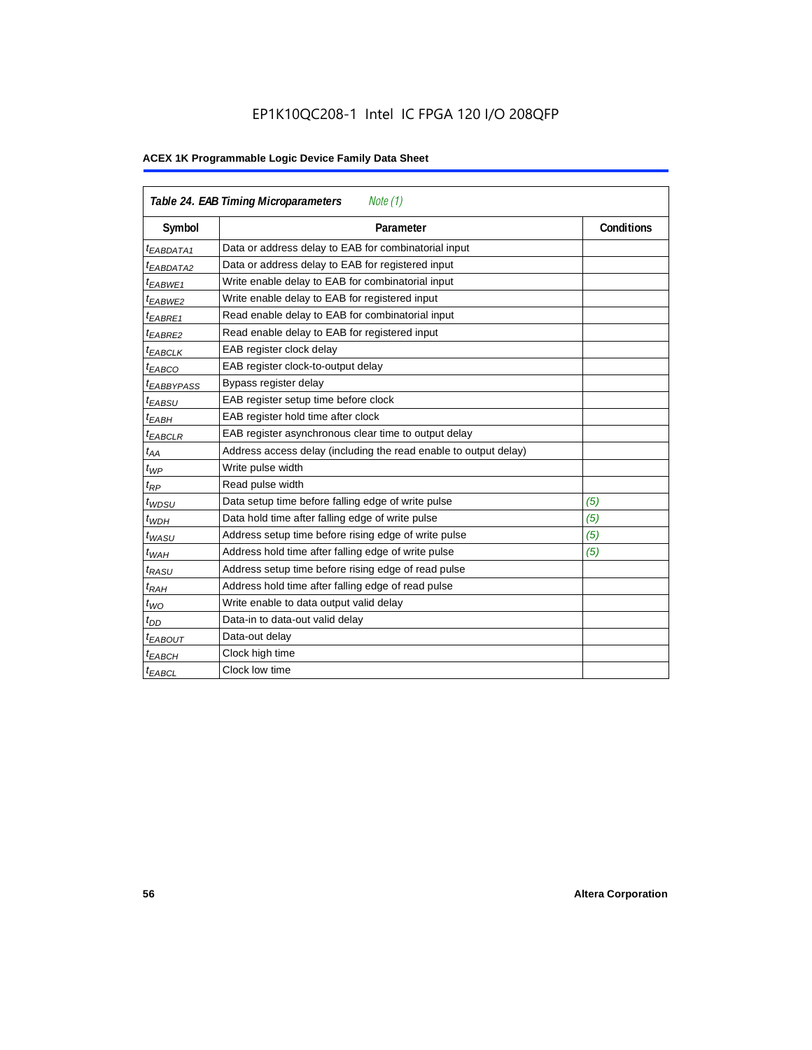# Table 24. EAB Timing Microparameters *Note (1)*

| Symbol | Parameter | Conditions |
|---|---|---|
| $t_{EABDATA1}$ | Data or address delay to EAB for combinatorial input | |
| $t_{EABDATA2}$ | Data or address delay to EAB for registered input | |
| $t_{EABWE1}$ | Write enable delay to EAB for combinatorial input | |
| $t_{EABWE2}$ | Write enable delay to EAB for registered input | |
| $t_{EABRE1}$ | Read enable delay to EAB for combinatorial input | |
| $t_{EABRE2}$ | Read enable delay to EAB for registered input | |
| $t_{EABCLK}$ | EAB register clock delay | |
| $t_{EABCO}$ | EAB register clock-to-output delay | |
| $t_{EABBYPASS}$ | Bypass register delay | |
| $t_{EABSU}$ | EAB register setup time before clock | |
| $t_{EABH}$ | EAB register hold time after clock | |
| $t_{EABCLR}$ | EAB register asynchronous clear time to output delay | |
| $t_{AA}$ | Address access delay (including the read enable to output delay) | |
| $t_{WP}$ | Write pulse width | |
| $t_{RP}$ | Read pulse width | |
| $t_{WDSU}$ | Data setup time before falling edge of write pulse | *(5)* |
| $t_{WDH}$ | Data hold time after falling edge of write pulse | *(5)* |
| $t_{WASU}$ | Address setup time before rising edge of write pulse | *(5)* |
| $t_{WAH}$ | Address hold time after falling edge of write pulse | *(5)* |
| $t_{RASU}$ | Address setup time before rising edge of read pulse | |
| $t_{RAH}$ | Address hold time after falling edge of read pulse | |
| $t_{WO}$ | Write enable to data output valid delay | |
| $t_{DD}$ | Data-in to data-out valid delay | |
| $t_{EABOUT}$ | Data-out delay | |
| $t_{EABCH}$ | Clock high time | |
| $t_{EABCL}$ | Clock low time | |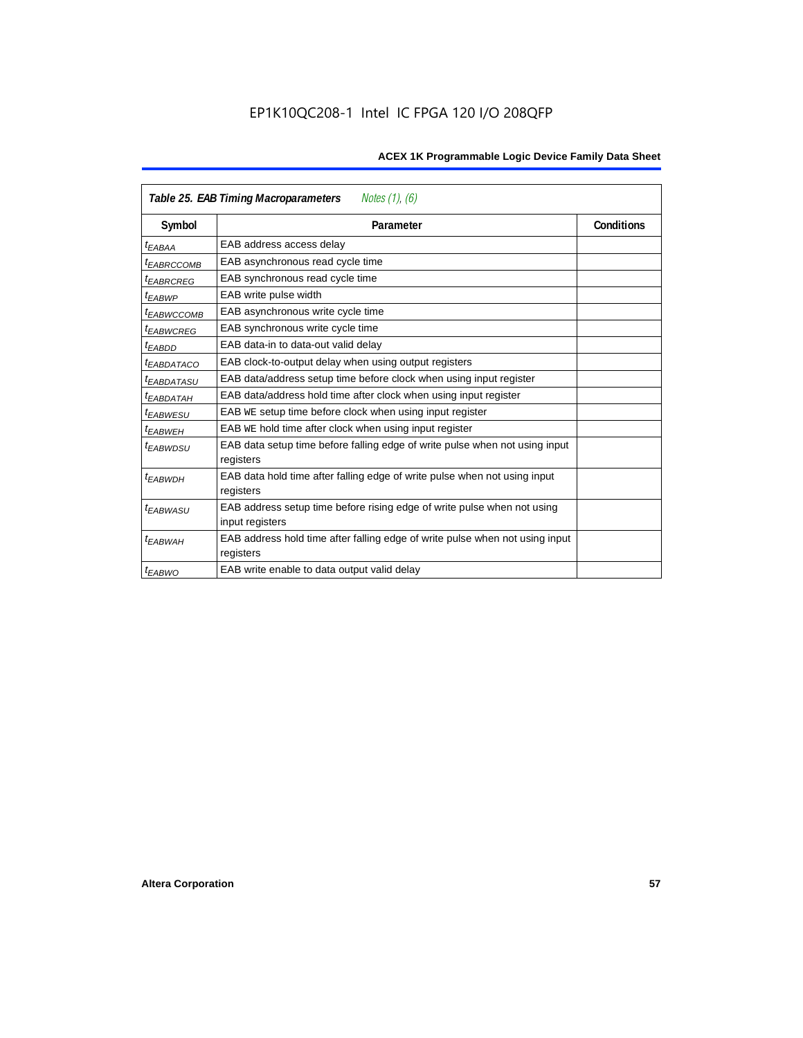EP1K10QC208-1 Intel IC FPGA 120 I/O 208QFP

| *Table 25. EAB Timing Macroparameters* *Notes (1), (6)* | | |
|---|---|---|
| **Symbol** | **Parameter** | **Conditions** |
| $t_{EABAA}$ | EAB address access delay | |
| $t_{EABRCCOMB}$ | EAB asynchronous read cycle time | |
| $t_{EABRCREG}$ | EAB synchronous read cycle time | |
| $t_{EABWP}$ | EAB write pulse width | |
| $t_{EABWCCOMB}$ | EAB asynchronous write cycle time | |
| $t_{EABWCREG}$ | EAB synchronous write cycle time | |
| $t_{EABDD}$ | EAB data-in to data-out valid delay | |
| $t_{EABDATACO}$ | EAB clock-to-output delay when using output registers | |
| $t_{EABDATASU}$ | EAB data/address setup time before clock when using input register | |
| $t_{EABDATAH}$ | EAB data/address hold time after clock when using input register | |
| $t_{EABWESU}$ | EAB WE setup time before clock when using input register | |
| $t_{EABWEH}$ | EAB WE hold time after clock when using input register | |
| $t_{EABWDSU}$ | EAB data setup time before falling edge of write pulse when not using input registers | |
| $t_{EABWDH}$ | EAB data hold time after falling edge of write pulse when not using input registers | |
| $t_{EABWASU}$ | EAB address setup time before rising edge of write pulse when not using input registers | |
| $t_{EABWAH}$ | EAB address hold time after falling edge of write pulse when not using input registers | |
| $t_{EABWO}$ | EAB write enable to data output valid delay | |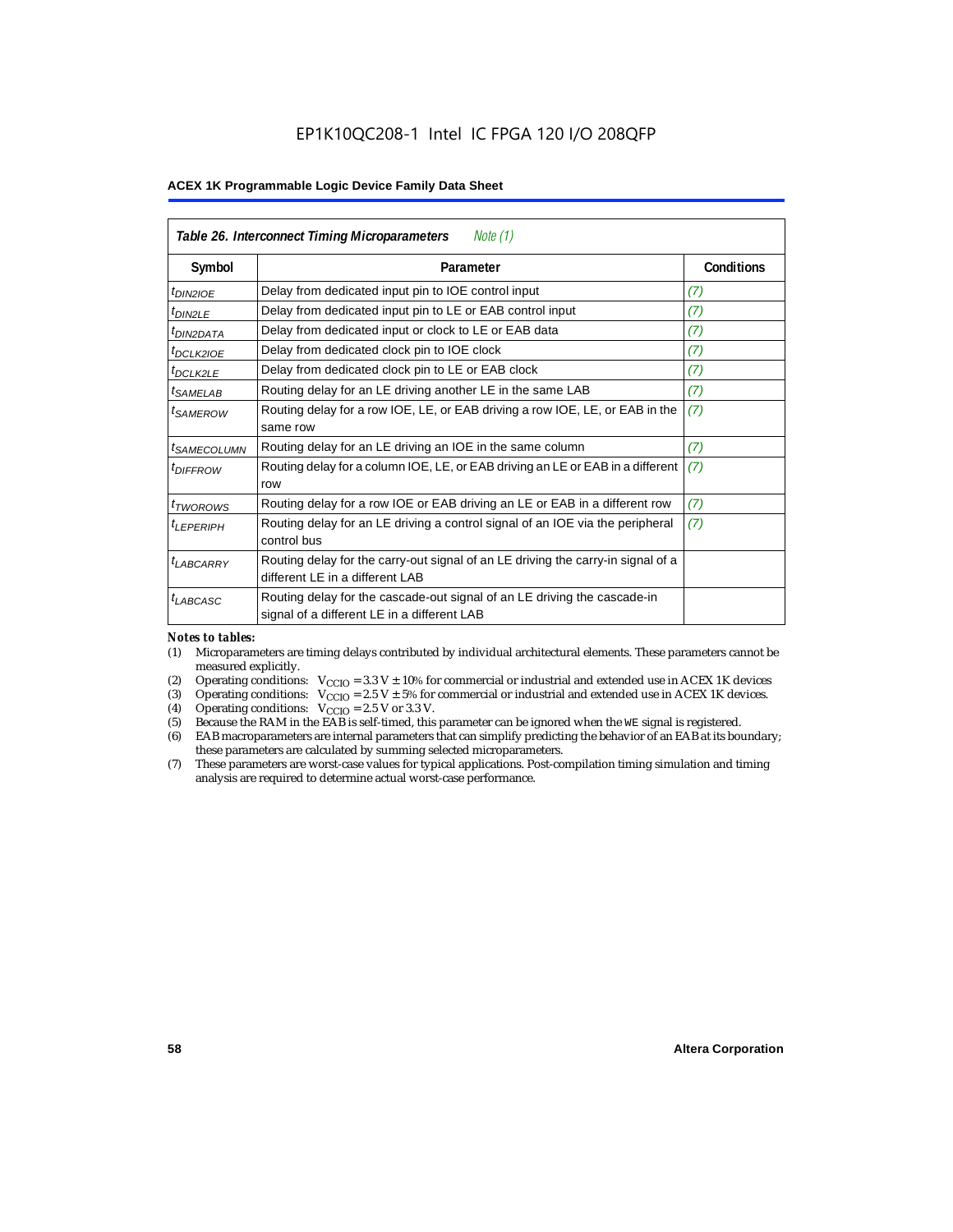**Table 26. Interconnect Timing Microparameters** *Note (1)*

| Symbol | Parameter | Conditions |
|---|---|---|
| $t_{DIN2IOE}$ | Delay from dedicated input pin to IOE control input | (7) |
| $t_{DIN2LE}$ | Delay from dedicated input pin to LE or EAB control input | (7) |
| $t_{DIN2DATA}$ | Delay from dedicated input or clock to LE or EAB data | (7) |
| $t_{DCLK2IOE}$ | Delay from dedicated clock pin to IOE clock | (7) |
| $t_{DCLK2LE}$ | Delay from dedicated clock pin to LE or EAB clock | (7) |
| $t_{SAMELAB}$ | Routing delay for an LE driving another LE in the same LAB | (7) |
| $t_{SAMEROW}$ | Routing delay for a row IOE, LE, or EAB driving a row IOE, LE, or EAB in the same row | (7) |
| $t_{SAMECOLUMN}$ | Routing delay for an LE driving an IOE in the same column | (7) |
| $t_{DIFFROW}$ | Routing delay for a column IOE, LE, or EAB driving an LE or EAB in a different row | (7) |
| $t_{TWOROWS}$ | Routing delay for a row IOE or EAB driving an LE or EAB in a different row | (7) |
| $t_{LEPERIPH}$ | Routing delay for an LE driving a control signal of an IOE via the peripheral control bus | (7) |
| $t_{LABCARRY}$ | Routing delay for the carry-out signal of an LE driving the carry-in signal of a different LE in a different LAB | |
| $t_{LABCASC}$ | Routing delay for the cascade-out signal of an LE driving the cascade-in signal of a different LE in a different LAB | |

*Notes to tables:*

(1) Microparameters are timing delays contributed by individual architectural elements. These parameters cannot be measured explicitly.

(2) Operating conditions: $V_{CCIO}$ = 3.3 V ± 10% for commercial or industrial and extended use in ACEX 1K devices

(3) Operating conditions: $V_{CCIO}$ = 2.5 V ± 5% for commercial or industrial and extended use in ACEX 1K devices.

(4) Operating conditions: $V_{CCIO}$ = 2.5 V or 3.3 V.

(5) Because the RAM in the EAB is self-timed, this parameter can be ignored when the WE signal is registered.

(6) EAB macroparameters are internal parameters that can simplify predicting the behavior of an EAB at its boundary; these parameters are calculated by summing selected microparameters.

(7) These parameters are worst-case values for typical applications. Post-compilation timing simulation and timing analysis are required to determine actual worst-case performance.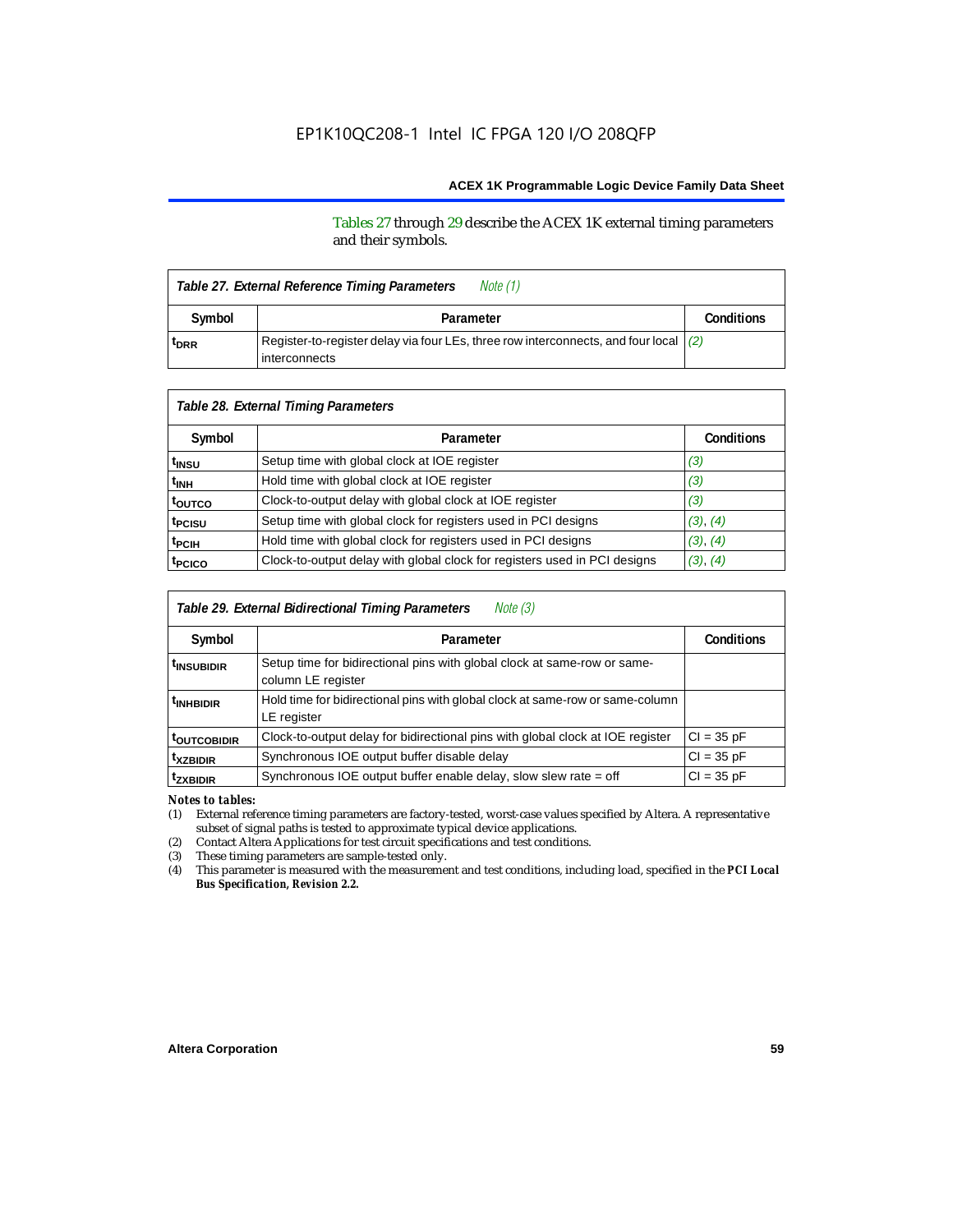Tables 27 through 29 describe the ACEX 1K external timing parameters and their symbols.

| Table 27. External Reference Timing Parameters *Note (1)* | | |
|---|---|---|
| Symbol | Parameter | Conditions |
| $t_{DRR}$ | Register-to-register delay via four LEs, three row interconnects, and four local interconnects | (2) |

| Table 28. External Timing Parameters | | |
|---|---|---|
| Symbol | Parameter | Conditions |
| $t_{INSU}$ | Setup time with global clock at IOE register | (3) |
| $t_{INH}$ | Hold time with global clock at IOE register | (3) |
| $t_{OUTCO}$ | Clock-to-output delay with global clock at IOE register | (3) |
| $t_{PCISU}$ | Setup time with global clock for registers used in PCI designs | (3), (4) |
| $t_{PCIH}$ | Hold time with global clock for registers used in PCI designs | (3), (4) |
| $t_{PCICO}$ | Clock-to-output delay with global clock for registers used in PCI designs | (3), (4) |

| Table 29. External Bidirectional Timing Parameters *Note (3)* | | |
|---|---|---|
| Symbol | Parameter | Conditions |
| $t_{INSUBIDIR}$ | Setup time for bidirectional pins with global clock at same-row or same-column LE register | |
| $t_{INHBIDIR}$ | Hold time for bidirectional pins with global clock at same-row or same-column LE register | |
| $t_{OUTCOBIDIR}$ | Clock-to-output delay for bidirectional pins with global clock at IOE register | CI = 35 pF |
| $t_{XZBIDIR}$ | Synchronous IOE output buffer disable delay | CI = 35 pF |
| $t_{ZXBIDIR}$ | Synchronous IOE output buffer enable delay, slow slew rate = off | CI = 35 pF |

*Notes to tables:*

(1) External reference timing parameters are factory-tested, worst-case values specified by Altera. A representative subset of signal paths is tested to approximate typical device applications.

(2) Contact Altera Applications for test circuit specifications and test conditions.

(3) These timing parameters are sample-tested only.

(4) This parameter is measured with the measurement and test conditions, including load, specified in the ***PCI Local Bus Specification, Revision 2.2.***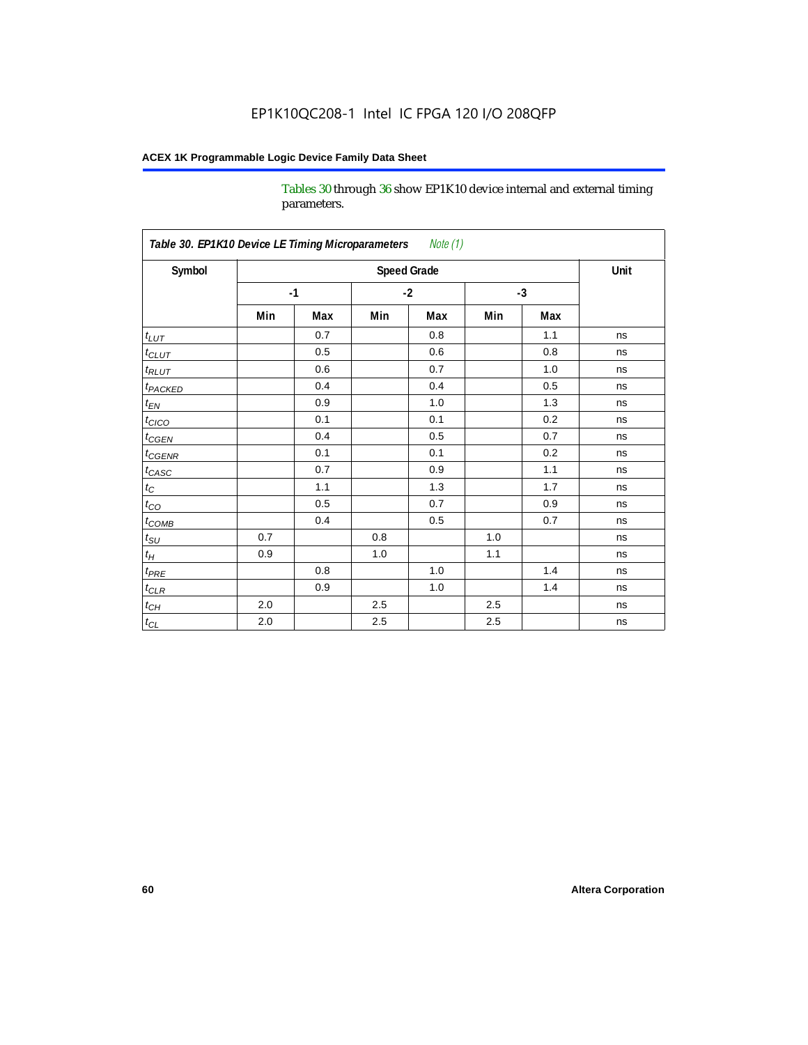Tables 30 through 36 show EP1K10 device internal and external timing parameters.

**Table 30. EP1K10 Device LE Timing Microparameters** *Note (1)*

| Symbol | Speed Grade | | | | | | Unit |
|---|---|---|---|---|---|---|---|
| | -1 | | -2 | | -3 | | |
| | Min | Max | Min | Max | Min | Max | |
| $t_{LUT}$ | | 0.7 | | 0.8 | | 1.1 | ns |
| $t_{CLUT}$ | | 0.5 | | 0.6 | | 0.8 | ns |
| $t_{RLUT}$ | | 0.6 | | 0.7 | | 1.0 | ns |
| $t_{PACKED}$ | | 0.4 | | 0.4 | | 0.5 | ns |
| $t_{EN}$ | | 0.9 | | 1.0 | | 1.3 | ns |
| $t_{CICO}$ | | 0.1 | | 0.1 | | 0.2 | ns |
| $t_{CGEN}$ | | 0.4 | | 0.5 | | 0.7 | ns |
| $t_{CGENR}$ | | 0.1 | | 0.1 | | 0.2 | ns |
| $t_{CASC}$ | | 0.7 | | 0.9 | | 1.1 | ns |
| $t_{C}$ | | 1.1 | | 1.3 | | 1.7 | ns |
| $t_{CO}$ | | 0.5 | | 0.7 | | 0.9 | ns |
| $t_{COMB}$ | | 0.4 | | 0.5 | | 0.7 | ns |
| $t_{SU}$ | 0.7 | | 0.8 | | 1.0 | | ns |
| $t_{H}$ | 0.9 | | 1.0 | | 1.1 | | ns |
| $t_{PRE}$ | | 0.8 | | 1.0 | | 1.4 | ns |
| $t_{CLR}$ | | 0.9 | | 1.0 | | 1.4 | ns |
| $t_{CH}$ | 2.0 | | 2.5 | | 2.5 | | ns |
| $t_{CL}$ | 2.0 | | 2.5 | | 2.5 | | ns |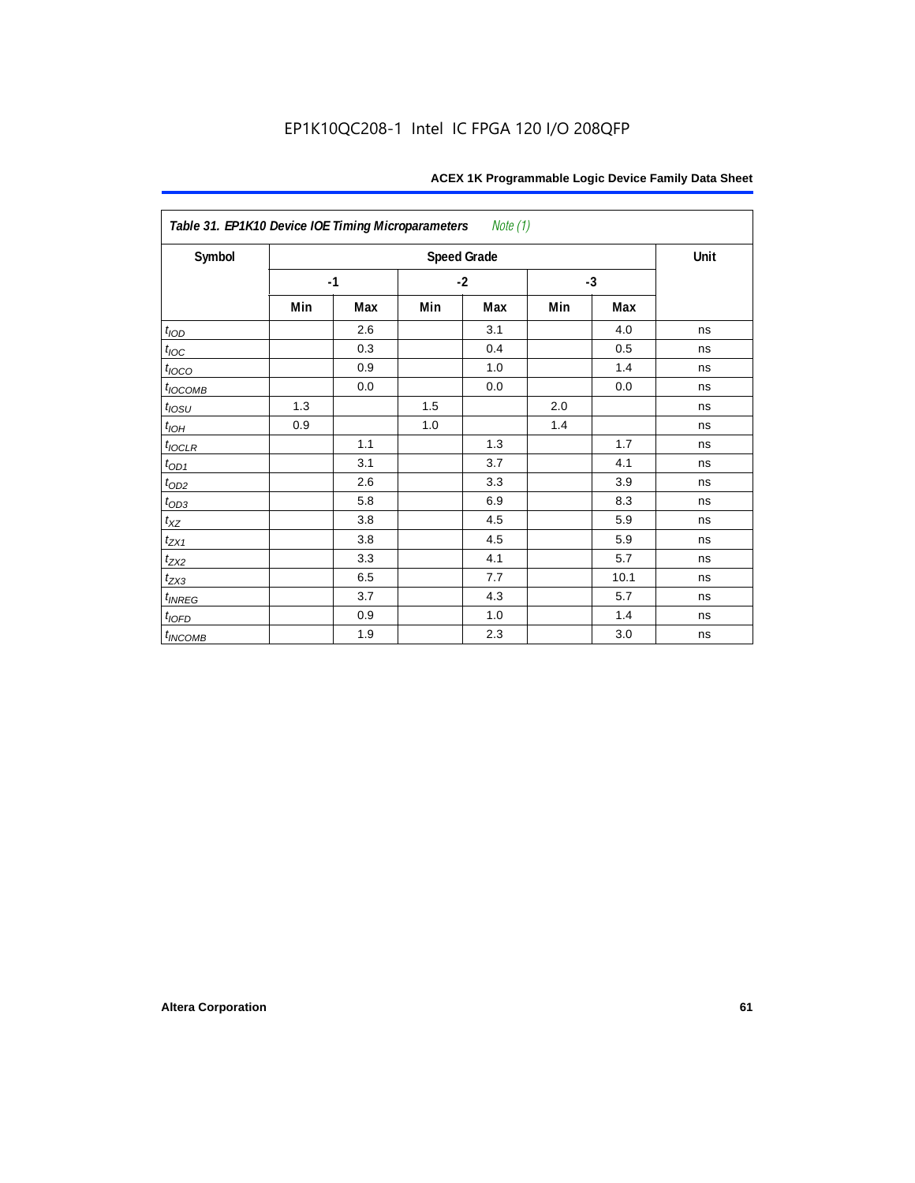**Table 31. EP1K10 Device IOE Timing Microparameters** *Note (1)*

| Symbol | Speed Grade | | | | | | Unit |
|---|---|---|---|---|---|---|---|
| | -1 | | -2 | | -3 | | |
| | Min | Max | Min | Max | Min | Max | |
| $t_{IOD}$ | | 2.6 | | 3.1 | | 4.0 | ns |
| $t_{IOC}$ | | 0.3 | | 0.4 | | 0.5 | ns |
| $t_{IOCO}$ | | 0.9 | | 1.0 | | 1.4 | ns |
| $t_{IOCOMB}$ | | 0.0 | | 0.0 | | 0.0 | ns |
| $t_{IOSU}$ | 1.3 | | 1.5 | | 2.0 | | ns |
| $t_{IOH}$ | 0.9 | | 1.0 | | 1.4 | | ns |
| $t_{IOCLR}$ | | 1.1 | | 1.3 | | 1.7 | ns |
| $t_{OD1}$ | | 3.1 | | 3.7 | | 4.1 | ns |
| $t_{OD2}$ | | 2.6 | | 3.3 | | 3.9 | ns |
| $t_{OD3}$ | | 5.8 | | 6.9 | | 8.3 | ns |
| $t_{XZ}$ | | 3.8 | | 4.5 | | 5.9 | ns |
| $t_{ZX1}$ | | 3.8 | | 4.5 | | 5.9 | ns |
| $t_{ZX2}$ | | 3.3 | | 4.1 | | 5.7 | ns |
| $t_{ZX3}$ | | 6.5 | | 7.7 | | 10.1 | ns |
| $t_{INREG}$ | | 3.7 | | 4.3 | | 5.7 | ns |
| $t_{IOFD}$ | | 0.9 | | 1.0 | | 1.4 | ns |
| $t_{INCOMB}$ | | 1.9 | | 2.3 | | 3.0 | ns |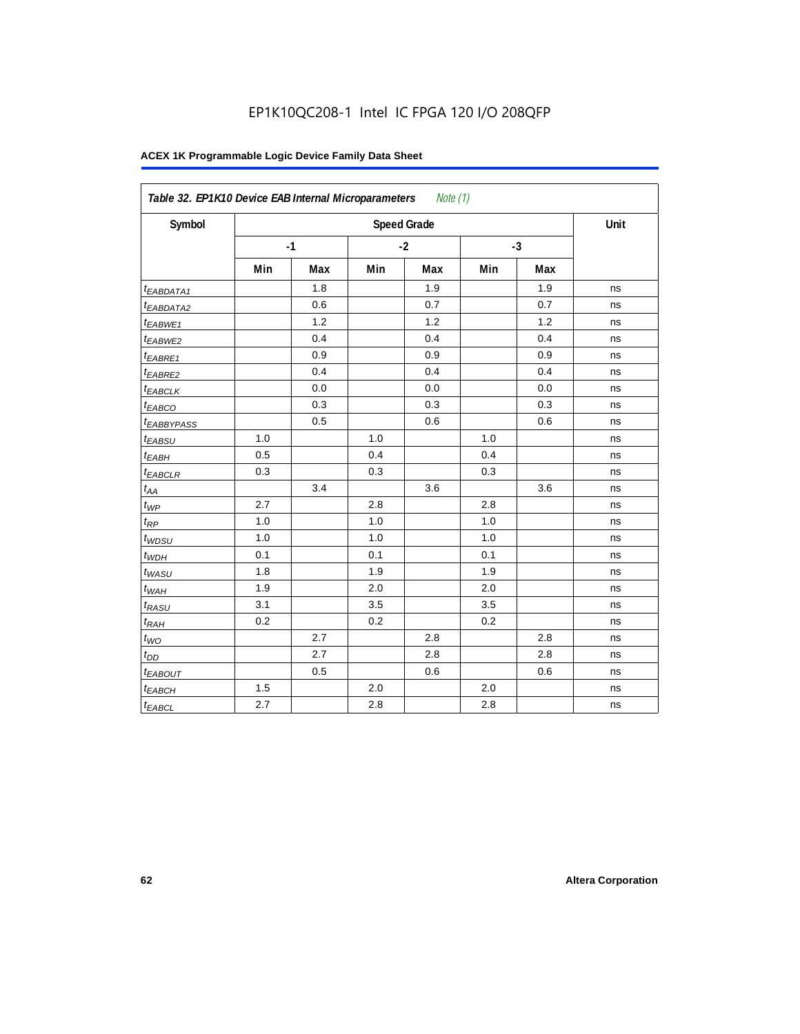EP1K10QC208-1 Intel IC FPGA 120 I/O 208QFP

| Table 32. EP1K10 Device EAB Internal Microparameters *Note (1)* | | | | | | | |
|---|---|---|---|---|---|---|---|
| Symbol | Speed Grade | | | | | | Unit |
| | -1 | | -2 | | -3 | | |
| | Min | Max | Min | Max | Min | Max | |
| $t_{EABDATA1}$ | | 1.8 | | 1.9 | | 1.9 | ns |
| $t_{EABDATA2}$ | | 0.6 | | 0.7 | | 0.7 | ns |
| $t_{EABWE1}$ | | 1.2 | | 1.2 | | 1.2 | ns |
| $t_{EABWE2}$ | | 0.4 | | 0.4 | | 0.4 | ns |
| $t_{EABRE1}$ | | 0.9 | | 0.9 | | 0.9 | ns |
| $t_{EABRE2}$ | | 0.4 | | 0.4 | | 0.4 | ns |
| $t_{EABCLK}$ | | 0.0 | | 0.0 | | 0.0 | ns |
| $t_{EABCO}$ | | 0.3 | | 0.3 | | 0.3 | ns |
| $t_{EABBYPASS}$ | | 0.5 | | 0.6 | | 0.6 | ns |
| $t_{EABSU}$ | 1.0 | | 1.0 | | 1.0 | | ns |
| $t_{EABH}$ | 0.5 | | 0.4 | | 0.4 | | ns |
| $t_{EABCLR}$ | 0.3 | | 0.3 | | 0.3 | | ns |
| $t_{AA}$ | | 3.4 | | 3.6 | | 3.6 | ns |
| $t_{WP}$ | 2.7 | | 2.8 | | 2.8 | | ns |
| $t_{RP}$ | 1.0 | | 1.0 | | 1.0 | | ns |
| $t_{WDSU}$ | 1.0 | | 1.0 | | 1.0 | | ns |
| $t_{WDH}$ | 0.1 | | 0.1 | | 0.1 | | ns |
| $t_{WASU}$ | 1.8 | | 1.9 | | 1.9 | | ns |
| $t_{WAH}$ | 1.9 | | 2.0 | | 2.0 | | ns |
| $t_{RASU}$ | 3.1 | | 3.5 | | 3.5 | | ns |
| $t_{RAH}$ | 0.2 | | 0.2 | | 0.2 | | ns |
| $t_{WO}$ | | 2.7 | | 2.8 | | 2.8 | ns |
| $t_{DD}$ | | 2.7 | | 2.8 | | 2.8 | ns |
| $t_{EABOUT}$ | | 0.5 | | 0.6 | | 0.6 | ns |
| $t_{EABCH}$ | 1.5 | | 2.0 | | 2.0 | | ns |
| $t_{EABCL}$ | 2.7 | | 2.8 | | 2.8 | | ns |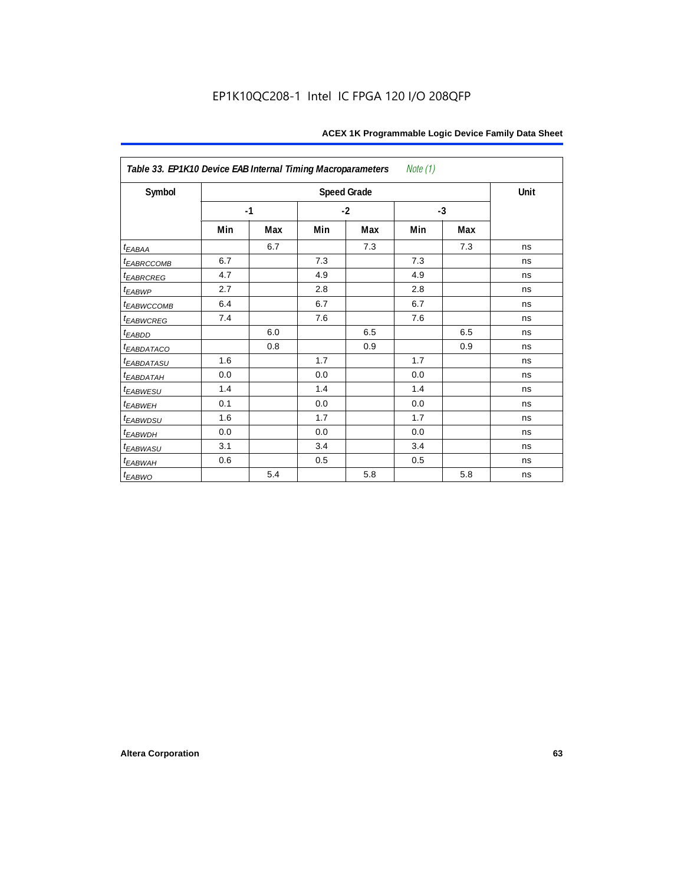Table 33. EP1K10 Device EAB Internal Timing Macroparameters *Note (1)*

| Symbol | Speed Grade | | | | | | Unit |
|---|---|---|---|---|---|---|---|
| | -1 | | -2 | | -3 | | |
| | Min | Max | Min | Max | Min | Max | |
| $t_{EABAA}$ | | 6.7 | | 7.3 | | 7.3 | ns |
| $t_{EABRCCOMB}$ | 6.7 | | 7.3 | | 7.3 | | ns |
| $t_{EABRCREG}$ | 4.7 | | 4.9 | | 4.9 | | ns |
| $t_{EABWP}$ | 2.7 | | 2.8 | | 2.8 | | ns |
| $t_{EABWCCOMB}$ | 6.4 | | 6.7 | | 6.7 | | ns |
| $t_{EABWCREG}$ | 7.4 | | 7.6 | | 7.6 | | ns |
| $t_{EABDD}$ | | 6.0 | | 6.5 | | 6.5 | ns |
| $t_{EABDATACO}$ | | 0.8 | | 0.9 | | 0.9 | ns |
| $t_{EABDATASU}$ | 1.6 | | 1.7 | | 1.7 | | ns |
| $t_{EABDATAH}$ | 0.0 | | 0.0 | | 0.0 | | ns |
| $t_{EABWESU}$ | 1.4 | | 1.4 | | 1.4 | | ns |
| $t_{EABWEH}$ | 0.1 | | 0.0 | | 0.0 | | ns |
| $t_{EABWDSU}$ | 1.6 | | 1.7 | | 1.7 | | ns |
| $t_{EABWDH}$ | 0.0 | | 0.0 | | 0.0 | | ns |
| $t_{EABWASU}$ | 3.1 | | 3.4 | | 3.4 | | ns |
| $t_{EABWAH}$ | 0.6 | | 0.5 | | 0.5 | | ns |
| $t_{EABWO}$ | | 5.4 | | 5.8 | | 5.8 | ns |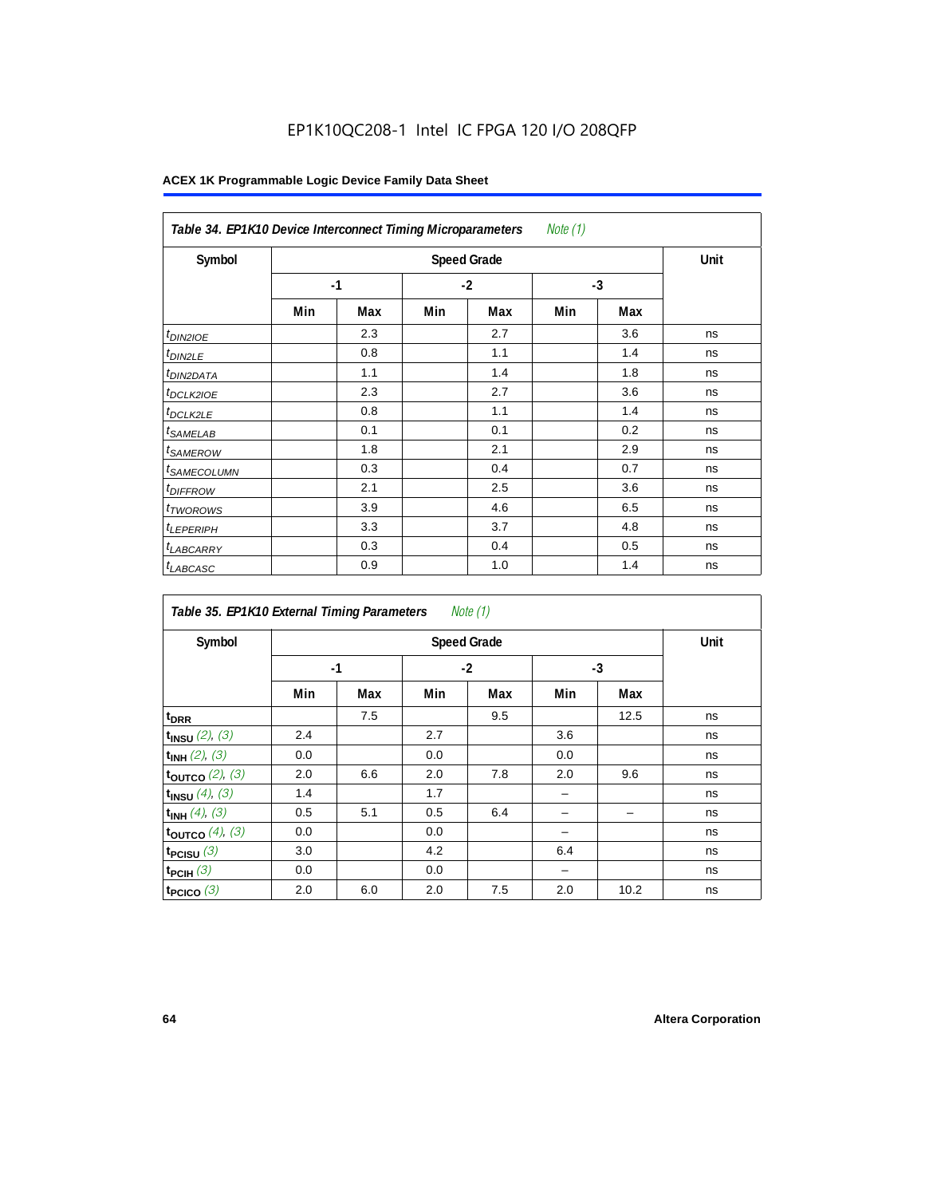EP1K10QC208-1 Intel IC FPGA 120 I/O 208QFP

**ACEX 1K Programmable Logic Device Family Data Sheet**

| *Table 34. EP1K10 Device Interconnect Timing Microparameters* *Note (1)* | | | | | | | |
|---|---|---|---|---|---|---|---|
| **Symbol** | **Speed Grade** | | | | | | **Unit** |
| | **-1** | | **-2** | | **-3** | | |
| | **Min** | **Max** | **Min** | **Max** | **Min** | **Max** | |
| $t_{DIN2IOE}$ | | 2.3 | | 2.7 | | 3.6 | ns |
| $t_{DIN2LE}$ | | 0.8 | | 1.1 | | 1.4 | ns |
| $t_{DIN2DATA}$ | | 1.1 | | 1.4 | | 1.8 | ns |
| $t_{DCLK2IOE}$ | | 2.3 | | 2.7 | | 3.6 | ns |
| $t_{DCLK2LE}$ | | 0.8 | | 1.1 | | 1.4 | ns |
| $t_{SAMELAB}$ | | 0.1 | | 0.1 | | 0.2 | ns |
| $t_{SAMEROW}$ | | 1.8 | | 2.1 | | 2.9 | ns |
| $t_{SAMECOLUMN}$ | | 0.3 | | 0.4 | | 0.7 | ns |
| $t_{DIFFROW}$ | | 2.1 | | 2.5 | | 3.6 | ns |
| $t_{TWOROWS}$ | | 3.9 | | 4.6 | | 6.5 | ns |
| $t_{LEPERIPH}$ | | 3.3 | | 3.7 | | 4.8 | ns |
| $t_{LABCARRY}$ | | 0.3 | | 0.4 | | 0.5 | ns |
| $t_{LABCASC}$ | | 0.9 | | 1.0 | | 1.4 | ns |

| *Table 35. EP1K10 External Timing Parameters* *Note (1)* | | | | | | | |
|---|---|---|---|---|---|---|---|
| **Symbol** | **Speed Grade** | | | | | | **Unit** |
| | **-1** | | **-2** | | **-3** | | |
| | **Min** | **Max** | **Min** | **Max** | **Min** | **Max** | |
| $t_{DRR}$ | | 7.5 | | 9.5 | | 12.5 | ns |
| $t_{INSU}$ *(2), (3)* | 2.4 | | 2.7 | | 3.6 | | ns |
| $t_{INH}$ *(2), (3)* | 0.0 | | 0.0 | | 0.0 | | ns |
| $t_{OUTCO}$ *(2), (3)* | 2.0 | 6.6 | 2.0 | 7.8 | 2.0 | 9.6 | ns |
| $t_{INSU}$ *(4), (3)* | 1.4 | | 1.7 | | – | | ns |
| $t_{INH}$ *(4), (3)* | 0.5 | 5.1 | 0.5 | 6.4 | – | – | ns |
| $t_{OUTCO}$ *(4), (3)* | 0.0 | | 0.0 | | – | | ns |
| $t_{PCISU}$ *(3)* | 3.0 | | 4.2 | | 6.4 | | ns |
| $t_{PCIH}$ *(3)* | 0.0 | | 0.0 | | – | | ns |
| $t_{PCICO}$ *(3)* | 2.0 | 6.0 | 2.0 | 7.5 | 2.0 | 10.2 | ns |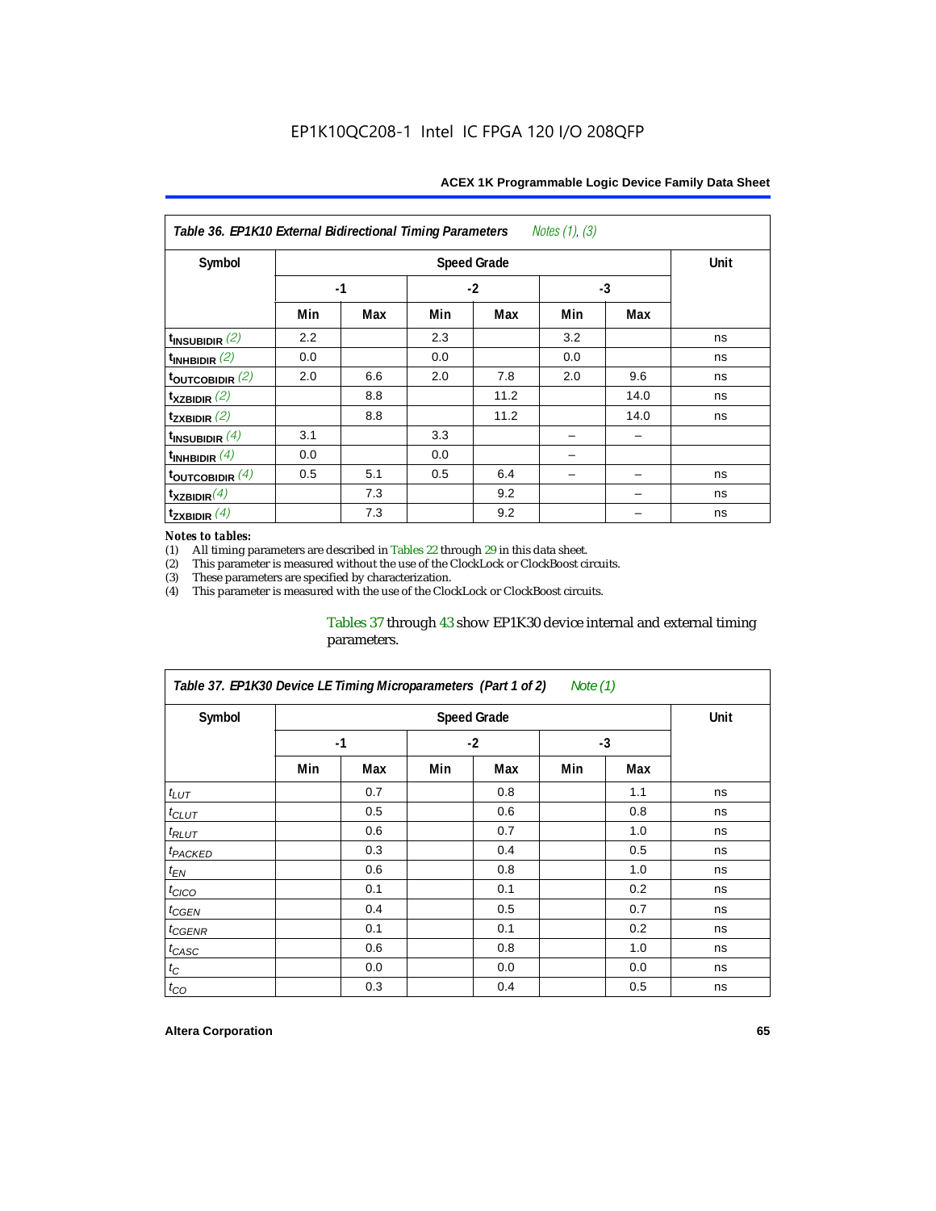## Table 36. EP1K10 External Bidirectional Timing Parameters *Notes (1), (3)*

| Symbol | Speed Grade | | | | | | Unit |
|---|---|---|---|---|---|---|---|
| | -1 | | -2 | | -3 | | |
| | Min | Max | Min | Max | Min | Max | |
| $t_{INSUBIDIR}$ *(2)* | 2.2 | | 2.3 | | 3.2 | | ns |
| $t_{INHBIDIR}$ *(2)* | 0.0 | | 0.0 | | 0.0 | | ns |
| $t_{OUTCOBIDIR}$ *(2)* | 2.0 | 6.6 | 2.0 | 7.8 | 2.0 | 9.6 | ns |
| $t_{XZBIDIR}$ *(2)* | | 8.8 | | 11.2 | | 14.0 | ns |
| $t_{ZXBIDIR}$ *(2)* | | 8.8 | | 11.2 | | 14.0 | ns |
| $t_{INSUBIDIR}$ *(4)* | 3.1 | | 3.3 | | – | – | |
| $t_{INHBIDIR}$ *(4)* | 0.0 | | 0.0 | | – | | |
| $t_{OUTCOBIDIR}$ *(4)* | 0.5 | 5.1 | 0.5 | 6.4 | – | – | ns |
| $t_{XZBIDIR}$ *(4)* | | 7.3 | | 9.2 | | – | ns |
| $t_{ZXBIDIR}$ *(4)* | | 7.3 | | 9.2 | | – | ns |

*Notes to tables:*

(1) All timing parameters are described in Tables 22 through 29 in this data sheet.
(2) This parameter is measured without the use of the ClockLock or ClockBoost circuits.
(3) These parameters are specified by characterization.
(4) This parameter is measured with the use of the ClockLock or ClockBoost circuits.

Tables 37 through 43 show EP1K30 device internal and external timing parameters.

## Table 37. EP1K30 Device LE Timing Microparameters (Part 1 of 2) *Note (1)*

| Symbol | Speed Grade | | | | | | Unit |
|---|---|---|---|---|---|---|---|
| | -1 | | -2 | | -3 | | |
| | Min | Max | Min | Max | Min | Max | |
| $t_{LUT}$ | | 0.7 | | 0.8 | | 1.1 | ns |
| $t_{CLUT}$ | | 0.5 | | 0.6 | | 0.8 | ns |
| $t_{RLUT}$ | | 0.6 | | 0.7 | | 1.0 | ns |
| $t_{PACKED}$ | | 0.3 | | 0.4 | | 0.5 | ns |
| $t_{EN}$ | | 0.6 | | 0.8 | | 1.0 | ns |
| $t_{CICO}$ | | 0.1 | | 0.1 | | 0.2 | ns |
| $t_{CGEN}$ | | 0.4 | | 0.5 | | 0.7 | ns |
| $t_{CGENR}$ | | 0.1 | | 0.1 | | 0.2 | ns |
| $t_{CASC}$ | | 0.6 | | 0.8 | | 1.0 | ns |
| $t_{C}$ | | 0.0 | | 0.0 | | 0.0 | ns |
| $t_{CO}$ | | 0.3 | | 0.4 | | 0.5 | ns |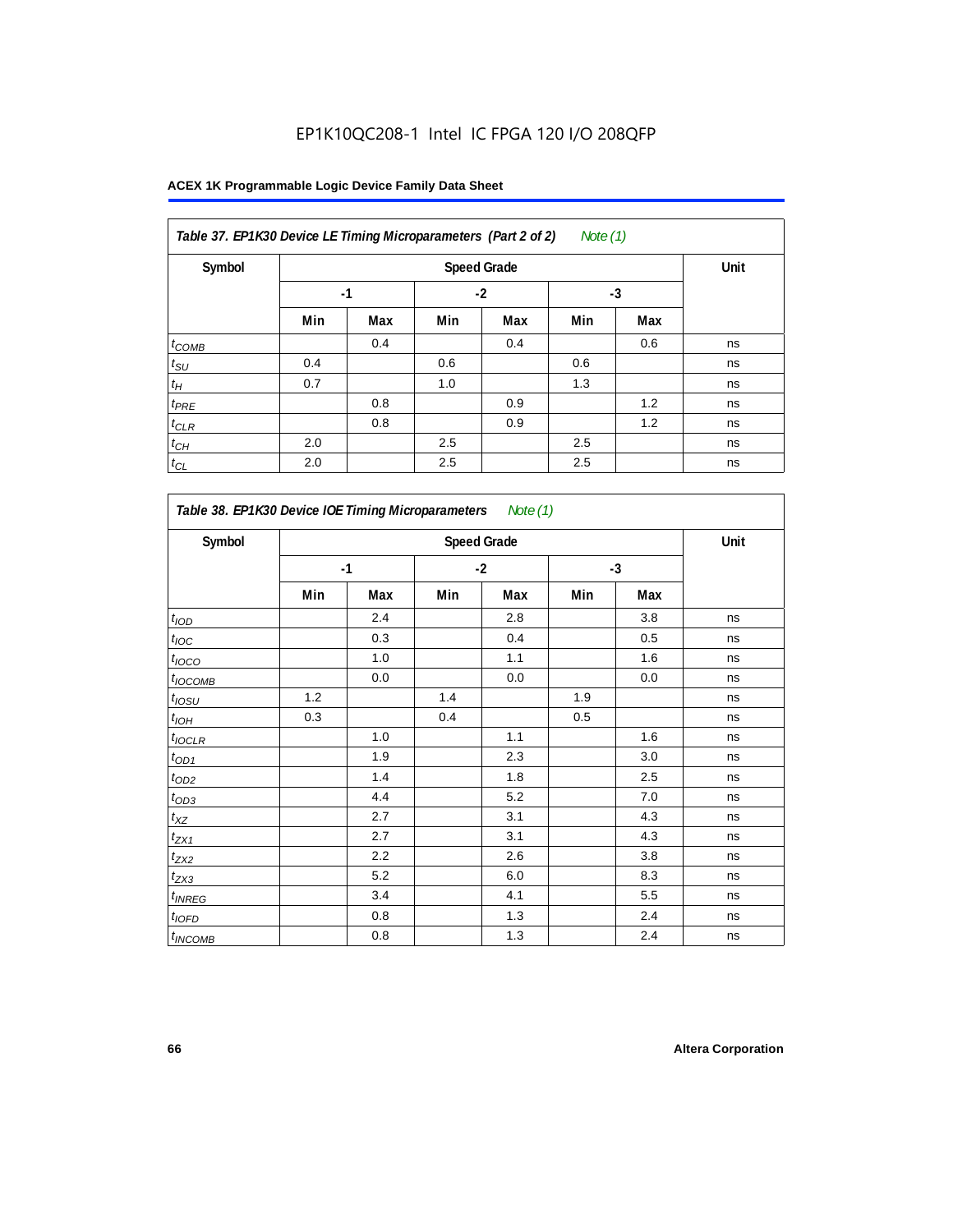EP1K10QC208-1 Intel IC FPGA 120 I/O 208QFP

| Table 37. EP1K30 Device LE Timing Microparameters (Part 2 of 2) *Note (1)* | | | | | | | |
|---|---|---|---|---|---|---|---|
| Symbol | Speed Grade | | | | | | Unit |
| | -1 | | -2 | | -3 | | |
| | Min | Max | Min | Max | Min | Max | |
| $t_{COMB}$ | | 0.4 | | 0.4 | | 0.6 | ns |
| $t_{SU}$ | 0.4 | | 0.6 | | 0.6 | | ns |
| $t_{H}$ | 0.7 | | 1.0 | | 1.3 | | ns |
| $t_{PRE}$ | | 0.8 | | 0.9 | | 1.2 | ns |
| $t_{CLR}$ | | 0.8 | | 0.9 | | 1.2 | ns |
| $t_{CH}$ | 2.0 | | 2.5 | | 2.5 | | ns |
| $t_{CL}$ | 2.0 | | 2.5 | | 2.5 | | ns |

| Table 38. EP1K30 Device IOE Timing Microparameters *Note (1)* | | | | | | | |
|---|---|---|---|---|---|---|---|
| Symbol | Speed Grade | | | | | | Unit |
| | -1 | | -2 | | -3 | | |
| | Min | Max | Min | Max | Min | Max | |
| $t_{IOD}$ | | 2.4 | | 2.8 | | 3.8 | ns |
| $t_{IOC}$ | | 0.3 | | 0.4 | | 0.5 | ns |
| $t_{IOCO}$ | | 1.0 | | 1.1 | | 1.6 | ns |
| $t_{IOCOMB}$ | | 0.0 | | 0.0 | | 0.0 | ns |
| $t_{IOSU}$ | 1.2 | | 1.4 | | 1.9 | | ns |
| $t_{IOH}$ | 0.3 | | 0.4 | | 0.5 | | ns |
| $t_{IOCLR}$ | | 1.0 | | 1.1 | | 1.6 | ns |
| $t_{OD1}$ | | 1.9 | | 2.3 | | 3.0 | ns |
| $t_{OD2}$ | | 1.4 | | 1.8 | | 2.5 | ns |
| $t_{OD3}$ | | 4.4 | | 5.2 | | 7.0 | ns |
| $t_{XZ}$ | | 2.7 | | 3.1 | | 4.3 | ns |
| $t_{ZX1}$ | | 2.7 | | 3.1 | | 4.3 | ns |
| $t_{ZX2}$ | | 2.2 | | 2.6 | | 3.8 | ns |
| $t_{ZX3}$ | | 5.2 | | 6.0 | | 8.3 | ns |
| $t_{INREG}$ | | 3.4 | | 4.1 | | 5.5 | ns |
| $t_{IOFD}$ | | 0.8 | | 1.3 | | 2.4 | ns |
| $t_{INCOMB}$ | | 0.8 | | 1.3 | | 2.4 | ns |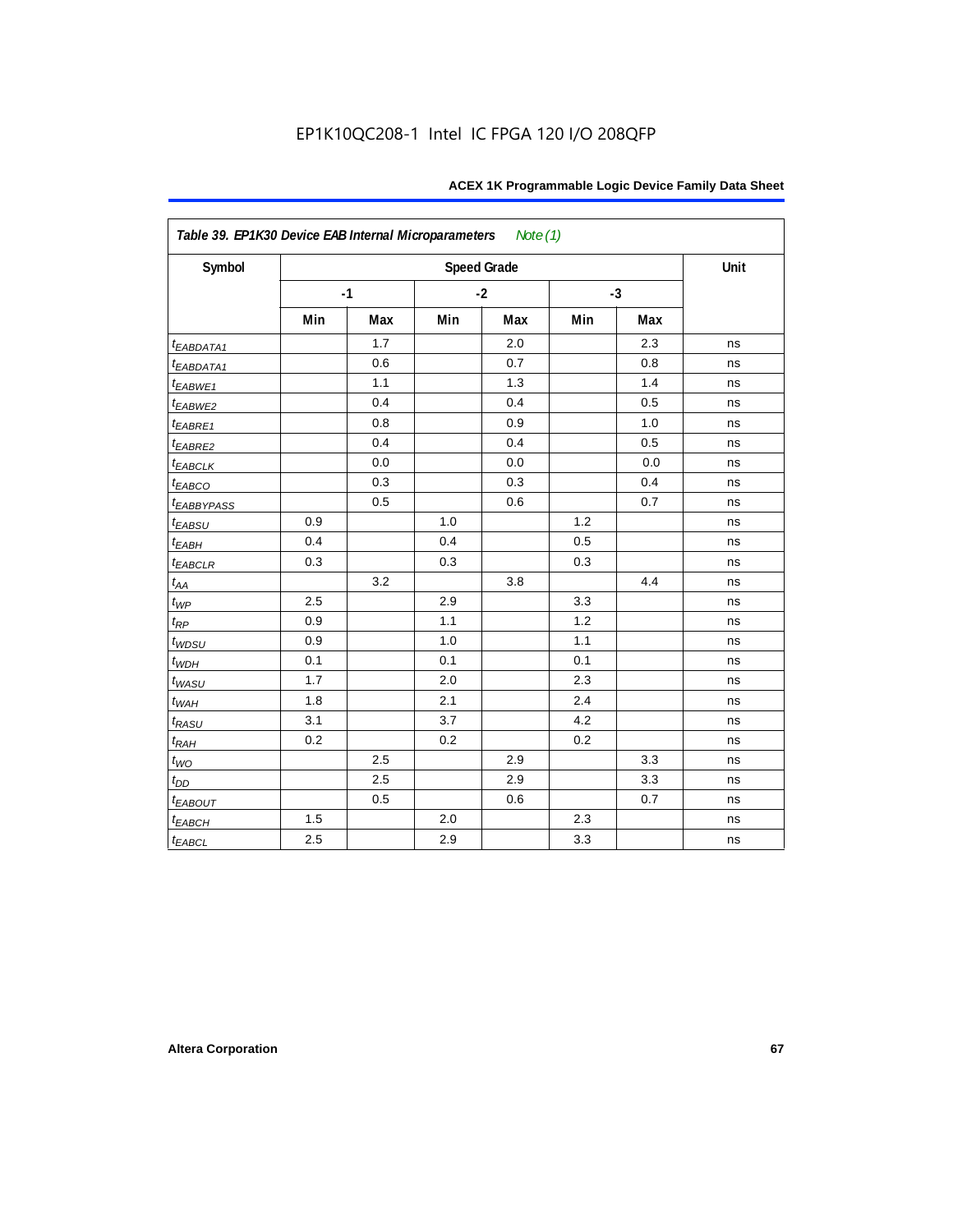EP1K10QC208-1 Intel IC FPGA 120 I/O 208QFP

| Table 39. EP1K30 Device EAB Internal Microparameters *Note (1)* | | | | | | | |
|---|---|---|---|---|---|---|---|
| Symbol | Speed Grade | | | | | | Unit |
| | -1 | | -2 | | -3 | | |
| | Min | Max | Min | Max | Min | Max | |
| $t_{EABDATA1}$ | | 1.7 | | 2.0 | | 2.3 | ns |
| $t_{EABDATA1}$ | | 0.6 | | 0.7 | | 0.8 | ns |
| $t_{EABWE1}$ | | 1.1 | | 1.3 | | 1.4 | ns |
| $t_{EABWE2}$ | | 0.4 | | 0.4 | | 0.5 | ns |
| $t_{EABRE1}$ | | 0.8 | | 0.9 | | 1.0 | ns |
| $t_{EABRE2}$ | | 0.4 | | 0.4 | | 0.5 | ns |
| $t_{EABCLK}$ | | 0.0 | | 0.0 | | 0.0 | ns |
| $t_{EABCO}$ | | 0.3 | | 0.3 | | 0.4 | ns |
| $t_{EABBYPASS}$ | | 0.5 | | 0.6 | | 0.7 | ns |
| $t_{EABSU}$ | 0.9 | | 1.0 | | 1.2 | | ns |
| $t_{EABH}$ | 0.4 | | 0.4 | | 0.5 | | ns |
| $t_{EABCLR}$ | 0.3 | | 0.3 | | 0.3 | | ns |
| $t_{AA}$ | | 3.2 | | 3.8 | | 4.4 | ns |
| $t_{WP}$ | 2.5 | | 2.9 | | 3.3 | | ns |
| $t_{RP}$ | 0.9 | | 1.1 | | 1.2 | | ns |
| $t_{WDSU}$ | 0.9 | | 1.0 | | 1.1 | | ns |
| $t_{WDH}$ | 0.1 | | 0.1 | | 0.1 | | ns |
| $t_{WASU}$ | 1.7 | | 2.0 | | 2.3 | | ns |
| $t_{WAH}$ | 1.8 | | 2.1 | | 2.4 | | ns |
| $t_{RASU}$ | 3.1 | | 3.7 | | 4.2 | | ns |
| $t_{RAH}$ | 0.2 | | 0.2 | | 0.2 | | ns |
| $t_{WO}$ | | 2.5 | | 2.9 | | 3.3 | ns |
| $t_{DD}$ | | 2.5 | | 2.9 | | 3.3 | ns |
| $t_{EABOUT}$ | | 0.5 | | 0.6 | | 0.7 | ns |
| $t_{EABCH}$ | 1.5 | | 2.0 | | 2.3 | | ns |
| $t_{EABCL}$ | 2.5 | | 2.9 | | 3.3 | | ns |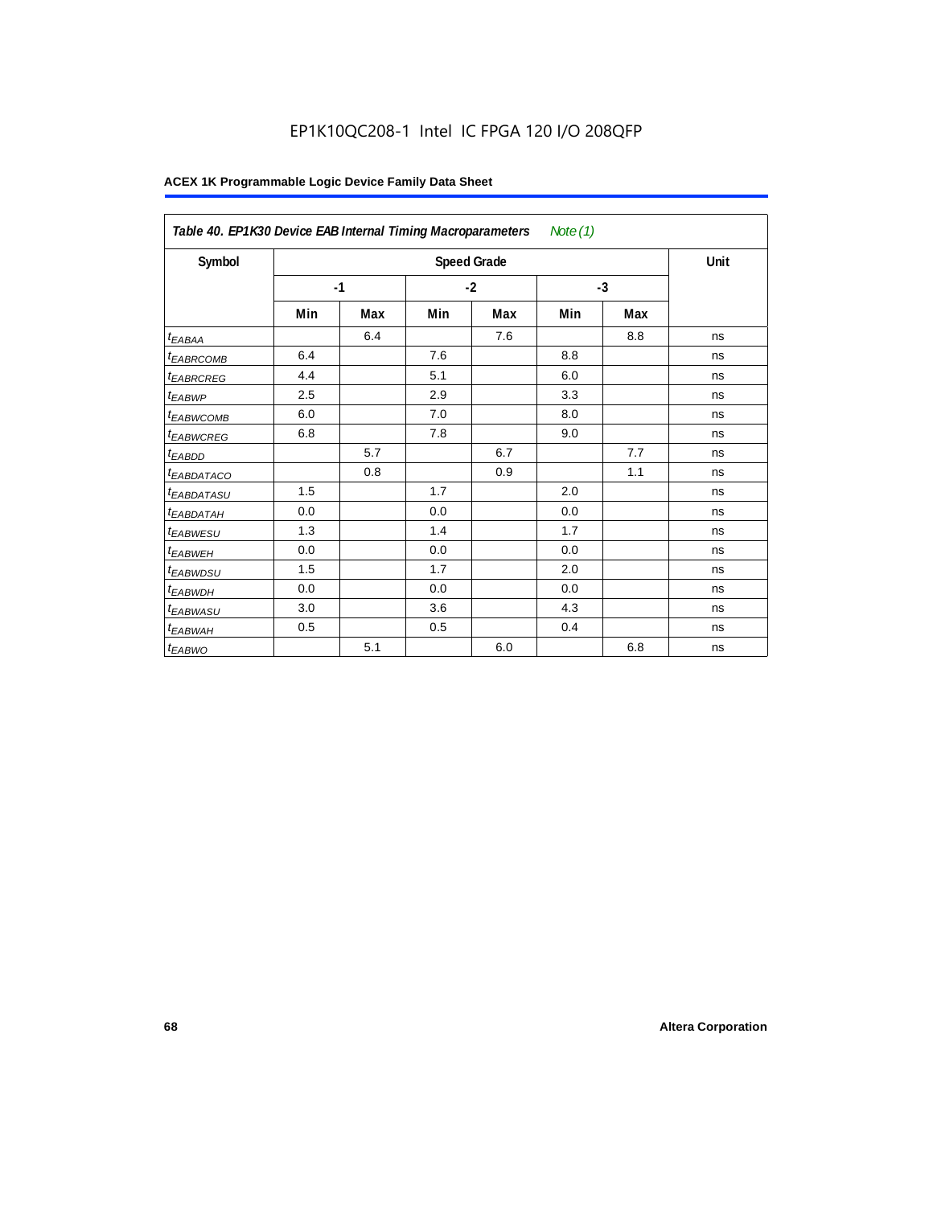Table 40. EP1K30 Device EAB Internal Timing Macroparameters *Note (1)*

| Symbol | Speed Grade | | | | | | Unit |
|---|---|---|---|---|---|---|---|
| | -1 | | -2 | | -3 | | |
| | Min | Max | Min | Max | Min | Max | |
| $t_{EABAA}$ | | 6.4 | | 7.6 | | 8.8 | ns |
| $t_{EABRCOMB}$ | 6.4 | | 7.6 | | 8.8 | | ns |
| $t_{EABRCREG}$ | 4.4 | | 5.1 | | 6.0 | | ns |
| $t_{EABWP}$ | 2.5 | | 2.9 | | 3.3 | | ns |
| $t_{EABWCOMB}$ | 6.0 | | 7.0 | | 8.0 | | ns |
| $t_{EABWCREG}$ | 6.8 | | 7.8 | | 9.0 | | ns |
| $t_{EABDD}$ | | 5.7 | | 6.7 | | 7.7 | ns |
| $t_{EABDATACO}$ | | 0.8 | | 0.9 | | 1.1 | ns |
| $t_{EABDATASU}$ | 1.5 | | 1.7 | | 2.0 | | ns |
| $t_{EABDATAH}$ | 0.0 | | 0.0 | | 0.0 | | ns |
| $t_{EABWESU}$ | 1.3 | | 1.4 | | 1.7 | | ns |
| $t_{EABWEH}$ | 0.0 | | 0.0 | | 0.0 | | ns |
| $t_{EABWDSU}$ | 1.5 | | 1.7 | | 2.0 | | ns |
| $t_{EABWDH}$ | 0.0 | | 0.0 | | 0.0 | | ns |
| $t_{EABWASU}$ | 3.0 | | 3.6 | | 4.3 | | ns |
| $t_{EABWAH}$ | 0.5 | | 0.5 | | 0.4 | | ns |
| $t_{EABWO}$ | | 5.1 | | 6.0 | | 6.8 | ns |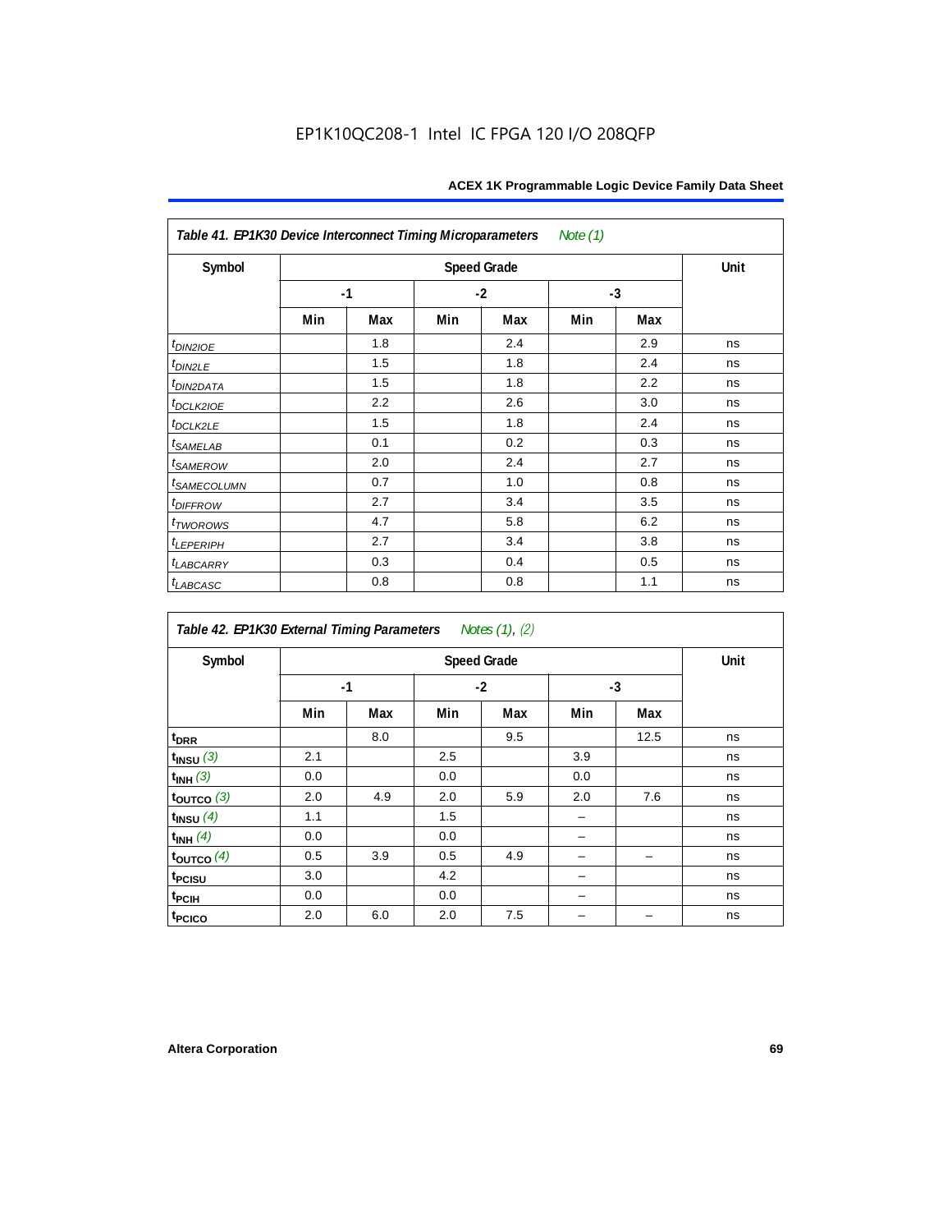EP1K10QC208-1 Intel IC FPGA 120 I/O 208QFP

| Table 41. EP1K30 Device Interconnect Timing Microparameters *Note (1)* | | | | | | | |
|---|---|---|---|---|---|---|---|
| Symbol | Speed Grade | | | | | | Unit |
| | -1 | | -2 | | -3 | | |
| | Min | Max | Min | Max | Min | Max | |
| $t_{DIN2IOE}$ | | 1.8 | | 2.4 | | 2.9 | ns |
| $t_{DIN2LE}$ | | 1.5 | | 1.8 | | 2.4 | ns |
| $t_{DIN2DATA}$ | | 1.5 | | 1.8 | | 2.2 | ns |
| $t_{DCLK2IOE}$ | | 2.2 | | 2.6 | | 3.0 | ns |
| $t_{DCLK2LE}$ | | 1.5 | | 1.8 | | 2.4 | ns |
| $t_{SAMELAB}$ | | 0.1 | | 0.2 | | 0.3 | ns |
| $t_{SAMEROW}$ | | 2.0 | | 2.4 | | 2.7 | ns |
| $t_{SAMECOLUMN}$ | | 0.7 | | 1.0 | | 0.8 | ns |
| $t_{DIFFROW}$ | | 2.7 | | 3.4 | | 3.5 | ns |
| $t_{TWOROWS}$ | | 4.7 | | 5.8 | | 6.2 | ns |
| $t_{LEPERIPH}$ | | 2.7 | | 3.4 | | 3.8 | ns |
| $t_{LABCARRY}$ | | 0.3 | | 0.4 | | 0.5 | ns |
| $t_{LABCASC}$ | | 0.8 | | 0.8 | | 1.1 | ns |

| Table 42. EP1K30 External Timing Parameters *Notes (1), (2)* | | | | | | | |
|---|---|---|---|---|---|---|---|
| Symbol | Speed Grade | | | | | | Unit |
| | -1 | | -2 | | -3 | | |
| | Min | Max | Min | Max | Min | Max | |
| $t_{DRR}$ | | 8.0 | | 9.5 | | 12.5 | ns |
| $t_{INSU}$ *(3)* | 2.1 | | 2.5 | | 3.9 | | ns |
| $t_{INH}$ *(3)* | 0.0 | | 0.0 | | 0.0 | | ns |
| $t_{OUTCO}$ *(3)* | 2.0 | 4.9 | 2.0 | 5.9 | 2.0 | 7.6 | ns |
| $t_{INSU}$ *(4)* | 1.1 | | 1.5 | | – | | ns |
| $t_{INH}$ *(4)* | 0.0 | | 0.0 | | – | | ns |
| $t_{OUTCO}$ *(4)* | 0.5 | 3.9 | 0.5 | 4.9 | – | – | ns |
| $t_{PCISU}$ | 3.0 | | 4.2 | | – | | ns |
| $t_{PCIH}$ | 0.0 | | 0.0 | | – | | ns |
| $t_{PCICO}$ | 2.0 | 6.0 | 2.0 | 7.5 | – | – | ns |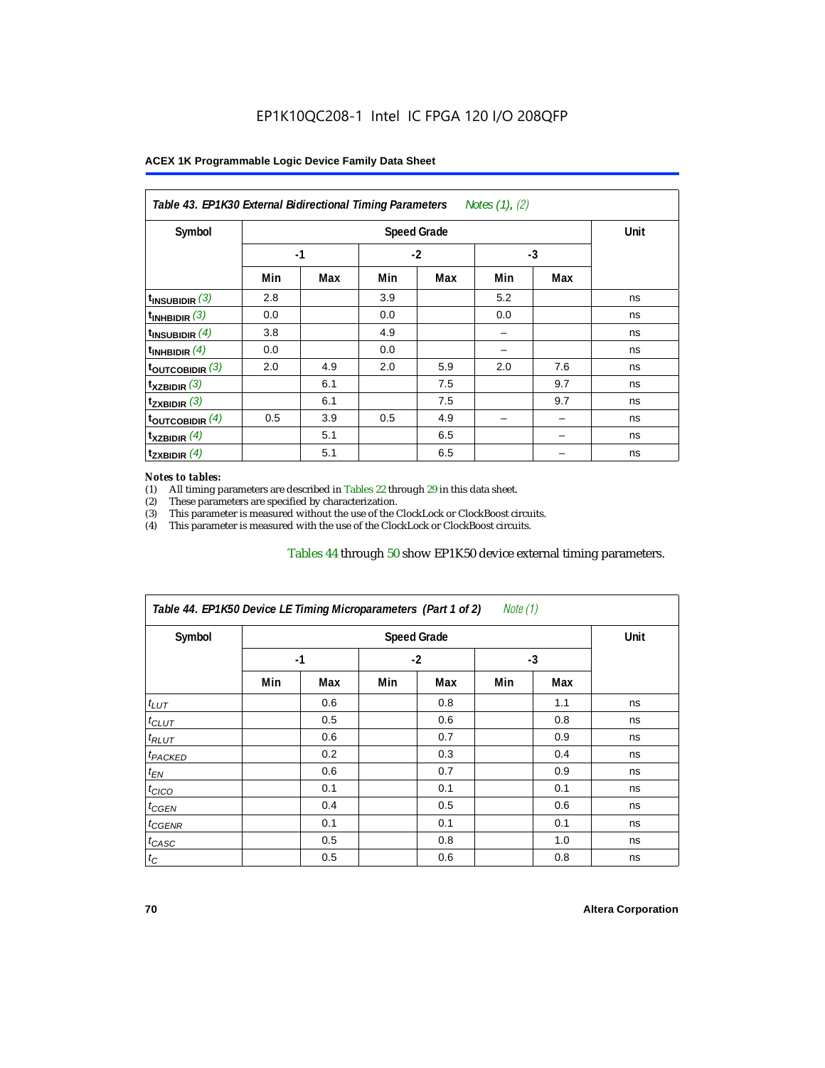**Table 43. EP1K30 External Bidirectional Timing Parameters** *Notes (1), (2)*

| Symbol | Speed Grade | | | | | | Unit |
|---|---|---|---|---|---|---|---|
| | -1 | | -2 | | -3 | | |
| | Min | Max | Min | Max | Min | Max | |
| $t_{INSUBIDIR}$ (3) | 2.8 | | 3.9 | | 5.2 | | ns |
| $t_{INHBIDIR}$ (3) | 0.0 | | 0.0 | | 0.0 | | ns |
| $t_{INSUBIDIR}$ (4) | 3.8 | | 4.9 | | – | | ns |
| $t_{INHBIDIR}$ (4) | 0.0 | | 0.0 | | – | | ns |
| $t_{OUTCOBIDIR}$ (3) | 2.0 | 4.9 | 2.0 | 5.9 | 2.0 | 7.6 | ns |
| $t_{XZBIDIR}$ (3) | | 6.1 | | 7.5 | | 9.7 | ns |
| $t_{ZXBIDIR}$ (3) | | 6.1 | | 7.5 | | 9.7 | ns |
| $t_{OUTCOBIDIR}$ (4) | 0.5 | 3.9 | 0.5 | 4.9 | – | – | ns |
| $t_{XZBIDIR}$ (4) | | 5.1 | | 6.5 | | – | ns |
| $t_{ZXBIDIR}$ (4) | | 5.1 | | 6.5 | | – | ns |

*Notes to tables:*

(1) All timing parameters are described in Tables 22 through 29 in this data sheet.
(2) These parameters are specified by characterization.
(3) This parameter is measured without the use of the ClockLock or ClockBoost circuits.
(4) This parameter is measured with the use of the ClockLock or ClockBoost circuits.

Tables 44 through 50 show EP1K50 device external timing parameters.

**Table 44. EP1K50 Device LE Timing Microparameters (Part 1 of 2)** *Note (1)*

| Symbol | Speed Grade | | | | | | Unit |
|---|---|---|---|---|---|---|---|
| | -1 | | -2 | | -3 | | |
| | Min | Max | Min | Max | Min | Max | |
| $t_{LUT}$ | | 0.6 | | 0.8 | | 1.1 | ns |
| $t_{CLUT}$ | | 0.5 | | 0.6 | | 0.8 | ns |
| $t_{RLUT}$ | | 0.6 | | 0.7 | | 0.9 | ns |
| $t_{PACKED}$ | | 0.2 | | 0.3 | | 0.4 | ns |
| $t_{EN}$ | | 0.6 | | 0.7 | | 0.9 | ns |
| $t_{CICO}$ | | 0.1 | | 0.1 | | 0.1 | ns |
| $t_{CGEN}$ | | 0.4 | | 0.5 | | 0.6 | ns |
| $t_{CGENR}$ | | 0.1 | | 0.1 | | 0.1 | ns |
| $t_{CASC}$ | | 0.5 | | 0.8 | | 1.0 | ns |
| $t_{C}$ | | 0.5 | | 0.6 | | 0.8 | ns |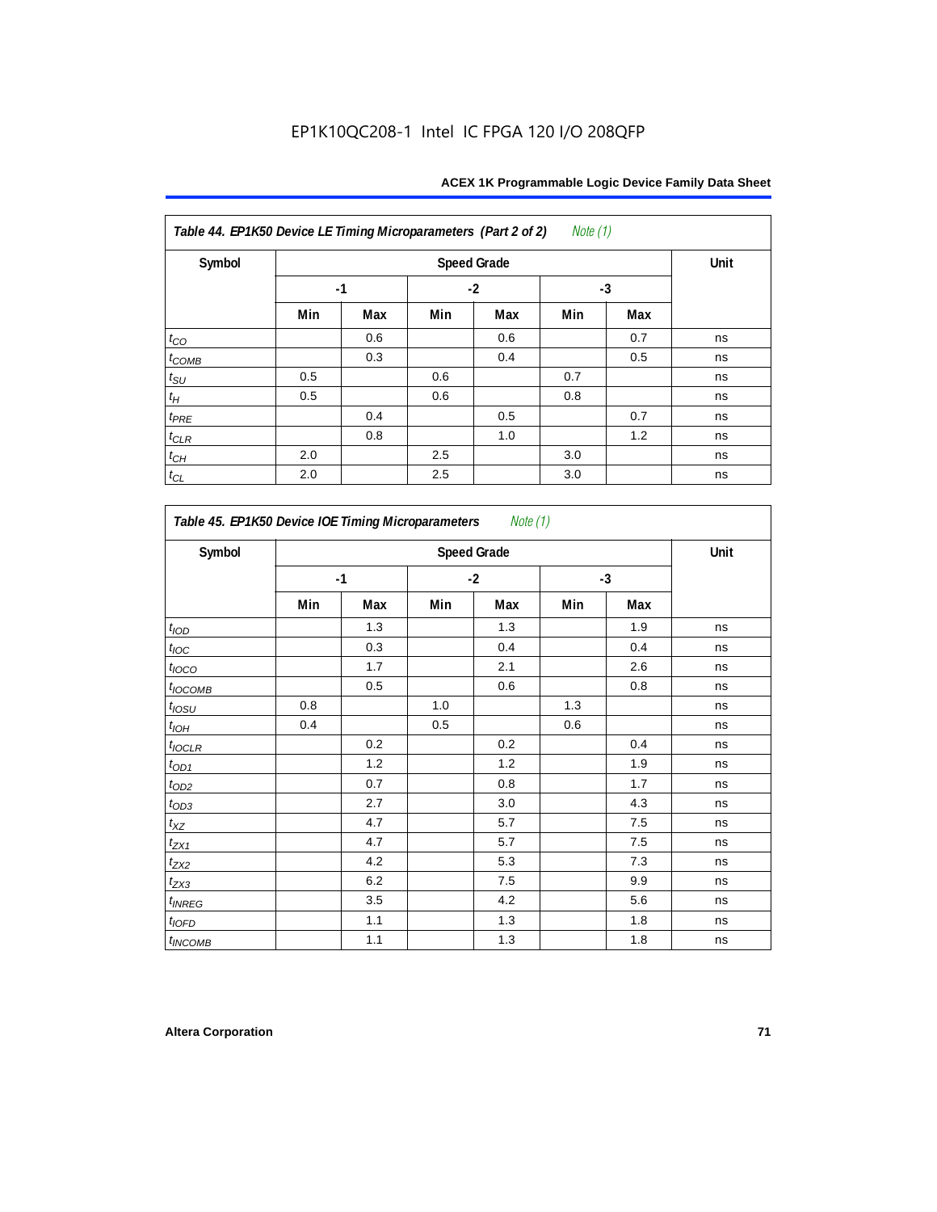**Table 44. EP1K50 Device LE Timing Microparameters (Part 2 of 2)** *Note (1)*

| Symbol | Speed Grade | | | | | | Unit |
|---|---|---|---|---|---|---|---|
| | -1 | | -2 | | -3 | | |
| | Min | Max | Min | Max | Min | Max | |
| $t_{CO}$ | | 0.6 | | 0.6 | | 0.7 | ns |
| $t_{COMB}$ | | 0.3 | | 0.4 | | 0.5 | ns |
| $t_{SU}$ | 0.5 | | 0.6 | | 0.7 | | ns |
| $t_{H}$ | 0.5 | | 0.6 | | 0.8 | | ns |
| $t_{PRE}$ | | 0.4 | | 0.5 | | 0.7 | ns |
| $t_{CLR}$ | | 0.8 | | 1.0 | | 1.2 | ns |
| $t_{CH}$ | 2.0 | | 2.5 | | 3.0 | | ns |
| $t_{CL}$ | 2.0 | | 2.5 | | 3.0 | | ns |

**Table 45. EP1K50 Device IOE Timing Microparameters** *Note (1)*

| Symbol | Speed Grade | | | | | | Unit |
|---|---|---|---|---|---|---|---|
| | -1 | | -2 | | -3 | | |
| | Min | Max | Min | Max | Min | Max | |
| $t_{IOD}$ | | 1.3 | | 1.3 | | 1.9 | ns |
| $t_{IOC}$ | | 0.3 | | 0.4 | | 0.4 | ns |
| $t_{IOCO}$ | | 1.7 | | 2.1 | | 2.6 | ns |
| $t_{IOCOMB}$ | | 0.5 | | 0.6 | | 0.8 | ns |
| $t_{IOSU}$ | 0.8 | | 1.0 | | 1.3 | | ns |
| $t_{IOH}$ | 0.4 | | 0.5 | | 0.6 | | ns |
| $t_{IOCLR}$ | | 0.2 | | 0.2 | | 0.4 | ns |
| $t_{OD1}$ | | 1.2 | | 1.2 | | 1.9 | ns |
| $t_{OD2}$ | | 0.7 | | 0.8 | | 1.7 | ns |
| $t_{OD3}$ | | 2.7 | | 3.0 | | 4.3 | ns |
| $t_{XZ}$ | | 4.7 | | 5.7 | | 7.5 | ns |
| $t_{ZX1}$ | | 4.7 | | 5.7 | | 7.5 | ns |
| $t_{ZX2}$ | | 4.2 | | 5.3 | | 7.3 | ns |
| $t_{ZX3}$ | | 6.2 | | 7.5 | | 9.9 | ns |
| $t_{INREG}$ | | 3.5 | | 4.2 | | 5.6 | ns |
| $t_{IOFD}$ | | 1.1 | | 1.3 | | 1.8 | ns |
| $t_{INCOMB}$ | | 1.1 | | 1.3 | | 1.8 | ns |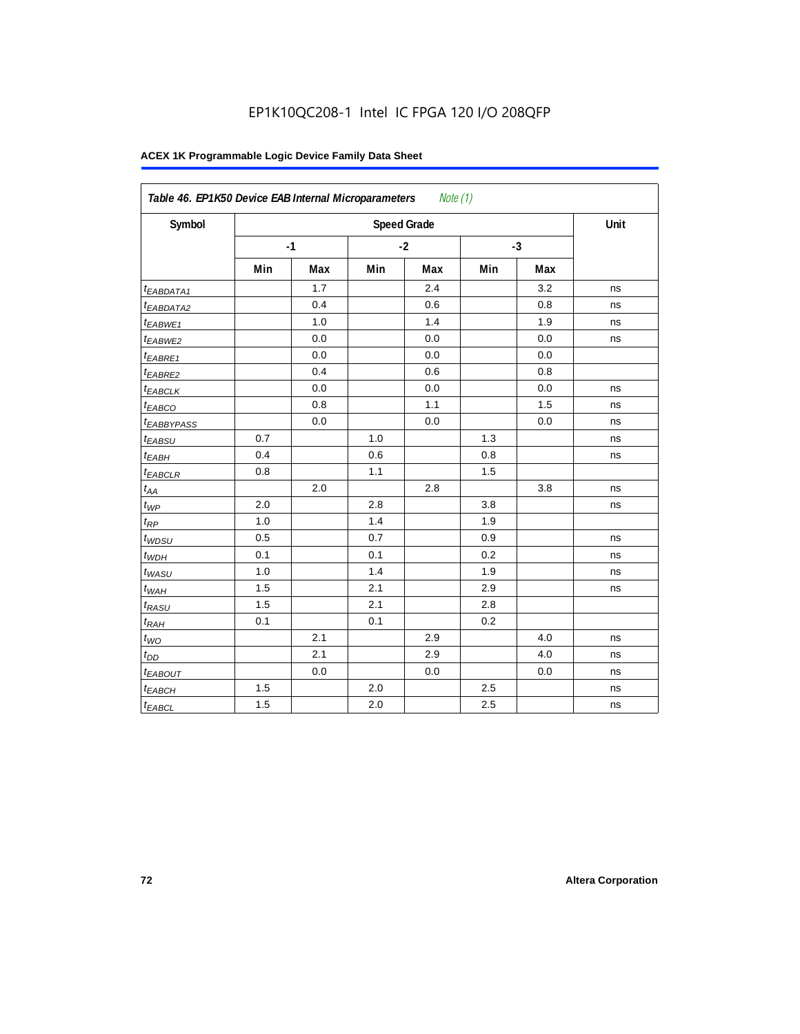EP1K10QC208-1 Intel IC FPGA 120 I/O 208QFP

**ACEX 1K Programmable Logic Device Family Data Sheet**

| *Table 46. EP1K50 Device EAB Internal Microparameters Note (1)* | | | | | | | |
|---|---|---|---|---|---|---|---|
| Symbol | Speed Grade | | | | | | Unit |
| | -1 | | -2 | | -3 | | |
| | Min | Max | Min | Max | Min | Max | |
| $t_{EABDATA1}$ | | 1.7 | | 2.4 | | 3.2 | ns |
| $t_{EABDATA2}$ | | 0.4 | | 0.6 | | 0.8 | ns |
| $t_{EABWE1}$ | | 1.0 | | 1.4 | | 1.9 | ns |
| $t_{EABWE2}$ | | 0.0 | | 0.0 | | 0.0 | ns |
| $t_{EABRE1}$ | | 0.0 | | 0.0 | | 0.0 | |
| $t_{EABRE2}$ | | 0.4 | | 0.6 | | 0.8 | |
| $t_{EABCLK}$ | | 0.0 | | 0.0 | | 0.0 | ns |
| $t_{EABCO}$ | | 0.8 | | 1.1 | | 1.5 | ns |
| $t_{EABBYPASS}$ | | 0.0 | | 0.0 | | 0.0 | ns |
| $t_{EABSU}$ | 0.7 | | 1.0 | | 1.3 | | ns |
| $t_{EABH}$ | 0.4 | | 0.6 | | 0.8 | | ns |
| $t_{EABCLR}$ | 0.8 | | 1.1 | | 1.5 | | |
| $t_{AA}$ | | 2.0 | | 2.8 | | 3.8 | ns |
| $t_{WP}$ | 2.0 | | 2.8 | | 3.8 | | ns |
| $t_{RP}$ | 1.0 | | 1.4 | | 1.9 | | |
| $t_{WDSU}$ | 0.5 | | 0.7 | | 0.9 | | ns |
| $t_{WDH}$ | 0.1 | | 0.1 | | 0.2 | | ns |
| $t_{WASU}$ | 1.0 | | 1.4 | | 1.9 | | ns |
| $t_{WAH}$ | 1.5 | | 2.1 | | 2.9 | | ns |
| $t_{RASU}$ | 1.5 | | 2.1 | | 2.8 | | |
| $t_{RAH}$ | 0.1 | | 0.1 | | 0.2 | | |
| $t_{WO}$ | | 2.1 | | 2.9 | | 4.0 | ns |
| $t_{DD}$ | | 2.1 | | 2.9 | | 4.0 | ns |
| $t_{EABOUT}$ | | 0.0 | | 0.0 | | 0.0 | ns |
| $t_{EABCH}$ | 1.5 | | 2.0 | | 2.5 | | ns |
| $t_{EABCL}$ | 1.5 | | 2.0 | | 2.5 | | ns |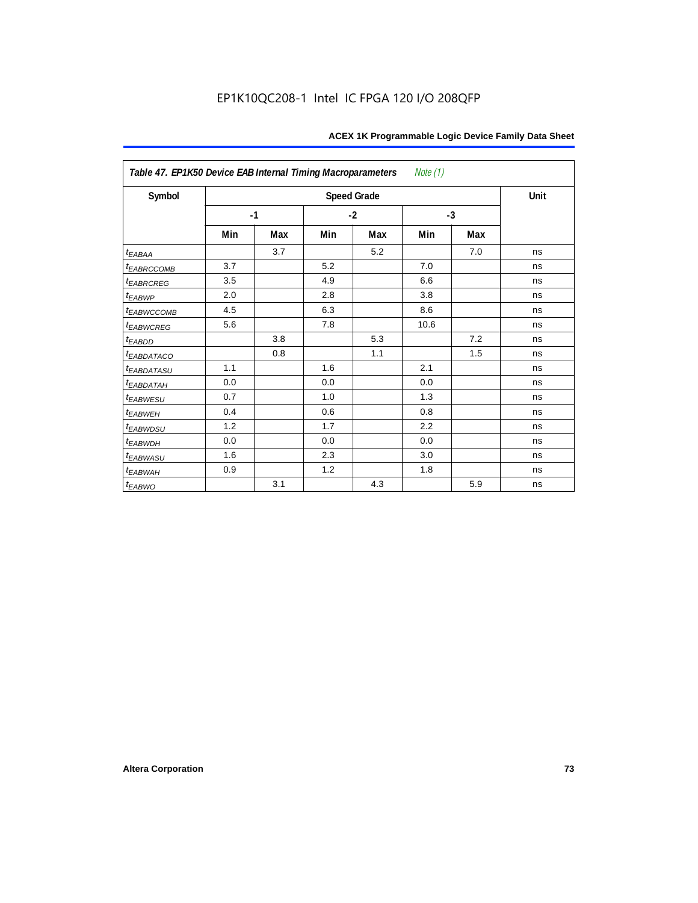EP1K10QC208-1 Intel IC FPGA 120 I/O 208QFP

| Table 47. EP1K50 Device EAB Internal Timing Macroparameters *Note (1)* | | | | | | | |
|---|---|---|---|---|---|---|---|
| Symbol | Speed Grade | | | | | | Unit |
| | -1 | | -2 | | -3 | | |
| | Min | Max | Min | Max | Min | Max | |
| $t_{EABAA}$ | | 3.7 | | 5.2 | | 7.0 | ns |
| $t_{EABRCCOMB}$ | 3.7 | | 5.2 | | 7.0 | | ns |
| $t_{EABRCREG}$ | 3.5 | | 4.9 | | 6.6 | | ns |
| $t_{EABWP}$ | 2.0 | | 2.8 | | 3.8 | | ns |
| $t_{EABWCCOMB}$ | 4.5 | | 6.3 | | 8.6 | | ns |
| $t_{EABWCREG}$ | 5.6 | | 7.8 | | 10.6 | | ns |
| $t_{EABDD}$ | | 3.8 | | 5.3 | | 7.2 | ns |
| $t_{EABDATACO}$ | | 0.8 | | 1.1 | | 1.5 | ns |
| $t_{EABDATASU}$ | 1.1 | | 1.6 | | 2.1 | | ns |
| $t_{EABDATAH}$ | 0.0 | | 0.0 | | 0.0 | | ns |
| $t_{EABWESU}$ | 0.7 | | 1.0 | | 1.3 | | ns |
| $t_{EABWEH}$ | 0.4 | | 0.6 | | 0.8 | | ns |
| $t_{EABWDSU}$ | 1.2 | | 1.7 | | 2.2 | | ns |
| $t_{EABWDH}$ | 0.0 | | 0.0 | | 0.0 | | ns |
| $t_{EABWASU}$ | 1.6 | | 2.3 | | 3.0 | | ns |
| $t_{EABWAH}$ | 0.9 | | 1.2 | | 1.8 | | ns |
| $t_{EABWO}$ | | 3.1 | | 4.3 | | 5.9 | ns |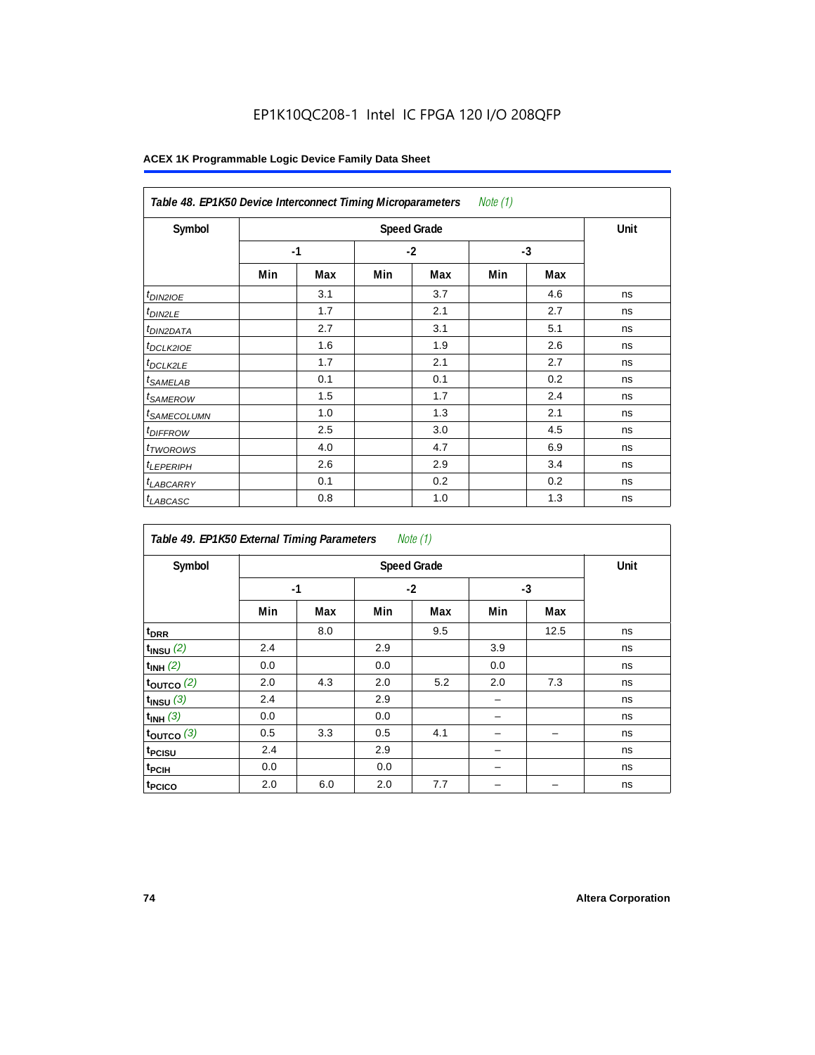EP1K10QC208-1 Intel IC FPGA 120 I/O 208QFP

**ACEX 1K Programmable Logic Device Family Data Sheet**

| *Table 48. EP1K50 Device Interconnect Timing Microparameters* *Note (1)* | | | | | | | |
|---|---|---|---|---|---|---|---|
| **Symbol** | **Speed Grade** | | | | | | **Unit** |
| | **-1** | | **-2** | | **-3** | | |
| | **Min** | **Max** | **Min** | **Max** | **Min** | **Max** | |
| $t_{DIN2IOE}$ | | 3.1 | | 3.7 | | 4.6 | ns |
| $t_{DIN2LE}$ | | 1.7 | | 2.1 | | 2.7 | ns |
| $t_{DIN2DATA}$ | | 2.7 | | 3.1 | | 5.1 | ns |
| $t_{DCLK2IOE}$ | | 1.6 | | 1.9 | | 2.6 | ns |
| $t_{DCLK2LE}$ | | 1.7 | | 2.1 | | 2.7 | ns |
| $t_{SAMELAB}$ | | 0.1 | | 0.1 | | 0.2 | ns |
| $t_{SAMEROW}$ | | 1.5 | | 1.7 | | 2.4 | ns |
| $t_{SAMECOLUMN}$ | | 1.0 | | 1.3 | | 2.1 | ns |
| $t_{DIFFROW}$ | | 2.5 | | 3.0 | | 4.5 | ns |
| $t_{TWOROWS}$ | | 4.0 | | 4.7 | | 6.9 | ns |
| $t_{LEPERIPH}$ | | 2.6 | | 2.9 | | 3.4 | ns |
| $t_{LABCARRY}$ | | 0.1 | | 0.2 | | 0.2 | ns |
| $t_{LABCASC}$ | | 0.8 | | 1.0 | | 1.3 | ns |

| *Table 49. EP1K50 External Timing Parameters* *Note (1)* | | | | | | | |
|---|---|---|---|---|---|---|---|
| **Symbol** | **Speed Grade** | | | | | | **Unit** |
| | **-1** | | **-2** | | **-3** | | |
| | **Min** | **Max** | **Min** | **Max** | **Min** | **Max** | |
| $t_{DRR}$ | | 8.0 | | 9.5 | | 12.5 | ns |
| $t_{INSU}$ (2) | 2.4 | | 2.9 | | 3.9 | | ns |
| $t_{INH}$ (2) | 0.0 | | 0.0 | | 0.0 | | ns |
| $t_{OUTCO}$ (2) | 2.0 | 4.3 | 2.0 | 5.2 | 2.0 | 7.3 | ns |
| $t_{INSU}$ (3) | 2.4 | | 2.9 | | – | | ns |
| $t_{INH}$ (3) | 0.0 | | 0.0 | | – | | ns |
| $t_{OUTCO}$ (3) | 0.5 | 3.3 | 0.5 | 4.1 | – | – | ns |
| $t_{PCISU}$ | 2.4 | | 2.9 | | – | | ns |
| $t_{PCIH}$ | 0.0 | | 0.0 | | – | | ns |
| $t_{PCICO}$ | 2.0 | 6.0 | 2.0 | 7.7 | – | – | ns |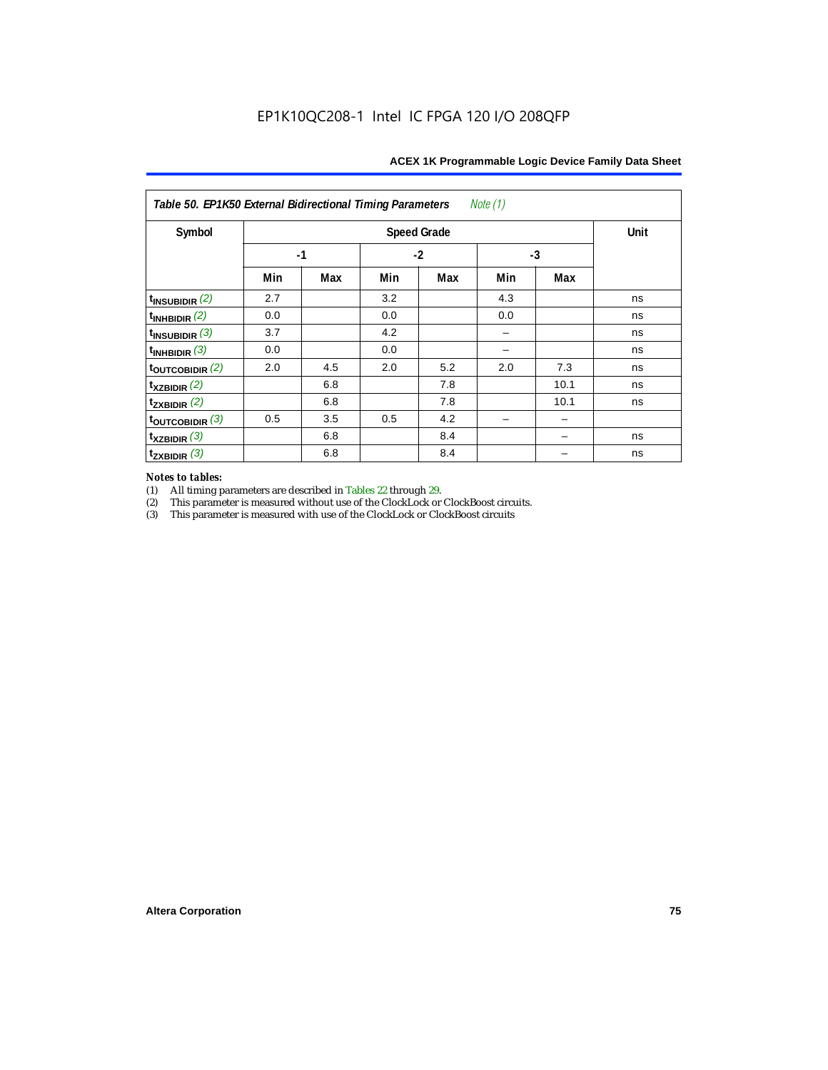EP1K10QC208-1 Intel IC FPGA 120 I/O 208QFP

| *Table 50. EP1K50 External Bidirectional Timing Parameters* *Note (1)* | | | | | | | |
|---|---|---|---|---|---|---|---|
| Symbol | Speed Grade | | | | | | Unit |
| | -1 | | -2 | | -3 | | |
| | Min | Max | Min | Max | Min | Max | |
| $t_{INSUBIDIR}$ *(2)* | 2.7 | | 3.2 | | 4.3 | | ns |
| $t_{INHBIDIR}$ *(2)* | 0.0 | | 0.0 | | 0.0 | | ns |
| $t_{INSUBIDIR}$ *(3)* | 3.7 | | 4.2 | | – | | ns |
| $t_{INHBIDIR}$ *(3)* | 0.0 | | 0.0 | | – | | ns |
| $t_{OUTCOBIDIR}$ *(2)* | 2.0 | 4.5 | 2.0 | 5.2 | 2.0 | 7.3 | ns |
| $t_{XZBIDIR}$ *(2)* | | 6.8 | | 7.8 | | 10.1 | ns |
| $t_{ZXBIDIR}$ *(2)* | | 6.8 | | 7.8 | | 10.1 | ns |
| $t_{OUTCOBIDIR}$ *(3)* | 0.5 | 3.5 | 0.5 | 4.2 | – | – | |
| $t_{XZBIDIR}$ *(3)* | | 6.8 | | 8.4 | | – | ns |
| $t_{ZXBIDIR}$ *(3)* | | 6.8 | | 8.4 | | – | ns |

***Notes to tables:***

(1) All timing parameters are described in Tables 22 through 29.
(2) This parameter is measured without use of the ClockLock or ClockBoost circuits.
(3) This parameter is measured with use of the ClockLock or ClockBoost circuits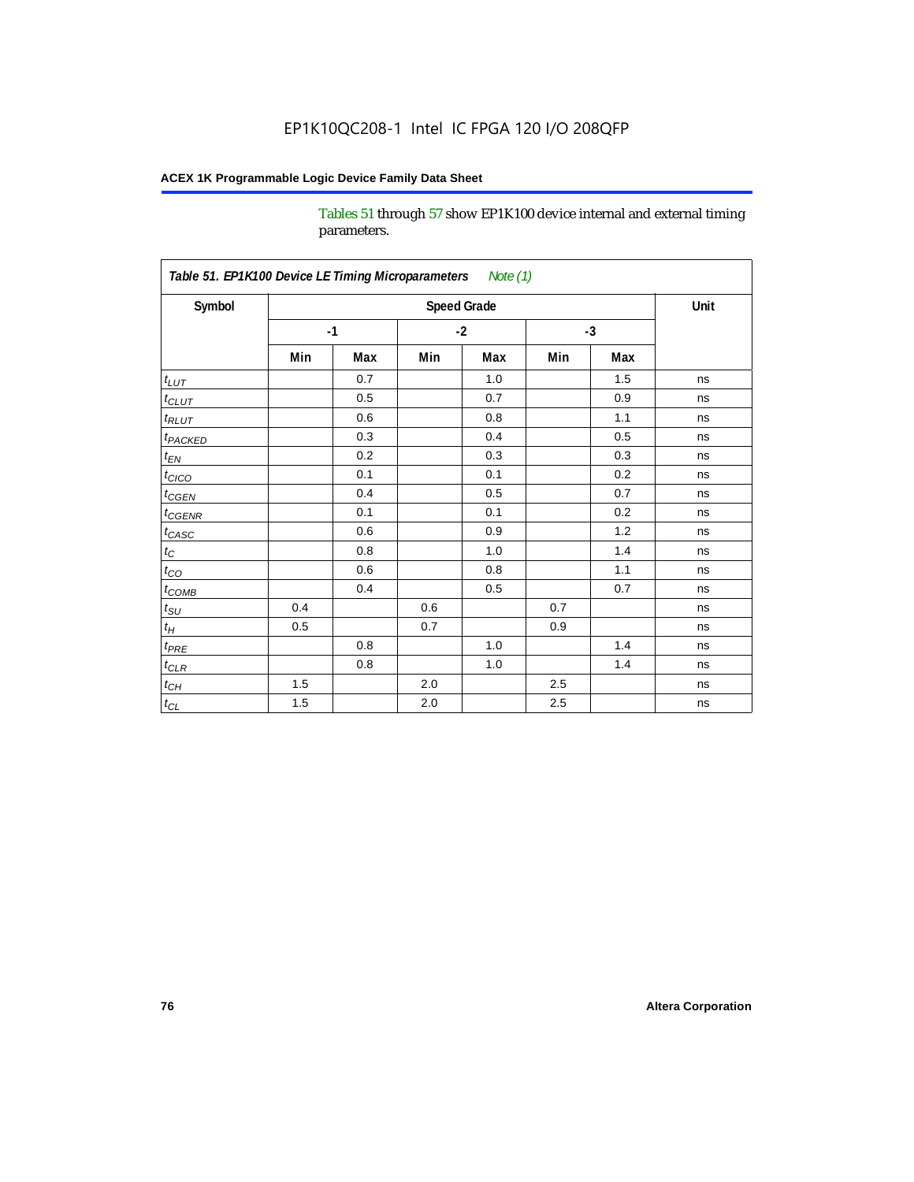Tables 51 through 57 show EP1K100 device internal and external timing parameters.

| Table 51. EP1K100 Device LE Timing Microparameters *Note (1)* | | | | | | | |
|---|---|---|---|---|---|---|---|
| Symbol | Speed Grade | | | | | | Unit |
| | -1 | | -2 | | -3 | | |
| | Min | Max | Min | Max | Min | Max | |
| $t_{LUT}$ | | 0.7 | | 1.0 | | 1.5 | ns |
| $t_{CLUT}$ | | 0.5 | | 0.7 | | 0.9 | ns |
| $t_{RLUT}$ | | 0.6 | | 0.8 | | 1.1 | ns |
| $t_{PACKED}$ | | 0.3 | | 0.4 | | 0.5 | ns |
| $t_{EN}$ | | 0.2 | | 0.3 | | 0.3 | ns |
| $t_{CICO}$ | | 0.1 | | 0.1 | | 0.2 | ns |
| $t_{CGEN}$ | | 0.4 | | 0.5 | | 0.7 | ns |
| $t_{CGENR}$ | | 0.1 | | 0.1 | | 0.2 | ns |
| $t_{CASC}$ | | 0.6 | | 0.9 | | 1.2 | ns |
| $t_{C}$ | | 0.8 | | 1.0 | | 1.4 | ns |
| $t_{CO}$ | | 0.6 | | 0.8 | | 1.1 | ns |
| $t_{COMB}$ | | 0.4 | | 0.5 | | 0.7 | ns |
| $t_{SU}$ | 0.4 | | 0.6 | | 0.7 | | ns |
| $t_{H}$ | 0.5 | | 0.7 | | 0.9 | | ns |
| $t_{PRE}$ | | 0.8 | | 1.0 | | 1.4 | ns |
| $t_{CLR}$ | | 0.8 | | 1.0 | | 1.4 | ns |
| $t_{CH}$ | 1.5 | | 2.0 | | 2.5 | | ns |
| $t_{CL}$ | 1.5 | | 2.0 | | 2.5 | | ns |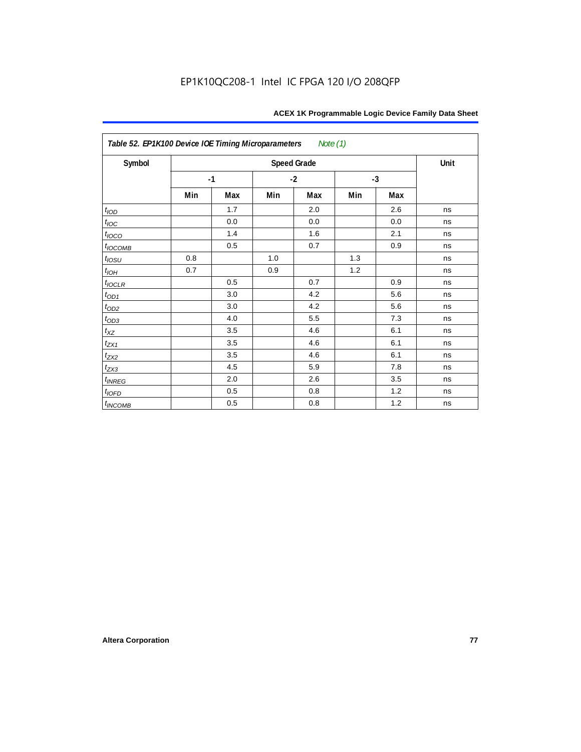**Table 52. EP1K100 Device IOE Timing Microparameters** *Note (1)*

| Symbol | Speed Grade | | | | | | Unit |
|---|---|---|---|---|---|---|---|
| | -1 | | -2 | | -3 | | |
| | Min | Max | Min | Max | Min | Max | |
| $t_{IOD}$ | | 1.7 | | 2.0 | | 2.6 | ns |
| $t_{IOC}$ | | 0.0 | | 0.0 | | 0.0 | ns |
| $t_{IOCO}$ | | 1.4 | | 1.6 | | 2.1 | ns |
| $t_{IOCOMB}$ | | 0.5 | | 0.7 | | 0.9 | ns |
| $t_{IOSU}$ | 0.8 | | 1.0 | | 1.3 | | ns |
| $t_{IOH}$ | 0.7 | | 0.9 | | 1.2 | | ns |
| $t_{IOCLR}$ | | 0.5 | | 0.7 | | 0.9 | ns |
| $t_{OD1}$ | | 3.0 | | 4.2 | | 5.6 | ns |
| $t_{OD2}$ | | 3.0 | | 4.2 | | 5.6 | ns |
| $t_{OD3}$ | | 4.0 | | 5.5 | | 7.3 | ns |
| $t_{XZ}$ | | 3.5 | | 4.6 | | 6.1 | ns |
| $t_{ZX1}$ | | 3.5 | | 4.6 | | 6.1 | ns |
| $t_{ZX2}$ | | 3.5 | | 4.6 | | 6.1 | ns |
| $t_{ZX3}$ | | 4.5 | | 5.9 | | 7.8 | ns |
| $t_{INREG}$ | | 2.0 | | 2.6 | | 3.5 | ns |
| $t_{IOFD}$ | | 0.5 | | 0.8 | | 1.2 | ns |
| $t_{INCOMB}$ | | 0.5 | | 0.8 | | 1.2 | ns |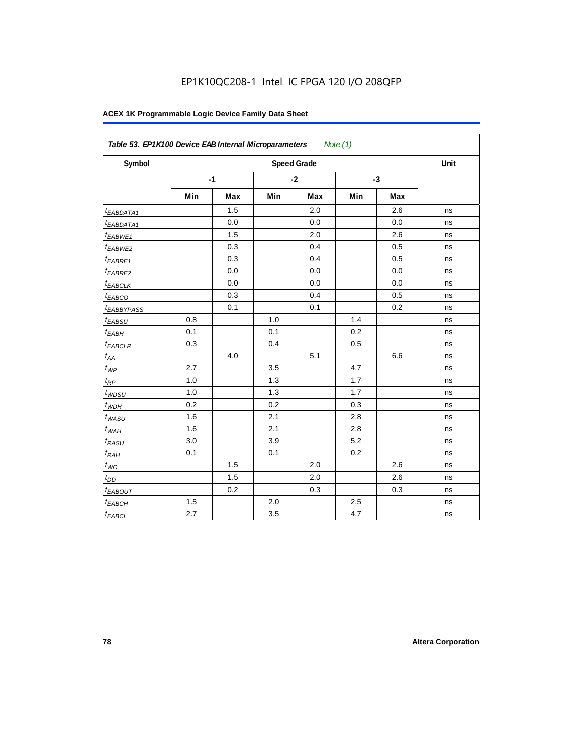Table 53. EP1K100 Device EAB Internal Microparameters *Note (1)*

| Symbol | Speed Grade | | | | | | Unit |
|---|---|---|---|---|---|---|---|
| | -1 | | -2 | | -3 | | |
| | Min | Max | Min | Max | Min | Max | |
| $t_{EABDATA1}$ | | 1.5 | | 2.0 | | 2.6 | ns |
| $t_{EABDATA1}$ | | 0.0 | | 0.0 | | 0.0 | ns |
| $t_{EABWE1}$ | | 1.5 | | 2.0 | | 2.6 | ns |
| $t_{EABWE2}$ | | 0.3 | | 0.4 | | 0.5 | ns |
| $t_{EABRE1}$ | | 0.3 | | 0.4 | | 0.5 | ns |
| $t_{EABRE2}$ | | 0.0 | | 0.0 | | 0.0 | ns |
| $t_{EABCLK}$ | | 0.0 | | 0.0 | | 0.0 | ns |
| $t_{EABCO}$ | | 0.3 | | 0.4 | | 0.5 | ns |
| $t_{EABBYPASS}$ | | 0.1 | | 0.1 | | 0.2 | ns |
| $t_{EABSU}$ | 0.8 | | 1.0 | | 1.4 | | ns |
| $t_{EABH}$ | 0.1 | | 0.1 | | 0.2 | | ns |
| $t_{EABCLR}$ | 0.3 | | 0.4 | | 0.5 | | ns |
| $t_{AA}$ | | 4.0 | | 5.1 | | 6.6 | ns |
| $t_{WP}$ | 2.7 | | 3.5 | | 4.7 | | ns |
| $t_{RP}$ | 1.0 | | 1.3 | | 1.7 | | ns |
| $t_{WDSU}$ | 1.0 | | 1.3 | | 1.7 | | ns |
| $t_{WDH}$ | 0.2 | | 0.2 | | 0.3 | | ns |
| $t_{WASU}$ | 1.6 | | 2.1 | | 2.8 | | ns |
| $t_{WAH}$ | 1.6 | | 2.1 | | 2.8 | | ns |
| $t_{RASU}$ | 3.0 | | 3.9 | | 5.2 | | ns |
| $t_{RAH}$ | 0.1 | | 0.1 | | 0.2 | | ns |
| $t_{WO}$ | | 1.5 | | 2.0 | | 2.6 | ns |
| $t_{DD}$ | | 1.5 | | 2.0 | | 2.6 | ns |
| $t_{EABOUT}$ | | 0.2 | | 0.3 | | 0.3 | ns |
| $t_{EABCH}$ | 1.5 | | 2.0 | | 2.5 | | ns |
| $t_{EABCL}$ | 2.7 | | 3.5 | | 4.7 | | ns |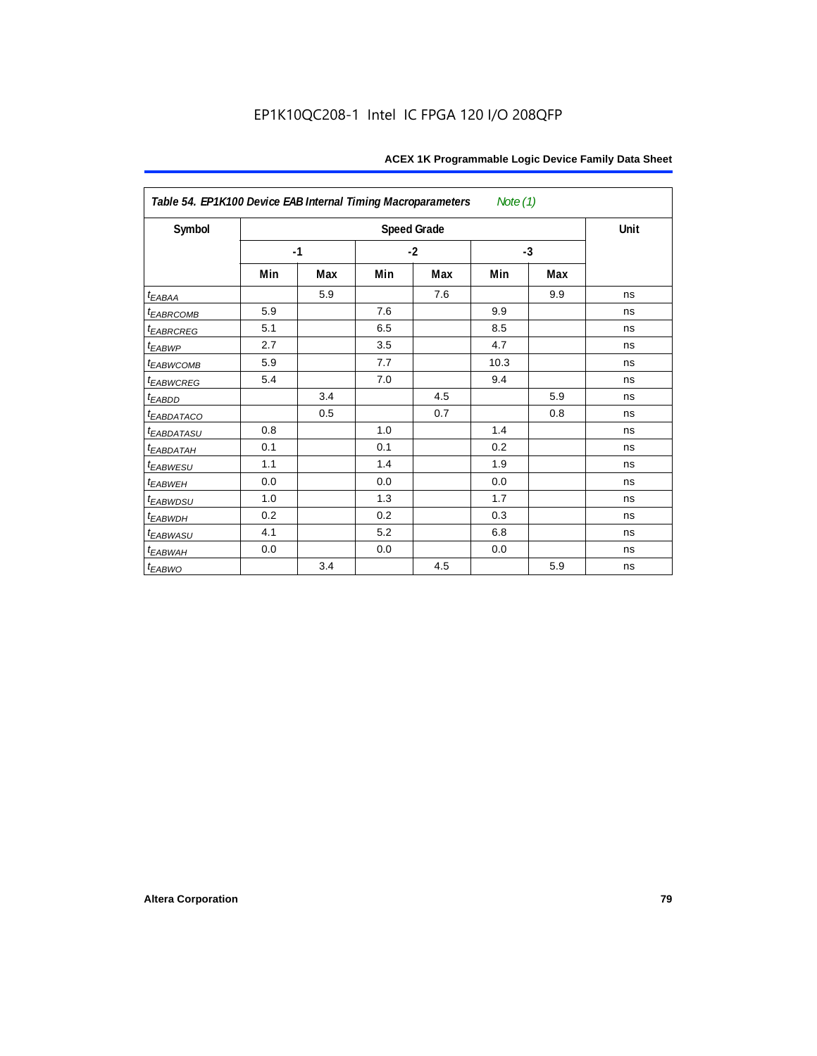| *Table 54. EP1K100 Device EAB Internal Timing Macroparameters Note (1)* | | | | | | | |
|---|---|---|---|---|---|---|---|
| **Symbol** | **Speed Grade** | | | | | | **Unit** |
| | **-1** | | **-2** | | **-3** | | |
| | **Min** | **Max** | **Min** | **Max** | **Min** | **Max** | |
| $t_{EABAA}$ | | 5.9 | | 7.6 | | 9.9 | ns |
| $t_{EABRCOMB}$ | 5.9 | | 7.6 | | 9.9 | | ns |
| $t_{EABRCREG}$ | 5.1 | | 6.5 | | 8.5 | | ns |
| $t_{EABWP}$ | 2.7 | | 3.5 | | 4.7 | | ns |
| $t_{EABWCOMB}$ | 5.9 | | 7.7 | | 10.3 | | ns |
| $t_{EABWCREG}$ | 5.4 | | 7.0 | | 9.4 | | ns |
| $t_{EABDD}$ | | 3.4 | | 4.5 | | 5.9 | ns |
| $t_{EABDATACO}$ | | 0.5 | | 0.7 | | 0.8 | ns |
| $t_{EABDATASU}$ | 0.8 | | 1.0 | | 1.4 | | ns |
| $t_{EABDATAH}$ | 0.1 | | 0.1 | | 0.2 | | ns |
| $t_{EABWESU}$ | 1.1 | | 1.4 | | 1.9 | | ns |
| $t_{EABWEH}$ | 0.0 | | 0.0 | | 0.0 | | ns |
| $t_{EABWDSU}$ | 1.0 | | 1.3 | | 1.7 | | ns |
| $t_{EABWDH}$ | 0.2 | | 0.2 | | 0.3 | | ns |
| $t_{EABWASU}$ | 4.1 | | 5.2 | | 6.8 | | ns |
| $t_{EABWAH}$ | 0.0 | | 0.0 | | 0.0 | | ns |
| $t_{EABWO}$ | | 3.4 | | 4.5 | | 5.9 | ns |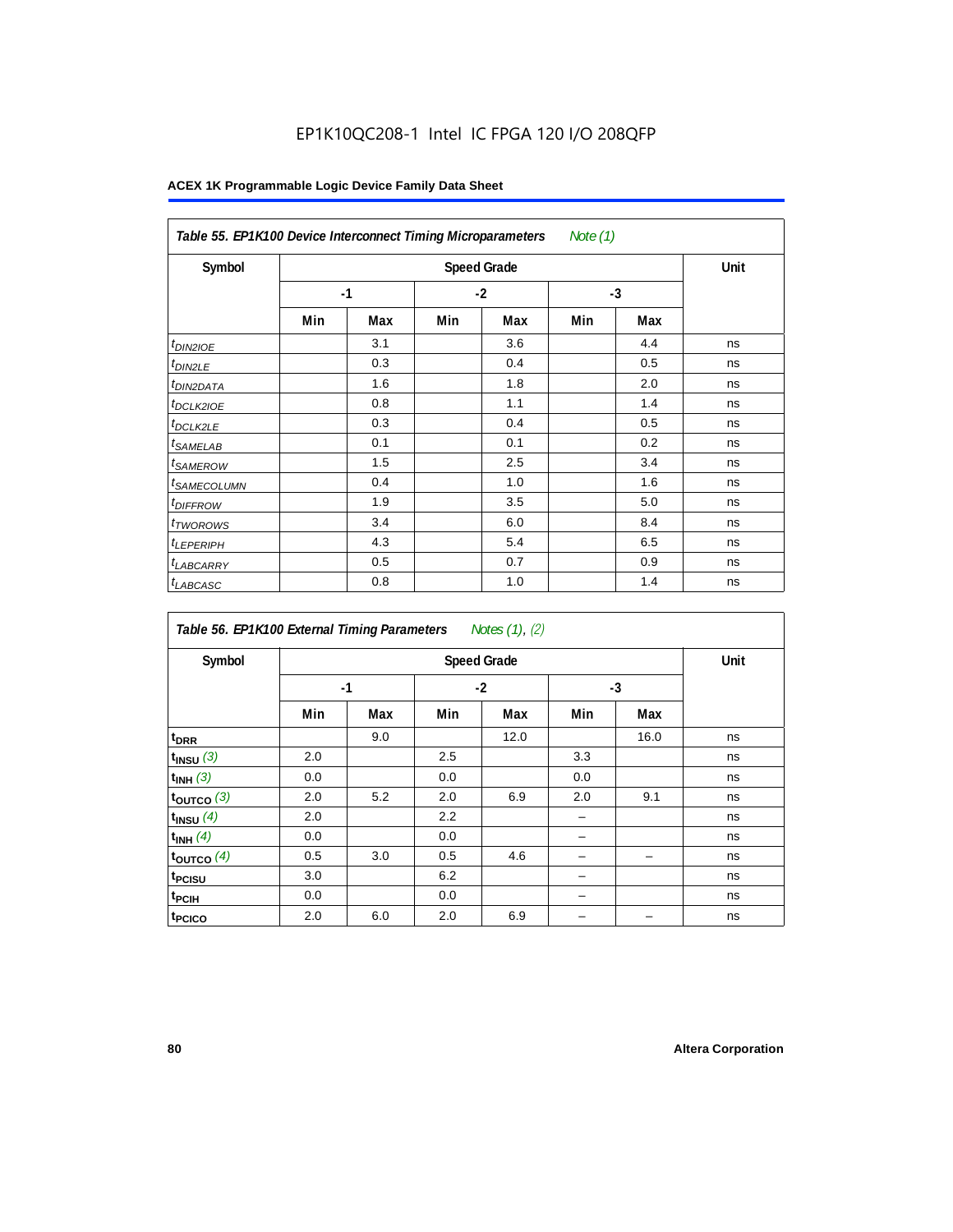EP1K10QC208-1 Intel IC FPGA 120 I/O 208QFP

**ACEX 1K Programmable Logic Device Family Data Sheet**

| *Table 55. EP1K100 Device Interconnect Timing Microparameters* *Note (1)* | | | | | | | |
|---|---|---|---|---|---|---|---|
| Symbol | Speed Grade | | | | | | Unit |
| | -1 | | -2 | | -3 | | |
| | Min | Max | Min | Max | Min | Max | |
| $t_{DIN2IOE}$ | | 3.1 | | 3.6 | | 4.4 | ns |
| $t_{DIN2LE}$ | | 0.3 | | 0.4 | | 0.5 | ns |
| $t_{DIN2DATA}$ | | 1.6 | | 1.8 | | 2.0 | ns |
| $t_{DCLK2IOE}$ | | 0.8 | | 1.1 | | 1.4 | ns |
| $t_{DCLK2LE}$ | | 0.3 | | 0.4 | | 0.5 | ns |
| $t_{SAMELAB}$ | | 0.1 | | 0.1 | | 0.2 | ns |
| $t_{SAMEROW}$ | | 1.5 | | 2.5 | | 3.4 | ns |
| $t_{SAMECOLUMN}$ | | 0.4 | | 1.0 | | 1.6 | ns |
| $t_{DIFFROW}$ | | 1.9 | | 3.5 | | 5.0 | ns |
| $t_{TWOROWS}$ | | 3.4 | | 6.0 | | 8.4 | ns |
| $t_{LEPERIPH}$ | | 4.3 | | 5.4 | | 6.5 | ns |
| $t_{LABCARRY}$ | | 0.5 | | 0.7 | | 0.9 | ns |
| $t_{LABCASC}$ | | 0.8 | | 1.0 | | 1.4 | ns |

| *Table 56. EP1K100 External Timing Parameters* *Notes (1), (2)* | | | | | | | |
|---|---|---|---|---|---|---|---|
| Symbol | Speed Grade | | | | | | Unit |
| | -1 | | -2 | | -3 | | |
| | Min | Max | Min | Max | Min | Max | |
| $t_{DRR}$ | | 9.0 | | 12.0 | | 16.0 | ns |
| $t_{INSU}$ *(3)* | 2.0 | | 2.5 | | 3.3 | | ns |
| $t_{INH}$ *(3)* | 0.0 | | 0.0 | | 0.0 | | ns |
| $t_{OUTCO}$ *(3)* | 2.0 | 5.2 | 2.0 | 6.9 | 2.0 | 9.1 | ns |
| $t_{INSU}$ *(4)* | 2.0 | | 2.2 | | – | | ns |
| $t_{INH}$ *(4)* | 0.0 | | 0.0 | | – | | ns |
| $t_{OUTCO}$ *(4)* | 0.5 | 3.0 | 0.5 | 4.6 | – | – | ns |
| $t_{PCISU}$ | 3.0 | | 6.2 | | – | | ns |
| $t_{PCIH}$ | 0.0 | | 0.0 | | – | | ns |
| $t_{PCICO}$ | 2.0 | 6.0 | 2.0 | 6.9 | – | – | ns |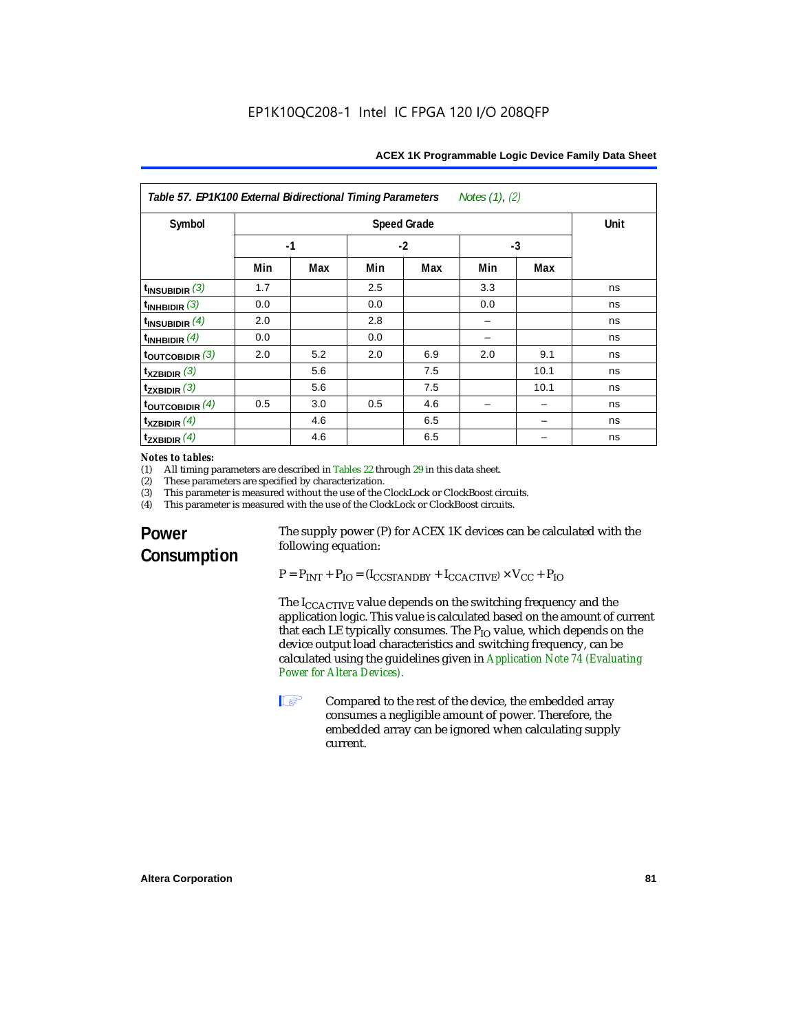| Table 57. EP1K100 External Bidirectional Timing Parameters *Notes (1), (2)* | | | | | | | |
|---|---|---|---|---|---|---|---|
| Symbol | Speed Grade | | | | | | Unit |
| | -1 | | -2 | | -3 | | |
| | Min | Max | Min | Max | Min | Max | |
| $t_{INSUBIDIR}$ *(3)* | 1.7 | | 2.5 | | 3.3 | | ns |
| $t_{INHBIDIR}$ *(3)* | 0.0 | | 0.0 | | 0.0 | | ns |
| $t_{INSUBIDIR}$ *(4)* | 2.0 | | 2.8 | | – | | ns |
| $t_{INHBIDIR}$ *(4)* | 0.0 | | 0.0 | | – | | ns |
| $t_{OUTCOBIDIR}$ *(3)* | 2.0 | 5.2 | 2.0 | 6.9 | 2.0 | 9.1 | ns |
| $t_{XZBIDIR}$ *(3)* | | 5.6 | | 7.5 | | 10.1 | ns |
| $t_{ZXBIDIR}$ *(3)* | | 5.6 | | 7.5 | | 10.1 | ns |
| $t_{OUTCOBIDIR}$ *(4)* | 0.5 | 3.0 | 0.5 | 4.6 | – | – | ns |
| $t_{XZBIDIR}$ *(4)* | | 4.6 | | 6.5 | | – | ns |
| $t_{ZXBIDIR}$ *(4)* | | 4.6 | | 6.5 | | – | ns |

*Notes to tables:*

(1) All timing parameters are described in Tables 22 through 29 in this data sheet.

(2) These parameters are specified by characterization.

(3) This parameter is measured without the use of the ClockLock or ClockBoost circuits.

(4) This parameter is measured with the use of the ClockLock or ClockBoost circuits.

## Power Consumption

The supply power (P) for ACEX 1K devices can be calculated with the following equation:

$$P = P_{INT} + P_{IO} = (I_{CCSTANDBY} + I_{CCACTIVE}) \times V_{CC} + P_{IO}$$

The $I_{CCACTIVE}$ value depends on the switching frequency and the application logic. This value is calculated based on the amount of current that each LE typically consumes. The $P_{IO}$ value, which depends on the device output load characteristics and switching frequency, can be calculated using the guidelines given in Application Note 74 (Evaluating Power for Altera Devices).

Compared to the rest of the device, the embedded array consumes a negligible amount of power. Therefore, the embedded array can be ignored when calculating supply current.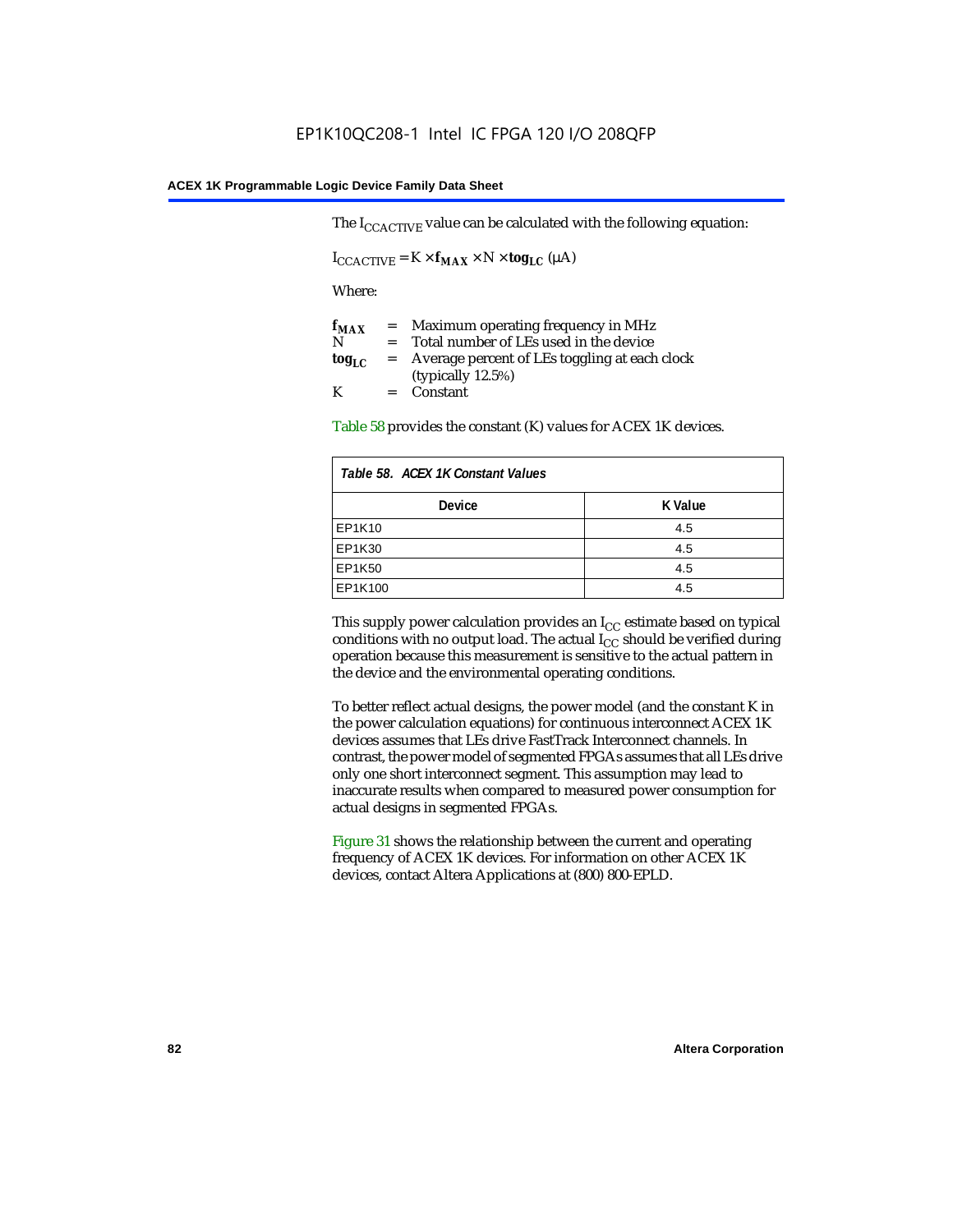The $I_{CCACTIVE}$ value can be calculated with the following equation:

$$I_{CCACTIVE} = K \times \mathbf{f_{MAX}} \times N \times \mathbf{tog_{LC}} \; (\mu A)$$

Where:

$\mathbf{f_{MAX}}$ = Maximum operating frequency in MHz
N = Total number of LEs used in the device
$\mathbf{tog_{LC}}$ = Average percent of LEs toggling at each clock (typically 12.5%)
K = Constant

Table 58 provides the constant (K) values for ACEX 1K devices.

*Table 58. ACEX 1K Constant Values*

| Device | K Value |
|---|---|
| EP1K10 | 4.5 |
| EP1K30 | 4.5 |
| EP1K50 | 4.5 |
| EP1K100 | 4.5 |

This supply power calculation provides an $I_{CC}$ estimate based on typical conditions with no output load. The actual $I_{CC}$ should be verified during operation because this measurement is sensitive to the actual pattern in the device and the environmental operating conditions.

To better reflect actual designs, the power model (and the constant K in the power calculation equations) for continuous interconnect ACEX 1K devices assumes that LEs drive FastTrack Interconnect channels. In contrast, the power model of segmented FPGAs assumes that all LEs drive only one short interconnect segment. This assumption may lead to inaccurate results when compared to measured power consumption for actual designs in segmented FPGAs.

Figure 31 shows the relationship between the current and operating frequency of ACEX 1K devices. For information on other ACEX 1K devices, contact Altera Applications at (800) 800-EPLD.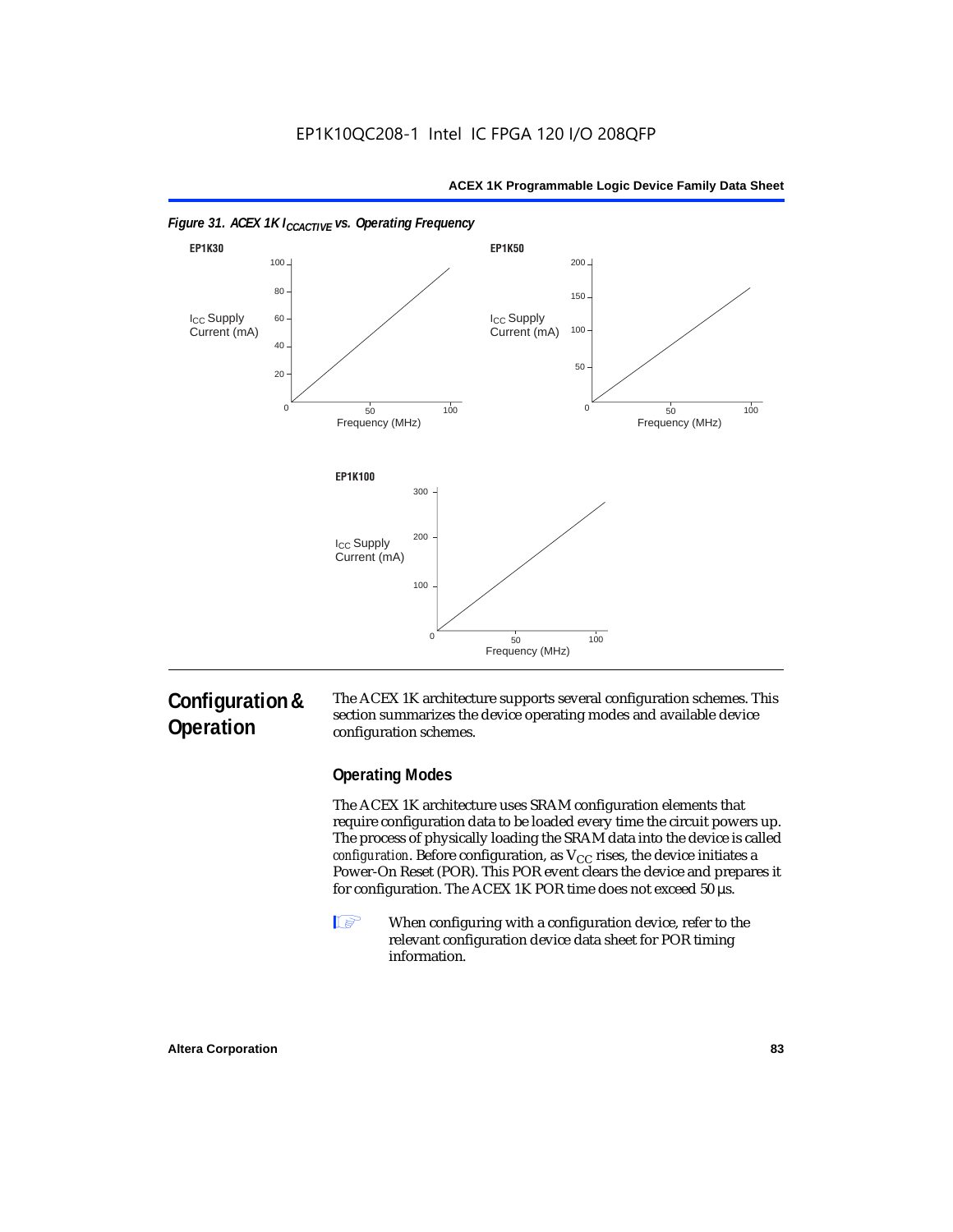*Figure 31. ACEX 1K $I_{CCACTIVE}$ vs. Operating Frequency*

EP1K30

$I_{CC}$ Supply Current (mA)

Frequency (MHz)

EP1K50

$I_{CC}$ Supply Current (mA)

Frequency (MHz)

EP1K100

$I_{CC}$ Supply Current (mA)

Frequency (MHz)

## Configuration & Operation

The ACEX 1K architecture supports several configuration schemes. This section summarizes the device operating modes and available device configuration schemes.

### Operating Modes

The ACEX 1K architecture uses SRAM configuration elements that require configuration data to be loaded every time the circuit powers up. The process of physically loading the SRAM data into the device is called *configuration*. Before configuration, as $V_{CC}$ rises, the device initiates a Power-On Reset (POR). This POR event clears the device and prepares it for configuration. The ACEX 1K POR time does not exceed 50 µs.

When configuring with a configuration device, refer to the relevant configuration device data sheet for POR timing information.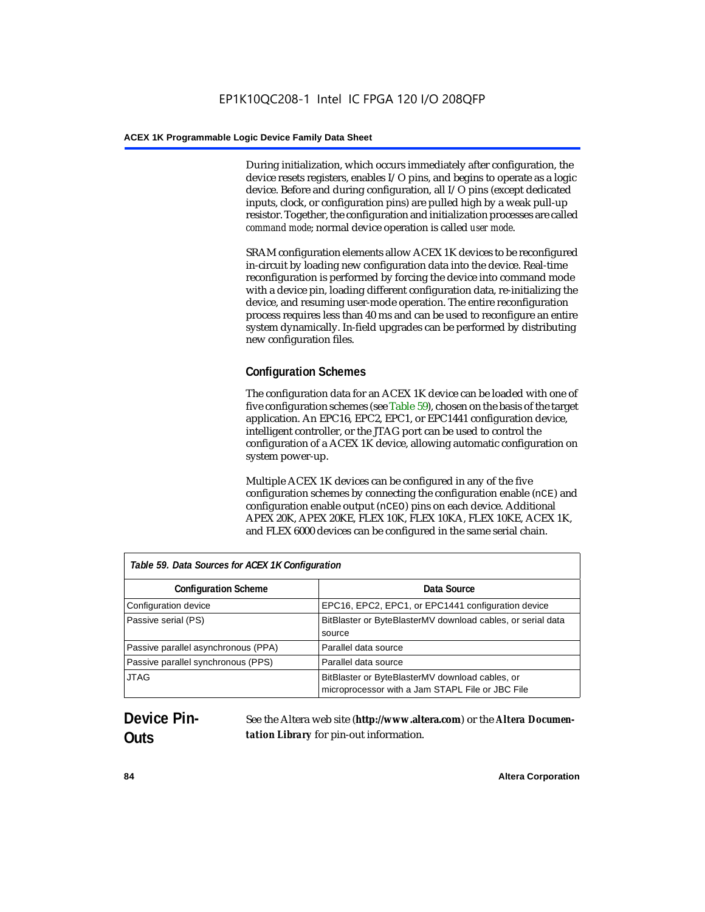During initialization, which occurs immediately after configuration, the device resets registers, enables I/O pins, and begins to operate as a logic device. Before and during configuration, all I/O pins (except dedicated inputs, clock, or configuration pins) are pulled high by a weak pull-up resistor. Together, the configuration and initialization processes are called *command mode*; normal device operation is called *user mode*.

SRAM configuration elements allow ACEX 1K devices to be reconfigured in-circuit by loading new configuration data into the device. Real-time reconfiguration is performed by forcing the device into command mode with a device pin, loading different configuration data, re-initializing the device, and resuming user-mode operation. The entire reconfiguration process requires less than 40 ms and can be used to reconfigure an entire system dynamically. In-field upgrades can be performed by distributing new configuration files.

### Configuration Schemes

The configuration data for an ACEX 1K device can be loaded with one of five configuration schemes (see Table 59), chosen on the basis of the target application. An EPC16, EPC2, EPC1, or EPC1441 configuration device, intelligent controller, or the JTAG port can be used to control the configuration of a ACEX 1K device, allowing automatic configuration on system power-up.

Multiple ACEX 1K devices can be configured in any of the five configuration schemes by connecting the configuration enable (`nCE`) and configuration enable output (`nCEO`) pins on each device. Additional APEX 20K, APEX 20KE, FLEX 10K, FLEX 10KA, FLEX 10KE, ACEX 1K, and FLEX 6000 devices can be configured in the same serial chain.

*Table 59. Data Sources for ACEX 1K Configuration*

| Configuration Scheme | Data Source |
| --- | --- |
| Configuration device | EPC16, EPC2, EPC1, or EPC1441 configuration device |
| Passive serial (PS) | BitBlaster or ByteBlasterMV download cables, or serial data source |
| Passive parallel asynchronous (PPA) | Parallel data source |
| Passive parallel synchronous (PPS) | Parallel data source |
| JTAG | BitBlaster or ByteBlasterMV download cables, or microprocessor with a Jam STAPL File or JBC File |

## Device Pin-Outs

See the Altera web site (**http://www.altera.com**) or the ***Altera Documentation Library*** for pin-out information.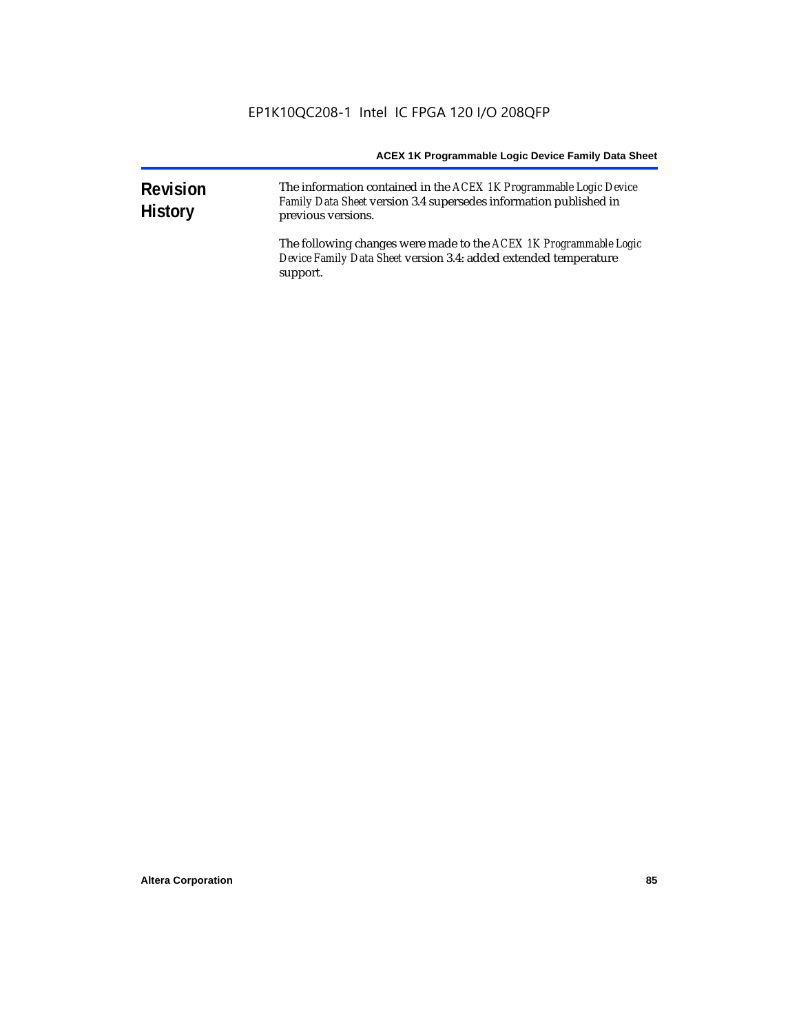# Revision History

The information contained in the *ACEX 1K Programmable Logic Device Family Data Sheet* version 3.4 supersedes information published in previous versions.

The following changes were made to the *ACEX 1K Programmable Logic Device Family Data Sheet* version 3.4: added extended temperature support.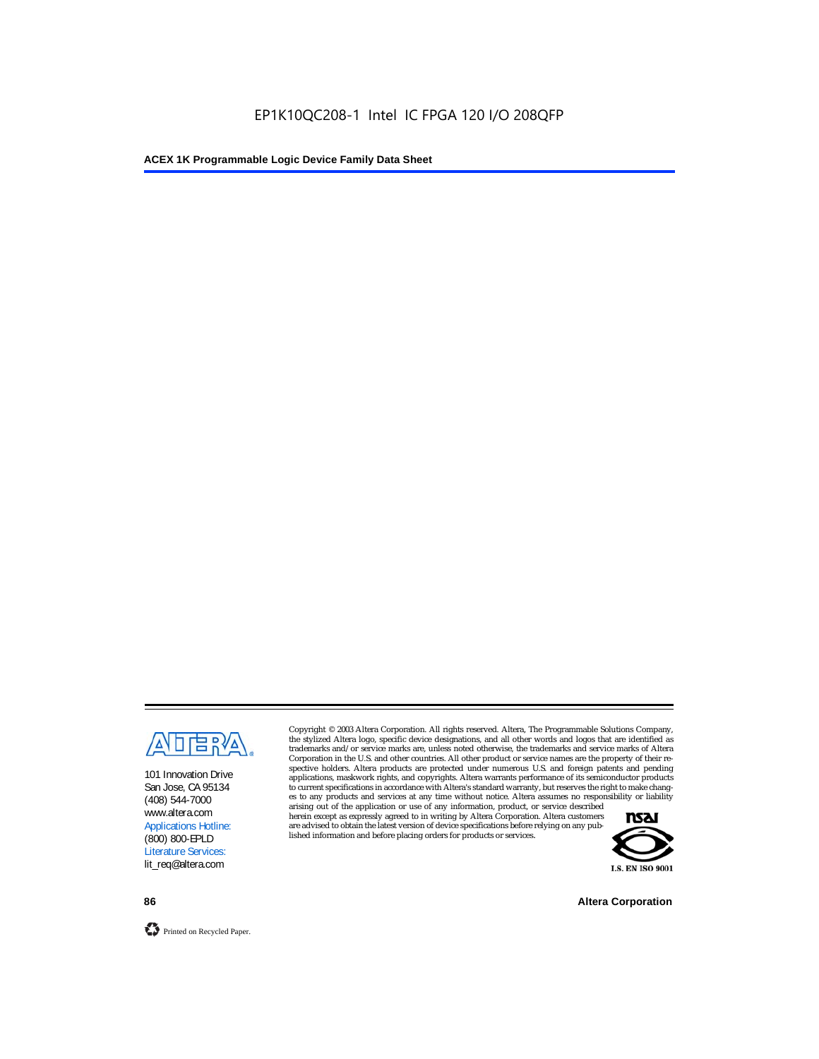101 Innovation Drive
San Jose, CA 95134
(408) 544-7000
www.altera.com
Applications Hotline:
(800) 800-EPLD
Literature Services:
lit_req@altera.com

Copyright © 2003 Altera Corporation. All rights reserved. Altera, The Programmable Solutions Company, the stylized Altera logo, specific device designations, and all other words and logos that are identified as trademarks and/or service marks are, unless noted otherwise, the trademarks and service marks of Altera Corporation in the U.S. and other countries. All other product or service names are the property of their respective holders. Altera products are protected under numerous U.S. and foreign patents and pending applications, maskwork rights, and copyrights. Altera warrants performance of its semiconductor products to current specifications in accordance with Altera's standard warranty, but reserves the right to make changes to any products and services at any time without notice. Altera assumes no responsibility or liability arising out of the application or use of any information, product, or service described herein except as expressly agreed to in writing by Altera Corporation. Altera customers are advised to obtain the latest version of device specifications before relying on any published information and before placing orders for products or services.

I.S. EN ISO 9001

Printed on Recycled Paper.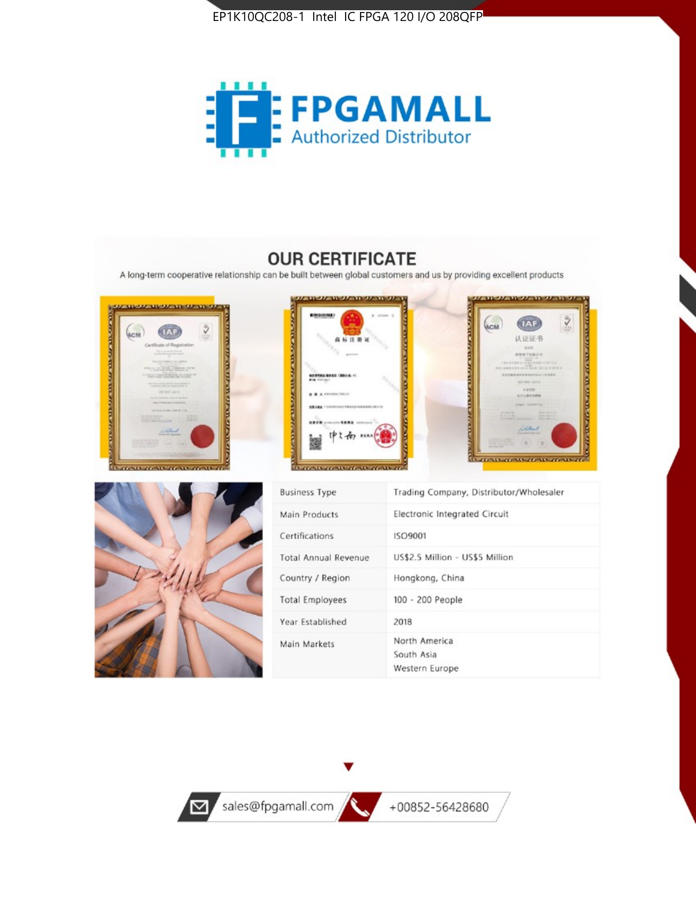# FPGAMALL

Authorized Distributor

## OUR CERTIFICATE

A long-term cooperative relationship can be built between global customers and us by providing excellent products

| | |
|---|---|
| Business Type | Trading Company, Distributor/Wholesaler |
| Main Products | Electronic Integrated Circuit |
| Certifications | ISO9001 |
| Total Annual Revenue | US$2.5 Million - US$5 Million |
| Country / Region | Hongkong, China |
| Total Employees | 100 - 200 People |
| Year Established | 2018 |
| Main Markets | North America<br>South Asia<br>Western Europe |

sales@fpgamall.com

+00852-56428680